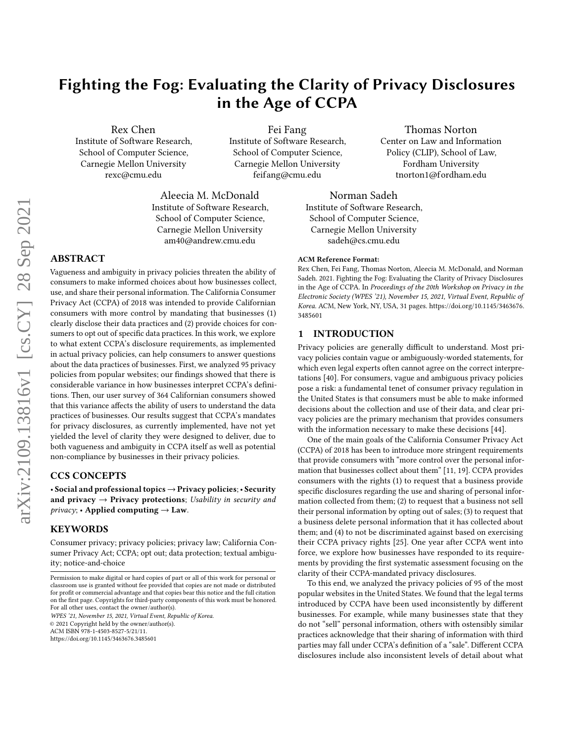# Fighting the Fog: Evaluating the Clarity of Privacy Disclosures in the Age of CCPA

Rex Chen
Institute of Software Research, School of Computer Science, Carnegie Mellon University
rexc@cmu.edu

Fei Fang
Institute of Software Research, School of Computer Science, Carnegie Mellon University
feifang@cmu.edu

Thomas Norton
Center on Law and Information Policy (CLIP), School of Law, Fordham University
tnorton1@fordham.edu

Aleecia M. McDonald
Institute of Software Research, School of Computer Science, Carnegie Mellon University
am40@andrew.cmu.edu

Norman Sadeh
Institute of Software Research, School of Computer Science, Carnegie Mellon University
sadeh@cs.cmu.edu

## ABSTRACT

Vagueness and ambiguity in privacy policies threaten the ability of consumers to make informed choices about how businesses collect, use, and share their personal information. The California Consumer Privacy Act (CCPA) of 2018 was intended to provide Californian consumers with more control by mandating that businesses (1) clearly disclose their data practices and (2) provide choices for consumers to opt out of specific data practices. In this work, we explore to what extent CCPA's disclosure requirements, as implemented in actual privacy policies, can help consumers to answer questions about the data practices of businesses. First, we analyzed 95 privacy policies from popular websites; our findings showed that there is considerable variance in how businesses interpret CCPA's definitions. Then, our user survey of 364 Californian consumers showed that this variance affects the ability of users to understand the data practices of businesses. Our results suggest that CCPA's mandates for privacy disclosures, as currently implemented, have not yet yielded the level of clarity they were designed to deliver, due to both vagueness and ambiguity in CCPA itself as well as potential non-compliance by businesses in their privacy policies.

## CCS CONCEPTS

• **Social and professional topics → Privacy policies**; • **Security and privacy → Privacy protections**; *Usability in security and privacy*; • **Applied computing → Law**.

## KEYWORDS

Consumer privacy; privacy policies; privacy law; California Consumer Privacy Act; CCPA; opt out; data protection; textual ambiguity; notice-and-choice

Permission to make digital or hard copies of part or all of this work for personal or classroom use is granted without fee provided that copies are not made or distributed for profit or commercial advantage and that copies bear this notice and the full citation on the first page. Copyrights for third-party components of this work must be honored. For all other uses, contact the owner/author(s).
*WPES '21, November 15, 2021, Virtual Event, Republic of Korea.*
© 2021 Copyright held by the owner/author(s).
ACM ISBN 978-1-4503-8527-5/21/11.
https://doi.org/10.1145/3463676.3485601

**ACM Reference Format:**
Rex Chen, Fei Fang, Thomas Norton, Aleecia M. McDonald, and Norman Sadeh. 2021. Fighting the Fog: Evaluating the Clarity of Privacy Disclosures in the Age of CCPA. In *Proceedings of the 20th Workshop on Privacy in the Electronic Society (WPES '21), November 15, 2021, Virtual Event, Republic of Korea.* ACM, New York, NY, USA, 31 pages. https://doi.org/10.1145/3463676.3485601

## 1 INTRODUCTION

Privacy policies are generally difficult to understand. Most privacy policies contain vague or ambiguously-worded statements, for which even legal experts often cannot agree on the correct interpretations [40]. For consumers, vague and ambiguous privacy policies pose a risk: a fundamental tenet of consumer privacy regulation in the United States is that consumers must be able to make informed decisions about the collection and use of their data, and clear privacy policies are the primary mechanism that provides consumers with the information necessary to make these decisions [44].

One of the main goals of the California Consumer Privacy Act (CCPA) of 2018 has been to introduce more stringent requirements that provide consumers with "more control over the personal information that businesses collect about them" [11, 19]. CCPA provides consumers with the rights (1) to request that a business provide specific disclosures regarding the use and sharing of personal information collected from them; (2) to request that a business not sell their personal information by opting out of sales; (3) to request that a business delete personal information that it has collected about them; and (4) to not be discriminated against based on exercising their CCPA privacy rights [25]. One year after CCPA went into force, we explore how businesses have responded to its requirements by providing the first systematic assessment focusing on the clarity of their CCPA-mandated privacy disclosures.

To this end, we analyzed the privacy policies of 95 of the most popular websites in the United States. We found that the legal terms introduced by CCPA have been used inconsistently by different businesses. For example, while many businesses state that they do not "sell" personal information, others with ostensibly similar practices acknowledge that their sharing of information with third parties may fall under CCPA's definition of a "sale". Different CCPA disclosures include also inconsistent levels of detail about what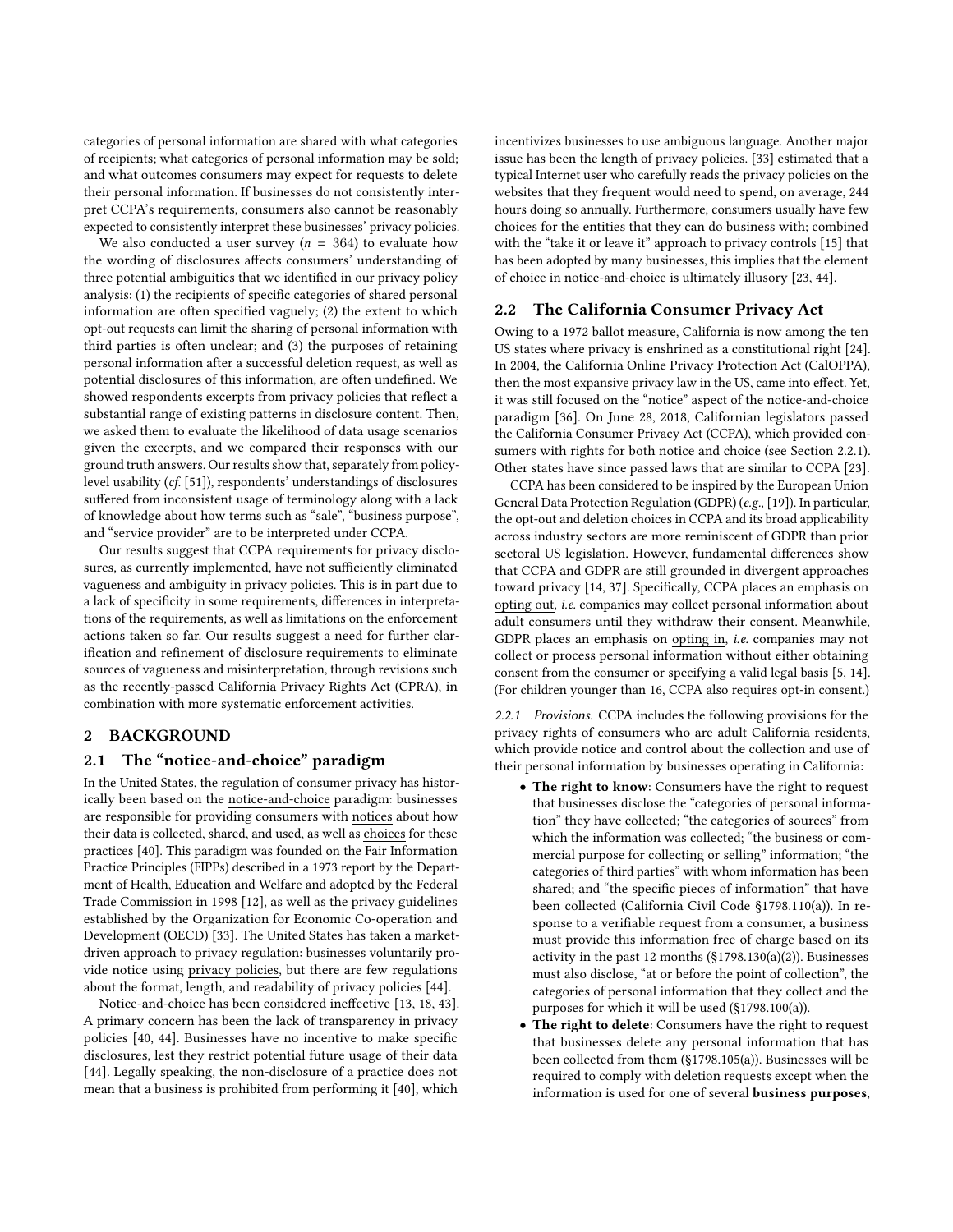categories of personal information are shared with what categories of recipients; what categories of personal information may be sold; and what outcomes consumers may expect for requests to delete their personal information. If businesses do not consistently interpret CCPA's requirements, consumers also cannot be reasonably expected to consistently interpret these businesses' privacy policies.

We also conducted a user survey ($n = 364$) to evaluate how the wording of disclosures affects consumers' understanding of three potential ambiguities that we identified in our privacy policy analysis: (1) the recipients of specific categories of shared personal information are often specified vaguely; (2) the extent to which opt-out requests can limit the sharing of personal information with third parties is often unclear; and (3) the purposes of retaining personal information after a successful deletion request, as well as potential disclosures of this information, are often undefined. We showed respondents excerpts from privacy policies that reflect a substantial range of existing patterns in disclosure content. Then, we asked them to evaluate the likelihood of data usage scenarios given the excerpts, and we compared their responses with our ground truth answers. Our results show that, separately from policy-level usability (*cf.* [51]), respondents' understandings of disclosures suffered from inconsistent usage of terminology along with a lack of knowledge about how terms such as "sale", "business purpose", and "service provider" are to be interpreted under CCPA.

Our results suggest that CCPA requirements for privacy disclosures, as currently implemented, have not sufficiently eliminated vagueness and ambiguity in privacy policies. This is in part due to a lack of specificity in some requirements, differences in interpretations of the requirements, as well as limitations on the enforcement actions taken so far. Our results suggest a need for further clarification and refinement of disclosure requirements to eliminate sources of vagueness and misinterpretation, through revisions such as the recently-passed California Privacy Rights Act (CPRA), in combination with more systematic enforcement activities.

## 2 BACKGROUND

### 2.1 The "notice-and-choice" paradigm

In the United States, the regulation of consumer privacy has historically been based on the notice-and-choice paradigm: businesses are responsible for providing consumers with notices about how their data is collected, shared, and used, as well as choices for these practices [40]. This paradigm was founded on the Fair Information Practice Principles (FIPPs) described in a 1973 report by the Department of Health, Education and Welfare and adopted by the Federal Trade Commission in 1998 [12], as well as the privacy guidelines established by the Organization for Economic Co-operation and Development (OECD) [33]. The United States has taken a market-driven approach to privacy regulation: businesses voluntarily provide notice using privacy policies, but there are few regulations about the format, length, and readability of privacy policies [44].

Notice-and-choice has been considered ineffective [13, 18, 43]. A primary concern has been the lack of transparency in privacy policies [40, 44]. Businesses have no incentive to make specific disclosures, lest they restrict potential future usage of their data [44]. Legally speaking, the non-disclosure of a practice does not mean that a business is prohibited from performing it [40], which incentivizes businesses to use ambiguous language. Another major issue has been the length of privacy policies. [33] estimated that a typical Internet user who carefully reads the privacy policies on the websites that they frequent would need to spend, on average, 244 hours doing so annually. Furthermore, consumers usually have few choices for the entities that they can do business with; combined with the "take it or leave it" approach to privacy controls [15] that has been adopted by many businesses, this implies that the element of choice in notice-and-choice is ultimately illusory [23, 44].

### 2.2 The California Consumer Privacy Act

Owing to a 1972 ballot measure, California is now among the ten US states where privacy is enshrined as a constitutional right [24]. In 2004, the California Online Privacy Protection Act (CalOPPA), then the most expansive privacy law in the US, came into effect. Yet, it was still focused on the "notice" aspect of the notice-and-choice paradigm [36]. On June 28, 2018, Californian legislators passed the California Consumer Privacy Act (CCPA), which provided consumers with rights for both notice and choice (see Section 2.2.1). Other states have since passed laws that are similar to CCPA [23].

CCPA has been considered to be inspired by the European Union General Data Protection Regulation (GDPR) (*e.g.*, [19]). In particular, the opt-out and deletion choices in CCPA and its broad applicability across industry sectors are more reminiscent of GDPR than prior sectoral US legislation. However, fundamental differences show that CCPA and GDPR are still grounded in divergent approaches toward privacy [14, 37]. Specifically, CCPA places an emphasis on opting out, *i.e.* companies may collect personal information about adult consumers until they withdraw their consent. Meanwhile, GDPR places an emphasis on opting in, *i.e.* companies may not collect or process personal information without either obtaining consent from the consumer or specifying a valid legal basis [5, 14]. (For children younger than 16, CCPA also requires opt-in consent.)

#### 2.2.1 Provisions.

CCPA includes the following provisions for the privacy rights of consumers who are adult California residents, which provide notice and control about the collection and use of their personal information by businesses operating in California:

- **The right to know**: Consumers have the right to request that businesses disclose the "categories of personal information" they have collected; "the categories of sources" from which the information was collected; "the business or commercial purpose for collecting or selling" information; "the categories of third parties" with whom information has been shared; and "the specific pieces of information" that have been collected (California Civil Code §1798.110(a)). In response to a verifiable request from a consumer, a business must provide this information free of charge based on its activity in the past 12 months (§1798.130(a)(2)). Businesses must also disclose, "at or before the point of collection", the categories of personal information that they collect and the purposes for which it will be used (§1798.100(a)).
- **The right to delete**: Consumers have the right to request that businesses delete any personal information that has been collected from them (§1798.105(a)). Businesses will be required to comply with deletion requests except when the information is used for one of several **business purposes**,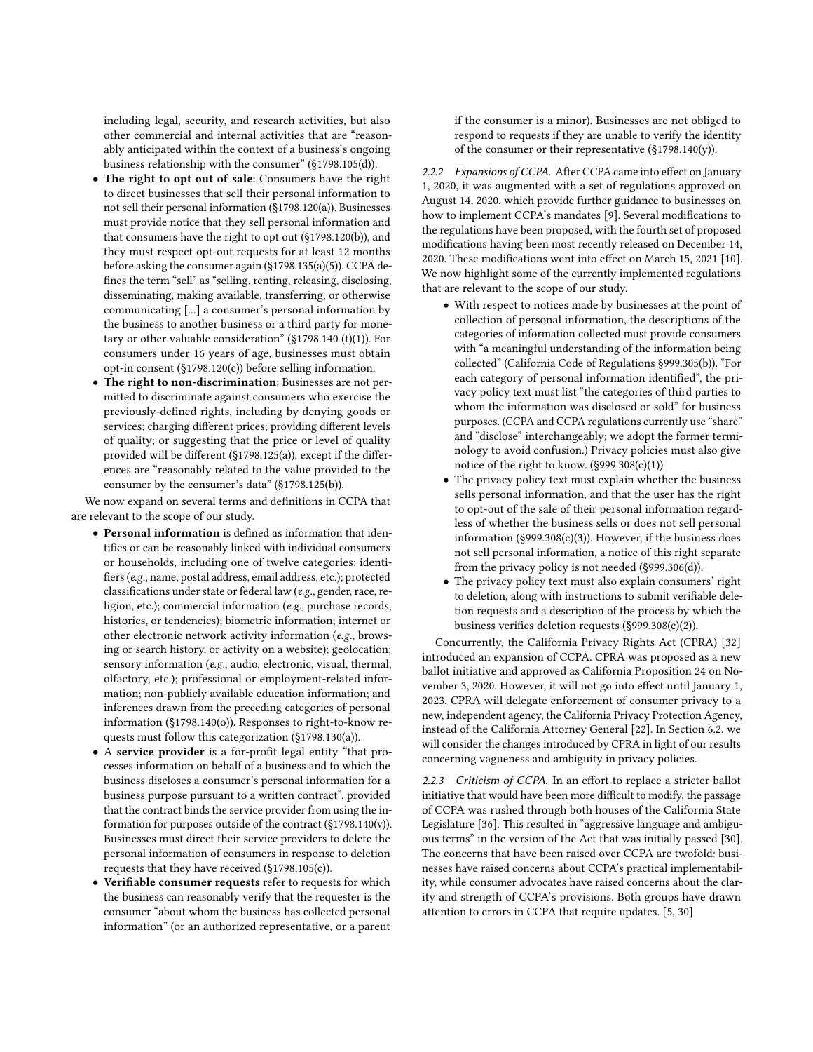including legal, security, and research activities, but also other commercial and internal activities that are "reasonably anticipated within the context of a business's ongoing business relationship with the consumer" (§1798.105(d)).

- **The right to opt out of sale**: Consumers have the right to direct businesses that sell their personal information to not sell their personal information (§1798.120(a)). Businesses must provide notice that they sell personal information and that consumers have the right to opt out (§1798.120(b)), and they must respect opt-out requests for at least 12 months before asking the consumer again (§1798.135(a)(5)). CCPA defines the term "sell" as "selling, renting, releasing, disclosing, disseminating, making available, transferring, or otherwise communicating [...] a consumer's personal information by the business to another business or a third party for monetary or other valuable consideration" (§1798.140 (t)(1)). For consumers under 16 years of age, businesses must obtain opt-in consent (§1798.120(c)) before selling information.
- **The right to non-discrimination**: Businesses are not permitted to discriminate against consumers who exercise the previously-defined rights, including by denying goods or services; charging different prices; providing different levels of quality; or suggesting that the price or level of quality provided will be different (§1798.125(a)), except if the differences are "reasonably related to the value provided to the consumer by the consumer's data" (§1798.125(b)).

We now expand on several terms and definitions in CCPA that are relevant to the scope of our study.

- **Personal information** is defined as information that identifies or can be reasonably linked with individual consumers or households, including one of twelve categories: identifiers (*e.g.*, name, postal address, email address, etc.); protected classifications under state or federal law (*e.g.*, gender, race, religion, etc.); commercial information (*e.g.*, purchase records, histories, or tendencies); biometric information; internet or other electronic network activity information (*e.g.*, browsing or search history, or activity on a website); geolocation; sensory information (*e.g.*, audio, electronic, visual, thermal, olfactory, etc.); professional or employment-related information; non-publicly available education information; and inferences drawn from the preceding categories of personal information (§1798.140(o)). Responses to right-to-know requests must follow this categorization (§1798.130(a)).
- A **service provider** is a for-profit legal entity "that processes information on behalf of a business and to which the business discloses a consumer's personal information for a business purpose pursuant to a written contract", provided that the contract binds the service provider from using the information for purposes outside of the contract (§1798.140(v)). Businesses must direct their service providers to delete the personal information of consumers in response to deletion requests that they have received (§1798.105(c)).
- **Verifiable consumer requests** refer to requests for which the business can reasonably verify that the requester is the consumer "about whom the business has collected personal information" (or an authorized representative, or a parent if the consumer is a minor). Businesses are not obliged to respond to requests if they are unable to verify the identity of the consumer or their representative (§1798.140(y)).

#### 2.2.2 Expansions of CCPA.

After CCPA came into effect on January 1, 2020, it was augmented with a set of regulations approved on August 14, 2020, which provide further guidance to businesses on how to implement CCPA's mandates [9]. Several modifications to the regulations have been proposed, with the fourth set of proposed modifications having been most recently released on December 14, 2020. These modifications went into effect on March 15, 2021 [10]. We now highlight some of the currently implemented regulations that are relevant to the scope of our study.

- With respect to notices made by businesses at the point of collection of personal information, the descriptions of the categories of information collected must provide consumers with "a meaningful understanding of the information being collected" (California Code of Regulations §999.305(b)). "For each category of personal information identified", the privacy policy text must list "the categories of third parties to whom the information was disclosed or sold" for business purposes. (CCPA and CCPA regulations currently use "share" and "disclose" interchangeably; we adopt the former terminology to avoid confusion.) Privacy policies must also give notice of the right to know. (§999.308(c)(1))
- The privacy policy text must explain whether the business sells personal information, and that the user has the right to opt-out of the sale of their personal information regardless of whether the business sells or does not sell personal information (§999.308(c)(3)). However, if the business does not sell personal information, a notice of this right separate from the privacy policy is not needed (§999.306(d)).
- The privacy policy text must also explain consumers' right to deletion, along with instructions to submit verifiable deletion requests and a description of the process by which the business verifies deletion requests (§999.308(c)(2)).

Concurrently, the California Privacy Rights Act (CPRA) [32] introduced an expansion of CCPA. CPRA was proposed as a new ballot initiative and approved as California Proposition 24 on November 3, 2020. However, it will not go into effect until January 1, 2023. CPRA will delegate enforcement of consumer privacy to a new, independent agency, the California Privacy Protection Agency, instead of the California Attorney General [22]. In Section 6.2, we will consider the changes introduced by CPRA in light of our results concerning vagueness and ambiguity in privacy policies.

#### 2.2.3 Criticism of CCPA.

In an effort to replace a stricter ballot initiative that would have been more difficult to modify, the passage of CCPA was rushed through both houses of the California State Legislature [36]. This resulted in "aggressive language and ambiguous terms" in the version of the Act that was initially passed [30]. The concerns that have been raised over CCPA are twofold: businesses have raised concerns about CCPA's practical implementability, while consumer advocates have raised concerns about the clarity and strength of CCPA's provisions. Both groups have drawn attention to errors in CCPA that require updates. [5, 30]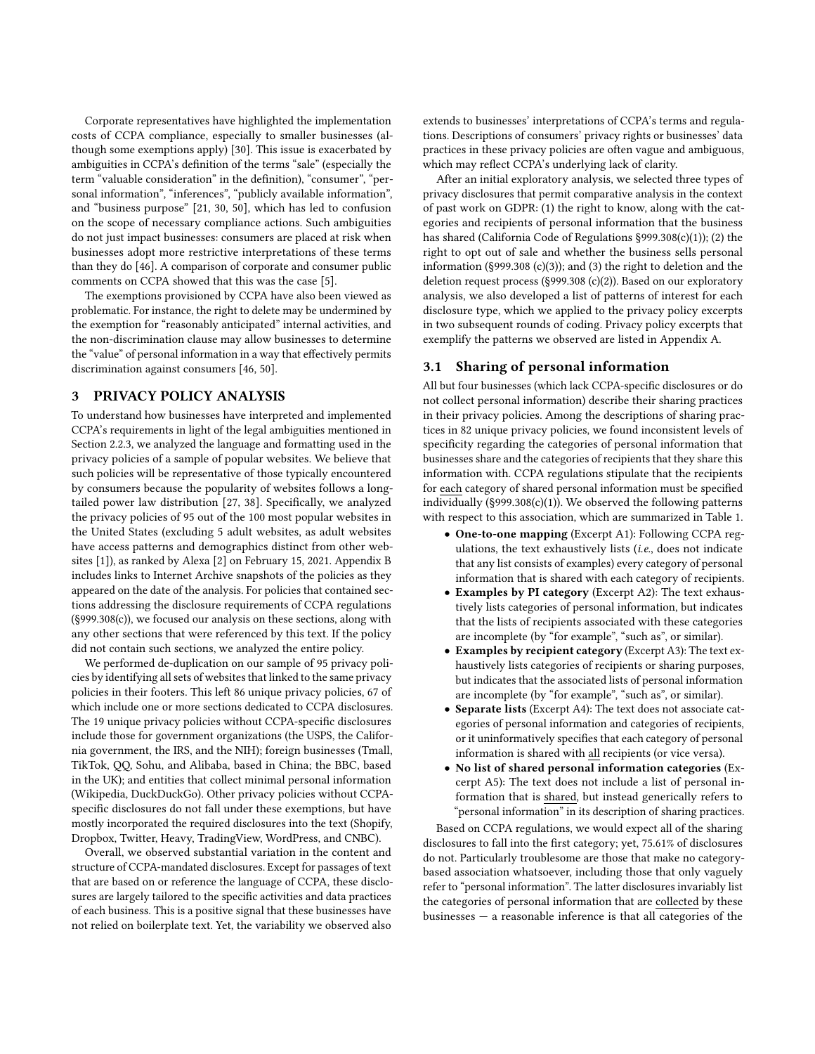Corporate representatives have highlighted the implementation costs of CCPA compliance, especially to smaller businesses (although some exemptions apply) [30]. This issue is exacerbated by ambiguities in CCPA's definition of the terms "sale" (especially the term "valuable consideration" in the definition), "consumer", "personal information", "inferences", "publicly available information", and "business purpose" [21, 30, 50], which has led to confusion on the scope of necessary compliance actions. Such ambiguities do not just impact businesses: consumers are placed at risk when businesses adopt more restrictive interpretations of these terms than they do [46]. A comparison of corporate and consumer public comments on CCPA showed that this was the case [5].

The exemptions provisioned by CCPA have also been viewed as problematic. For instance, the right to delete may be undermined by the exemption for "reasonably anticipated" internal activities, and the non-discrimination clause may allow businesses to determine the "value" of personal information in a way that effectively permits discrimination against consumers [46, 50].

## 3 PRIVACY POLICY ANALYSIS

To understand how businesses have interpreted and implemented CCPA's requirements in light of the legal ambiguities mentioned in Section 2.2.3, we analyzed the language and formatting used in the privacy policies of a sample of popular websites. We believe that such policies will be representative of those typically encountered by consumers because the popularity of websites follows a long-tailed power law distribution [27, 38]. Specifically, we analyzed the privacy policies of 95 out of the 100 most popular websites in the United States (excluding 5 adult websites, as adult websites have access patterns and demographics distinct from other websites [1]), as ranked by Alexa [2] on February 15, 2021. Appendix B includes links to Internet Archive snapshots of the policies as they appeared on the date of the analysis. For policies that contained sections addressing the disclosure requirements of CCPA regulations (§999.308(c)), we focused our analysis on these sections, along with any other sections that were referenced by this text. If the policy did not contain such sections, we analyzed the entire policy.

We performed de-duplication on our sample of 95 privacy policies by identifying all sets of websites that linked to the same privacy policies in their footers. This left 86 unique privacy policies, 67 of which include one or more sections dedicated to CCPA disclosures. The 19 unique privacy policies without CCPA-specific disclosures include those for government organizations (the USPS, the California government, the IRS, and the NIH); foreign businesses (Tmall, TikTok, QQ, Sohu, and Alibaba, based in China; the BBC, based in the UK); and entities that collect minimal personal information (Wikipedia, DuckDuckGo). Other privacy policies without CCPA-specific disclosures do not fall under these exemptions, but have mostly incorporated the required disclosures into the text (Shopify, Dropbox, Twitter, Heavy, TradingView, WordPress, and CNBC).

Overall, we observed substantial variation in the content and structure of CCPA-mandated disclosures. Except for passages of text that are based on or reference the language of CCPA, these disclosures are largely tailored to the specific activities and data practices of each business. This is a positive signal that these businesses have not relied on boilerplate text. Yet, the variability we observed also extends to businesses' interpretations of CCPA's terms and regulations. Descriptions of consumers' privacy rights or businesses' data practices in these privacy policies are often vague and ambiguous, which may reflect CCPA's underlying lack of clarity.

After an initial exploratory analysis, we selected three types of privacy disclosures that permit comparative analysis in the context of past work on GDPR: (1) the right to know, along with the categories and recipients of personal information that the business has shared (California Code of Regulations §999.308(c)(1)); (2) the right to opt out of sale and whether the business sells personal information (§999.308 (c)(3)); and (3) the right to deletion and the deletion request process (§999.308 (c)(2)). Based on our exploratory analysis, we also developed a list of patterns of interest for each disclosure type, which we applied to the privacy policy excerpts in two subsequent rounds of coding. Privacy policy excerpts that exemplify the patterns we observed are listed in Appendix A.

### 3.1 Sharing of personal information

All but four businesses (which lack CCPA-specific disclosures or do not collect personal information) describe their sharing practices in their privacy policies. Among the descriptions of sharing practices in 82 unique privacy policies, we found inconsistent levels of specificity regarding the categories of personal information that businesses share and the categories of recipients that they share this information with. CCPA regulations stipulate that the recipients for each category of shared personal information must be specified individually (§999.308(c)(1)). We observed the following patterns with respect to this association, which are summarized in Table 1.

- **One-to-one mapping** (Excerpt A1): Following CCPA regulations, the text exhaustively lists (*i.e.*, does not indicate that any list consists of examples) every category of personal information that is shared with each category of recipients.
- **Examples by PI category** (Excerpt A2): The text exhaustively lists categories of personal information, but indicates that the lists of recipients associated with these categories are incomplete (by "for example", "such as", or similar).
- **Examples by recipient category** (Excerpt A3): The text exhaustively lists categories of recipients or sharing purposes, but indicates that the associated lists of personal information are incomplete (by "for example", "such as", or similar).
- **Separate lists** (Excerpt A4): The text does not associate categories of personal information and categories of recipients, or it uninformatively specifies that each category of personal information is shared with all recipients (or vice versa).
- **No list of shared personal information categories** (Excerpt A5): The text does not include a list of personal information that is shared, but instead generically refers to "personal information" in its description of sharing practices.

Based on CCPA regulations, we would expect all of the sharing disclosures to fall into the first category; yet, 75.61% of disclosures do not. Particularly troublesome are those that make no category-based association whatsoever, including those that only vaguely refer to "personal information". The latter disclosures invariably list the categories of personal information that are collected by these businesses — a reasonable inference is that all categories of the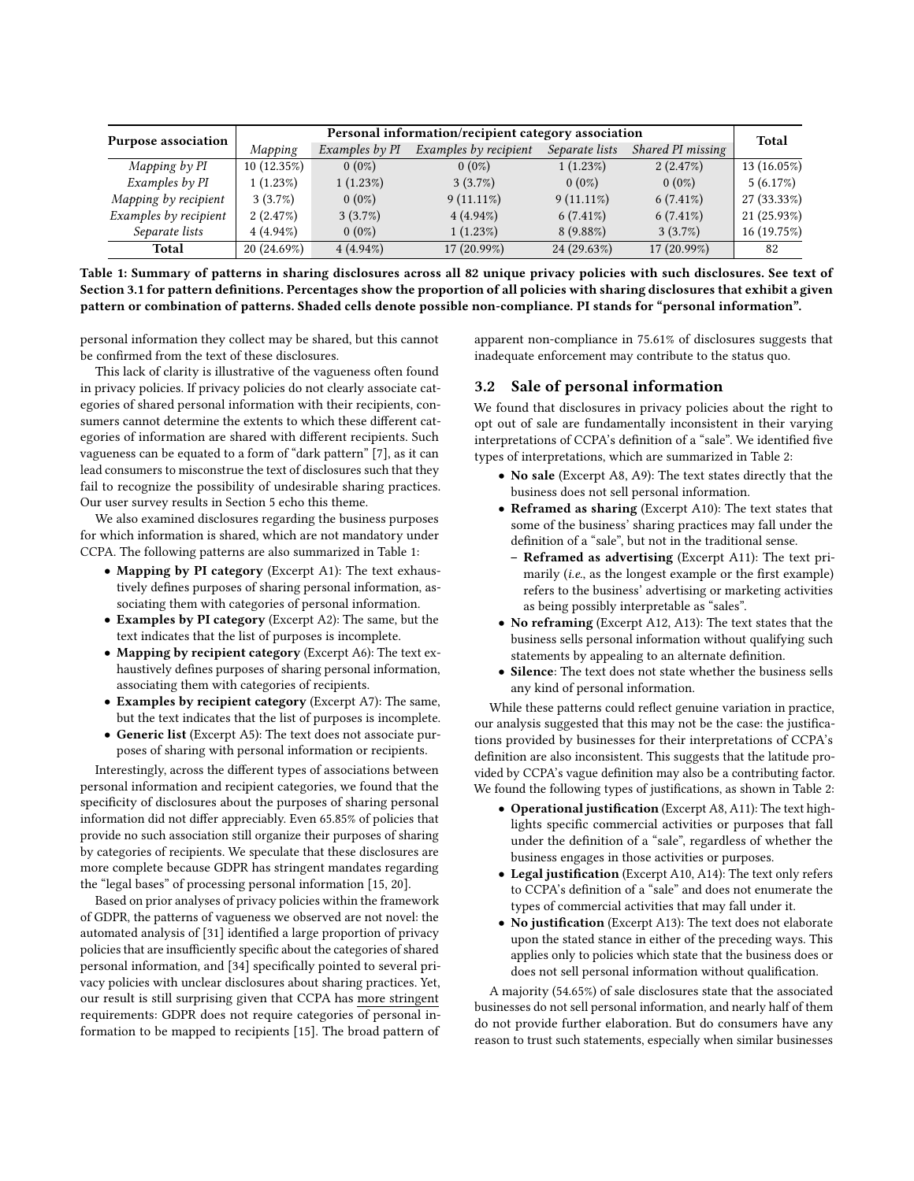| Purpose association | Personal information/recipient category association | | | | | Total |
|---|---|---|---|---|---|---|
| | *Mapping* | *Examples by PI* | *Examples by recipient* | *Separate lists* | *Shared PI missing* | |
| *Mapping by PI* | 10 (12.35%) | 0 (0%) | 0 (0%) | 1 (1.23%) | 2 (2.47%) | 13 (16.05%) |
| *Examples by PI* | 1 (1.23%) | 1 (1.23%) | 3 (3.7%) | 0 (0%) | 0 (0%) | 5 (6.17%) |
| *Mapping by recipient* | 3 (3.7%) | 0 (0%) | 9 (11.11%) | 9 (11.11%) | 6 (7.41%) | 27 (33.33%) |
| *Examples by recipient* | 2 (2.47%) | 3 (3.7%) | 4 (4.94%) | 6 (7.41%) | 6 (7.41%) | 21 (25.93%) |
| *Separate lists* | 4 (4.94%) | 0 (0%) | 1 (1.23%) | 8 (9.88%) | 3 (3.7%) | 16 (19.75%) |
| **Total** | 20 (24.69%) | 4 (4.94%) | 17 (20.99%) | 24 (29.63%) | 17 (20.99%) | 82 |

**Table 1: Summary of patterns in sharing disclosures across all 82 unique privacy policies with such disclosures. See text of Section 3.1 for pattern definitions. Percentages show the proportion of all policies with sharing disclosures that exhibit a given pattern or combination of patterns. Shaded cells denote possible non-compliance. PI stands for "personal information".**

personal information they collect may be shared, but this cannot be confirmed from the text of these disclosures.

This lack of clarity is illustrative of the vagueness often found in privacy policies. If privacy policies do not clearly associate categories of shared personal information with their recipients, consumers cannot determine the extents to which these different categories of information are shared with different recipients. Such vagueness can be equated to a form of "dark pattern" [7], as it can lead consumers to misconstrue the text of disclosures such that they fail to recognize the possibility of undesirable sharing practices. Our user survey results in Section 5 echo this theme.

We also examined disclosures regarding the business purposes for which information is shared, which are not mandatory under CCPA. The following patterns are also summarized in Table 1:

- **Mapping by PI category** (Excerpt A1): The text exhaustively defines purposes of sharing personal information, associating them with categories of personal information.
- **Examples by PI category** (Excerpt A2): The same, but the text indicates that the list of purposes is incomplete.
- **Mapping by recipient category** (Excerpt A6): The text exhaustively defines purposes of sharing personal information, associating them with categories of recipients.
- **Examples by recipient category** (Excerpt A7): The same, but the text indicates that the list of purposes is incomplete.
- **Generic list** (Excerpt A5): The text does not associate purposes of sharing with personal information or recipients.

Interestingly, across the different types of associations between personal information and recipient categories, we found that the specificity of disclosures about the purposes of sharing personal information did not differ appreciably. Even 65.85% of policies that provide no such association still organize their purposes of sharing by categories of recipients. We speculate that these disclosures are more complete because GDPR has stringent mandates regarding the "legal bases" of processing personal information [15, 20].

Based on prior analyses of privacy policies within the framework of GDPR, the patterns of vagueness we observed are not novel: the automated analysis of [31] identified a large proportion of privacy policies that are insufficiently specific about the categories of shared personal information, and [34] specifically pointed to several privacy policies with unclear disclosures about sharing practices. Yet, our result is still surprising given that CCPA has more stringent requirements: GDPR does not require categories of personal information to be mapped to recipients [15]. The broad pattern of apparent non-compliance in 75.61% of disclosures suggests that inadequate enforcement may contribute to the status quo.

### 3.2 Sale of personal information

We found that disclosures in privacy policies about the right to opt out of sale are fundamentally inconsistent in their varying interpretations of CCPA's definition of a "sale". We identified five types of interpretations, which are summarized in Table 2:

- **No sale** (Excerpt A8, A9): The text states directly that the business does not sell personal information.
- **Reframed as sharing** (Excerpt A10): The text states that some of the business' sharing practices may fall under the definition of a "sale", but not in the traditional sense.
  - **Reframed as advertising** (Excerpt A11): The text primarily (*i.e.*, as the longest example or the first example) refers to the business' advertising or marketing activities as being possibly interpretable as "sales".
- **No reframing** (Excerpt A12, A13): The text states that the business sells personal information without qualifying such statements by appealing to an alternate definition.
- **Silence**: The text does not state whether the business sells any kind of personal information.

While these patterns could reflect genuine variation in practice, our analysis suggested that this may not be the case: the justifications provided by businesses for their interpretations of CCPA's definition are also inconsistent. This suggests that the latitude provided by CCPA's vague definition may also be a contributing factor. We found the following types of justifications, as shown in Table 2:

- **Operational justification** (Excerpt A8, A11): The text highlights specific commercial activities or purposes that fall under the definition of a "sale", regardless of whether the business engages in those activities or purposes.
- **Legal justification** (Excerpt A10, A14): The text only refers to CCPA's definition of a "sale" and does not enumerate the types of commercial activities that may fall under it.
- **No justification** (Excerpt A13): The text does not elaborate upon the stated stance in either of the preceding ways. This applies only to policies which state that the business does or does not sell personal information without qualification.

A majority (54.65%) of sale disclosures state that the associated businesses do not sell personal information, and nearly half of them do not provide further elaboration. But do consumers have any reason to trust such statements, especially when similar businesses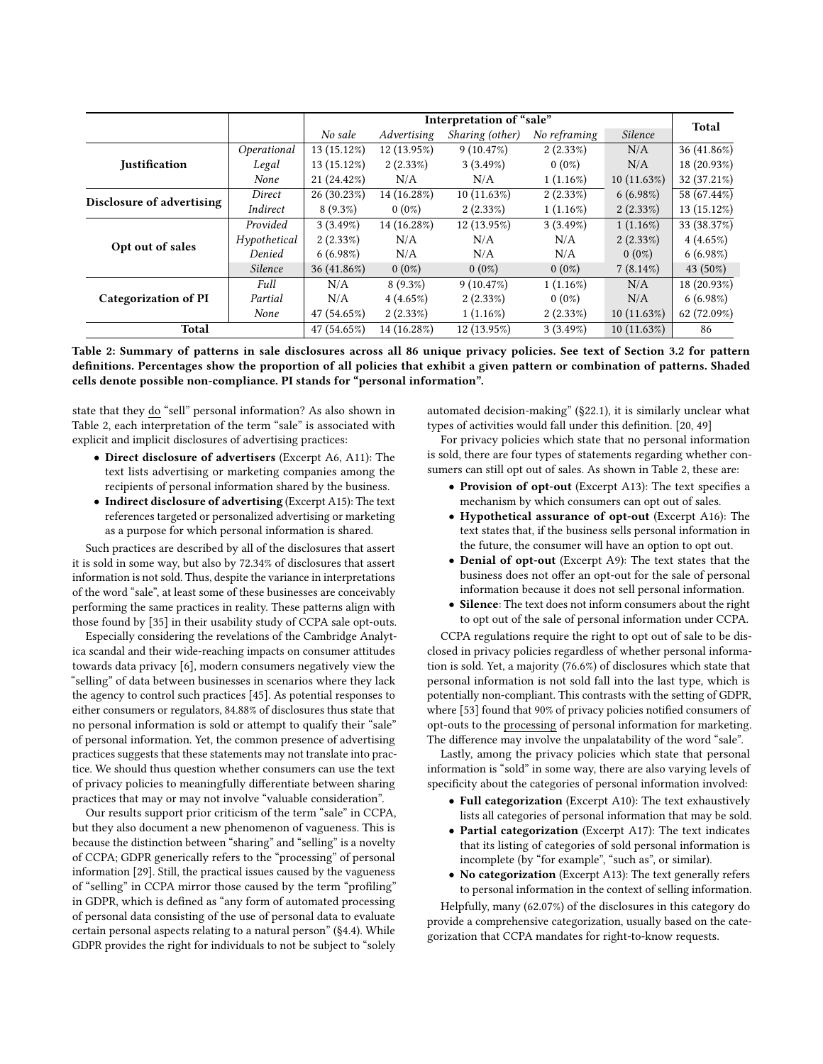| | | Interpretation of "sale" | | | | | Total |
|---|---|---|---|---|---|---|---|
| | | *No sale* | *Advertising* | *Sharing (other)* | *No reframing* | *Silence* | |
| **Justification** | *Operational* | 13 (15.12%) | 12 (13.95%) | 9 (10.47%) | 2 (2.33%) | N/A | 36 (41.86%) |
| | *Legal* | 13 (15.12%) | 2 (2.33%) | 3 (3.49%) | 0 (0%) | N/A | 18 (20.93%) |
| | *None* | 21 (24.42%) | N/A | N/A | 1 (1.16%) | 10 (11.63%) | 32 (37.21%) |
| **Disclosure of advertising** | *Direct* | 26 (30.23%) | 14 (16.28%) | 10 (11.63%) | 2 (2.33%) | 6 (6.98%) | 58 (67.44%) |
| | *Indirect* | 8 (9.3%) | 0 (0%) | 2 (2.33%) | 1 (1.16%) | 2 (2.33%) | 13 (15.12%) |
| **Opt out of sales** | *Provided* | 3 (3.49%) | 14 (16.28%) | 12 (13.95%) | 3 (3.49%) | 1 (1.16%) | 33 (38.37%) |
| | *Hypothetical* | 2 (2.33%) | N/A | N/A | N/A | 2 (2.33%) | 4 (4.65%) |
| | *Denied* | 6 (6.98%) | N/A | N/A | N/A | 0 (0%) | 6 (6.98%) |
| | *Silence* | 36 (41.86%) | 0 (0%) | 0 (0%) | 0 (0%) | 7 (8.14%) | 43 (50%) |
| **Categorization of PI** | *Full* | N/A | 8 (9.3%) | 9 (10.47%) | 1 (1.16%) | N/A | 18 (20.93%) |
| | *Partial* | N/A | 4 (4.65%) | 2 (2.33%) | 0 (0%) | N/A | 6 (6.98%) |
| | *None* | 47 (54.65%) | 2 (2.33%) | 1 (1.16%) | 2 (2.33%) | 10 (11.63%) | 62 (72.09%) |
| **Total** | | 47 (54.65%) | 14 (16.28%) | 12 (13.95%) | 3 (3.49%) | 10 (11.63%) | 86 |

**Table 2: Summary of patterns in sale disclosures across all 86 unique privacy policies. See text of Section 3.2 for pattern definitions. Percentages show the proportion of all policies that exhibit a given pattern or combination of patterns. Shaded cells denote possible non-compliance. PI stands for "personal information".**

state that they do "sell" personal information? As also shown in Table 2, each interpretation of the term "sale" is associated with explicit and implicit disclosures of advertising practices:

- **Direct disclosure of advertisers** (Excerpt A6, A11): The text lists advertising or marketing companies among the recipients of personal information shared by the business.
- **Indirect disclosure of advertising** (Excerpt A15): The text references targeted or personalized advertising or marketing as a purpose for which personal information is shared.

Such practices are described by all of the disclosures that assert it is sold in some way, but also by 72.34% of disclosures that assert information is not sold. Thus, despite the variance in interpretations of the word "sale", at least some of these businesses are conceivably performing the same practices in reality. These patterns align with those found by [35] in their usability study of CCPA sale opt-outs.

Especially considering the revelations of the Cambridge Analytica scandal and their wide-reaching impacts on consumer attitudes towards data privacy [6], modern consumers negatively view the "selling" of data between businesses in scenarios where they lack the agency to control such practices [45]. As potential responses to either consumers or regulators, 84.88% of disclosures thus state that no personal information is sold or attempt to qualify their "sale" of personal information. Yet, the common presence of advertising practices suggests that these statements may not translate into practice. We should thus question whether consumers can use the text of privacy policies to meaningfully differentiate between sharing practices that may or may not involve "valuable consideration".

Our results support prior criticism of the term "sale" in CCPA, but they also document a new phenomenon of vagueness. This is because the distinction between "sharing" and "selling" is a novelty of CCPA; GDPR generically refers to the "processing" of personal information [29]. Still, the practical issues caused by the vagueness of "selling" in CCPA mirror those caused by the term "profiling" in GDPR, which is defined as "any form of automated processing of personal data consisting of the use of personal data to evaluate certain personal aspects relating to a natural person" (§4.4). While GDPR provides the right for individuals to not be subject to "solely automated decision-making" (§22.1), it is similarly unclear what types of activities would fall under this definition. [20, 49]

For privacy policies which state that no personal information is sold, there are four types of statements regarding whether consumers can still opt out of sales. As shown in Table 2, these are:

- **Provision of opt-out** (Excerpt A13): The text specifies a mechanism by which consumers can opt out of sales.
- **Hypothetical assurance of opt-out** (Excerpt A16): The text states that, if the business sells personal information in the future, the consumer will have an option to opt out.
- **Denial of opt-out** (Excerpt A9): The text states that the business does not offer an opt-out for the sale of personal information because it does not sell personal information.
- **Silence**: The text does not inform consumers about the right to opt out of the sale of personal information under CCPA.

CCPA regulations require the right to opt out of sale to be disclosed in privacy policies regardless of whether personal information is sold. Yet, a majority (76.6%) of disclosures which state that personal information is not sold fall into the last type, which is potentially non-compliant. This contrasts with the setting of GDPR, where [53] found that 90% of privacy policies notified consumers of opt-outs to the processing of personal information for marketing. The difference may involve the unpalatability of the word "sale".

Lastly, among the privacy policies which state that personal information is "sold" in some way, there are also varying levels of specificity about the categories of personal information involved:

- **Full categorization** (Excerpt A10): The text exhaustively lists all categories of personal information that may be sold.
- **Partial categorization** (Excerpt A17): The text indicates that its listing of categories of sold personal information is incomplete (by "for example", "such as", or similar).
- **No categorization** (Excerpt A13): The text generally refers to personal information in the context of selling information.

Helpfully, many (62.07%) of the disclosures in this category do provide a comprehensive categorization, usually based on the categorization that CCPA mandates for right-to-know requests.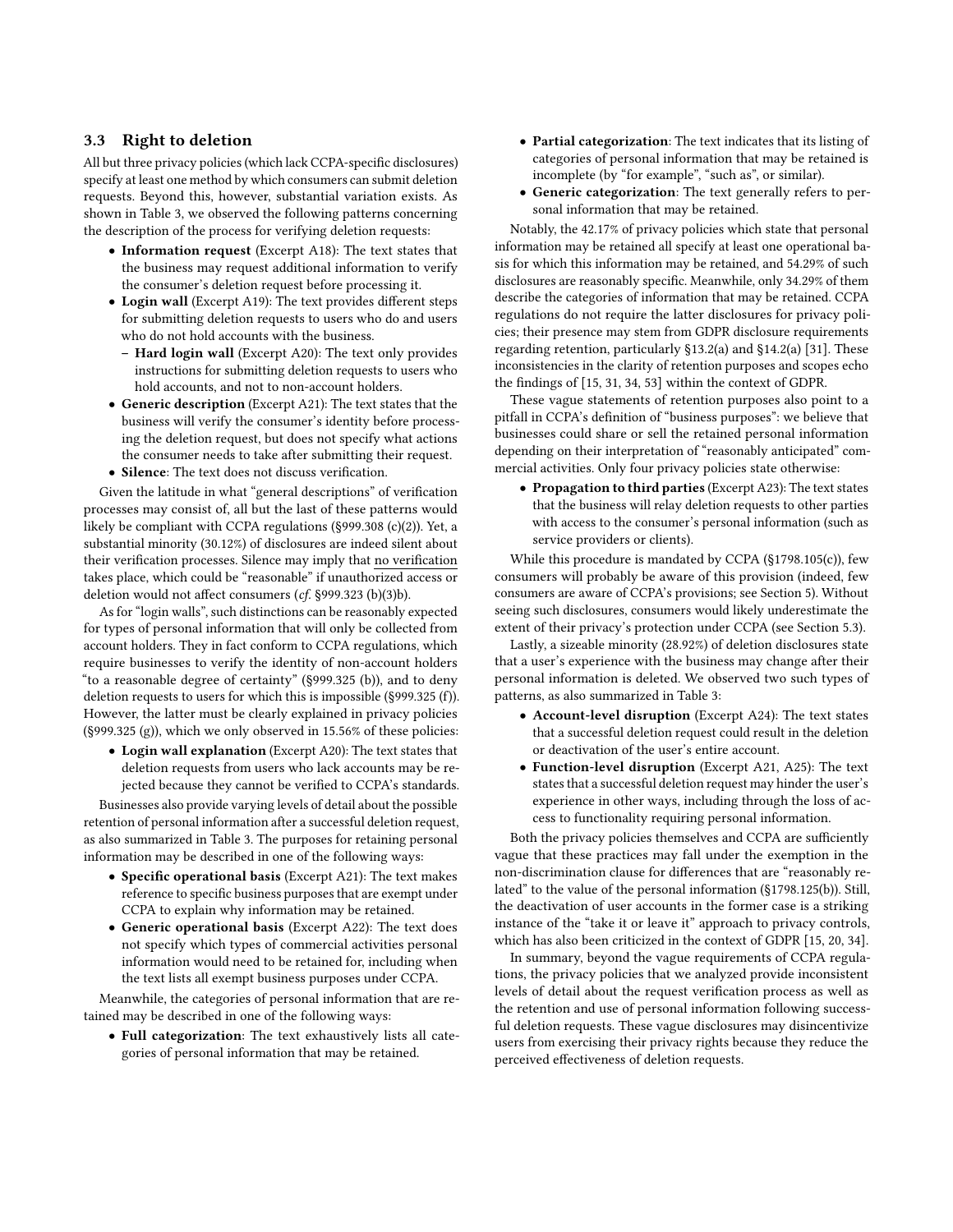### 3.3 Right to deletion

All but three privacy policies (which lack CCPA-specific disclosures) specify at least one method by which consumers can submit deletion requests. Beyond this, however, substantial variation exists. As shown in Table 3, we observed the following patterns concerning the description of the process for verifying deletion requests:

- **Information request** (Excerpt A18): The text states that the business may request additional information to verify the consumer's deletion request before processing it.
- **Login wall** (Excerpt A19): The text provides different steps for submitting deletion requests to users who do and users who do not hold accounts with the business.
  - **Hard login wall** (Excerpt A20): The text only provides instructions for submitting deletion requests to users who hold accounts, and not to non-account holders.
- **Generic description** (Excerpt A21): The text states that the business will verify the consumer's identity before processing the deletion request, but does not specify what actions the consumer needs to take after submitting their request.
- **Silence**: The text does not discuss verification.

Given the latitude in what "general descriptions" of verification processes may consist of, all but the last of these patterns would likely be compliant with CCPA regulations (§999.308 (c)(2)). Yet, a substantial minority (30.12%) of disclosures are indeed silent about their verification processes. Silence may imply that no verification takes place, which could be "reasonable" if unauthorized access or deletion would not affect consumers (*cf.* §999.323 (b)(3)b).

As for "login walls", such distinctions can be reasonably expected for types of personal information that will only be collected from account holders. They in fact conform to CCPA regulations, which require businesses to verify the identity of non-account holders "to a reasonable degree of certainty" (§999.325 (b)), and to deny deletion requests to users for which this is impossible (§999.325 (f)). However, the latter must be clearly explained in privacy policies (§999.325 (g)), which we only observed in 15.56% of these policies:

- **Login wall explanation** (Excerpt A20): The text states that deletion requests from users who lack accounts may be rejected because they cannot be verified to CCPA's standards.

Businesses also provide varying levels of detail about the possible retention of personal information after a successful deletion request, as also summarized in Table 3. The purposes for retaining personal information may be described in one of the following ways:

- **Specific operational basis** (Excerpt A21): The text makes reference to specific business purposes that are exempt under CCPA to explain why information may be retained.
- **Generic operational basis** (Excerpt A22): The text does not specify which types of commercial activities personal information would need to be retained for, including when the text lists all exempt business purposes under CCPA.

Meanwhile, the categories of personal information that are retained may be described in one of the following ways:

- **Full categorization**: The text exhaustively lists all categories of personal information that may be retained.
- **Partial categorization**: The text indicates that its listing of categories of personal information that may be retained is incomplete (by "for example", "such as", or similar).
- **Generic categorization**: The text generally refers to personal information that may be retained.

Notably, the 42.17% of privacy policies which state that personal information may be retained all specify at least one operational basis for which this information may be retained, and 54.29% of such disclosures are reasonably specific. Meanwhile, only 34.29% of them describe the categories of information that may be retained. CCPA regulations do not require the latter disclosures for privacy policies; their presence may stem from GDPR disclosure requirements regarding retention, particularly §13.2(a) and §14.2(a) [31]. These inconsistencies in the clarity of retention purposes and scopes echo the findings of [15, 31, 34, 53] within the context of GDPR.

These vague statements of retention purposes also point to a pitfall in CCPA's definition of "business purposes": we believe that businesses could share or sell the retained personal information depending on their interpretation of "reasonably anticipated" commercial activities. Only four privacy policies state otherwise:

- **Propagation to third parties** (Excerpt A23): The text states that the business will relay deletion requests to other parties with access to the consumer's personal information (such as service providers or clients).

While this procedure is mandated by CCPA (§1798.105(c)), few consumers will probably be aware of this provision (indeed, few consumers are aware of CCPA's provisions; see Section 5). Without seeing such disclosures, consumers would likely underestimate the extent of their privacy's protection under CCPA (see Section 5.3).

Lastly, a sizeable minority (28.92%) of deletion disclosures state that a user's experience with the business may change after their personal information is deleted. We observed two such types of patterns, as also summarized in Table 3:

- **Account-level disruption** (Excerpt A24): The text states that a successful deletion request could result in the deletion or deactivation of the user's entire account.
- **Function-level disruption** (Excerpt A21, A25): The text states that a successful deletion request may hinder the user's experience in other ways, including through the loss of access to functionality requiring personal information.

Both the privacy policies themselves and CCPA are sufficiently vague that these practices may fall under the exemption in the non-discrimination clause for differences that are "reasonably related" to the value of the personal information (§1798.125(b)). Still, the deactivation of user accounts in the former case is a striking instance of the "take it or leave it" approach to privacy controls, which has also been criticized in the context of GDPR [15, 20, 34].

In summary, beyond the vague requirements of CCPA regulations, the privacy policies that we analyzed provide inconsistent levels of detail about the request verification process as well as the retention and use of personal information following successful deletion requests. These vague disclosures may disincentivize users from exercising their privacy rights because they reduce the perceived effectiveness of deletion requests.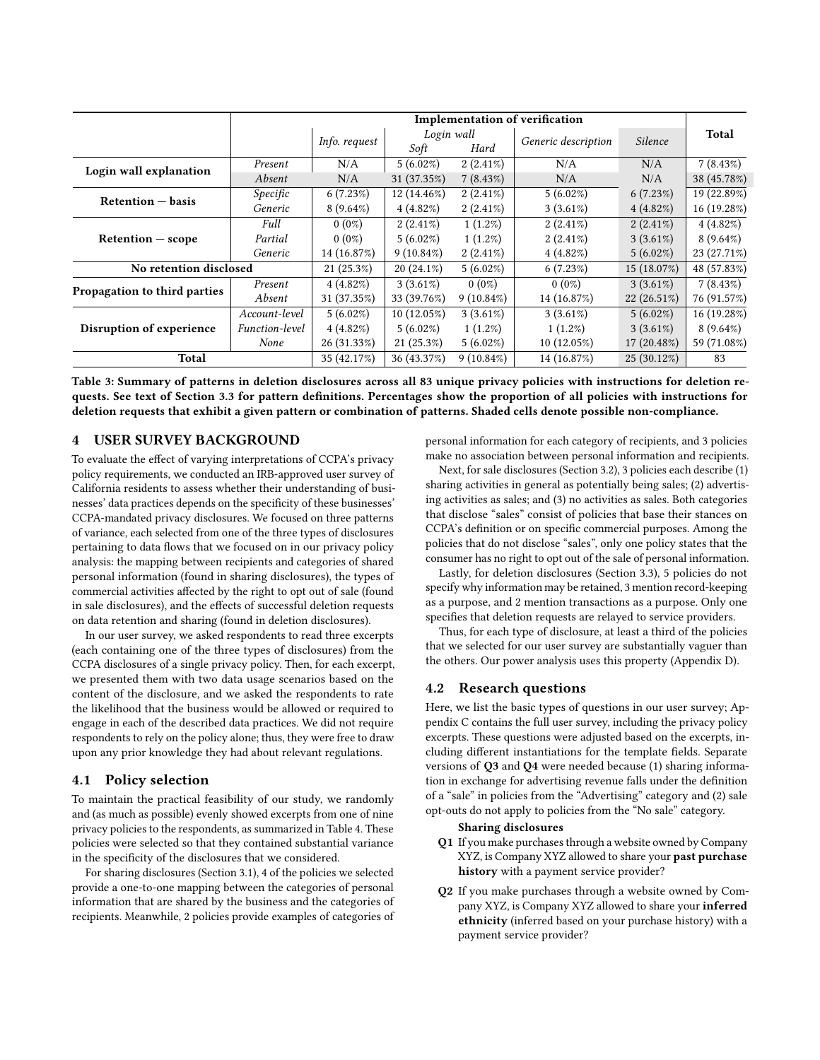| | | Implementation of verification | | | | | | Total |
|---|---|---|---|---|---|---|---|---|
| | | *Info. request* | *Login wall* | | *Generic description* | *Silence* | | |
| | | | *Soft* | *Hard* | | | | |
| **Login wall explanation** | *Present* | N/A | 5 (6.02%) | 2 (2.41%) | N/A | N/A | | 7 (8.43%) |
| | *Absent* | N/A | 31 (37.35%) | 7 (8.43%) | N/A | N/A | | 38 (45.78%) |
| **Retention — basis** | *Specific* | 6 (7.23%) | 12 (14.46%) | 2 (2.41%) | 5 (6.02%) | 6 (7.23%) | | 19 (22.89%) |
| | *Generic* | 8 (9.64%) | 4 (4.82%) | 2 (2.41%) | 3 (3.61%) | 4 (4.82%) | | 16 (19.28%) |
| **Retention — scope** | *Full* | 0 (0%) | 2 (2.41%) | 1 (1.2%) | 2 (2.41%) | 2 (2.41%) | | 4 (4.82%) |
| | *Partial* | 0 (0%) | 5 (6.02%) | 1 (1.2%) | 2 (2.41%) | 3 (3.61%) | | 8 (9.64%) |
| | *Generic* | 14 (16.87%) | 9 (10.84%) | 2 (2.41%) | 4 (4.82%) | 5 (6.02%) | | 23 (27.71%) |
| **No retention disclosed** | | 21 (25.3%) | 20 (24.1%) | 5 (6.02%) | 6 (7.23%) | 15 (18.07%) | | 48 (57.83%) |
| **Propagation to third parties** | *Present* | 4 (4.82%) | 3 (3.61%) | 0 (0%) | 0 (0%) | 3 (3.61%) | | 7 (8.43%) |
| | *Absent* | 31 (37.35%) | 33 (39.76%) | 9 (10.84%) | 14 (16.87%) | 22 (26.51%) | | 76 (91.57%) |
| **Disruption of experience** | *Account-level* | 5 (6.02%) | 10 (12.05%) | 3 (3.61%) | 3 (3.61%) | 5 (6.02%) | | 16 (19.28%) |
| | *Function-level* | 4 (4.82%) | 5 (6.02%) | 1 (1.2%) | 1 (1.2%) | 3 (3.61%) | | 8 (9.64%) |
| | *None* | 26 (31.33%) | 21 (25.3%) | 5 (6.02%) | 10 (12.05%) | 17 (20.48%) | | 59 (71.08%) |
| **Total** | | 35 (42.17%) | 36 (43.37%) | 9 (10.84%) | 14 (16.87%) | 25 (30.12%) | | 83 |

**Table 3: Summary of patterns in deletion disclosures across all 83 unique privacy policies with instructions for deletion requests. See text of Section 3.3 for pattern definitions. Percentages show the proportion of all policies with instructions for deletion requests that exhibit a given pattern or combination of patterns. Shaded cells denote possible non-compliance.**

## 4 USER SURVEY BACKGROUND

To evaluate the effect of varying interpretations of CCPA's privacy policy requirements, we conducted an IRB-approved user survey of California residents to assess whether their understanding of businesses' data practices depends on the specificity of these businesses' CCPA-mandated privacy disclosures. We focused on three patterns of variance, each selected from one of the three types of disclosures pertaining to data flows that we focused on in our privacy policy analysis: the mapping between recipients and categories of shared personal information (found in sharing disclosures), the types of commercial activities affected by the right to opt out of sale (found in sale disclosures), and the effects of successful deletion requests on data retention and sharing (found in deletion disclosures).

In our user survey, we asked respondents to read three excerpts (each containing one of the three types of disclosures) from the CCPA disclosures of a single privacy policy. Then, for each excerpt, we presented them with two data usage scenarios based on the content of the disclosure, and we asked the respondents to rate the likelihood that the business would be allowed or required to engage in each of the described data practices. We did not require respondents to rely on the policy alone; thus, they were free to draw upon any prior knowledge they had about relevant regulations.

### 4.1 Policy selection

To maintain the practical feasibility of our study, we randomly and (as much as possible) evenly showed excerpts from one of nine privacy policies to the respondents, as summarized in Table 4. These policies were selected so that they contained substantial variance in the specificity of the disclosures that we considered.

For sharing disclosures (Section 3.1), 4 of the policies we selected provide a one-to-one mapping between the categories of personal information that are shared by the business and the categories of recipients. Meanwhile, 2 policies provide examples of categories of personal information for each category of recipients, and 3 policies make no association between personal information and recipients.

Next, for sale disclosures (Section 3.2), 3 policies each describe (1) sharing activities in general as potentially being sales; (2) advertising activities as sales; and (3) no activities as sales. Both categories that disclose "sales" consist of policies that base their stances on CCPA's definition or on specific commercial purposes. Among the policies that do not disclose "sales", only one policy states that the consumer has no right to opt out of the sale of personal information.

Lastly, for deletion disclosures (Section 3.3), 5 policies do not specify why information may be retained, 3 mention record-keeping as a purpose, and 2 mention transactions as a purpose. Only one specifies that deletion requests are relayed to service providers.

Thus, for each type of disclosure, at least a third of the policies that we selected for our user survey are substantially vaguer than the others. Our power analysis uses this property (Appendix D).

### 4.2 Research questions

Here, we list the basic types of questions in our user survey; Appendix C contains the full user survey, including the privacy policy excerpts. These questions were adjusted based on the excerpts, including different instantiations for the template fields. Separate versions of **Q3** and **Q4** were needed because (1) sharing information in exchange for advertising revenue falls under the definition of a "sale" in policies from the "Advertising" category and (2) sale opt-outs do not apply to policies from the "No sale" category.

**Sharing disclosures**

- **Q1** If you make purchases through a website owned by Company XYZ, is Company XYZ allowed to share your **past purchase history** with a payment service provider?
- **Q2** If you make purchases through a website owned by Company XYZ, is Company XYZ allowed to share your **inferred ethnicity** (inferred based on your purchase history) with a payment service provider?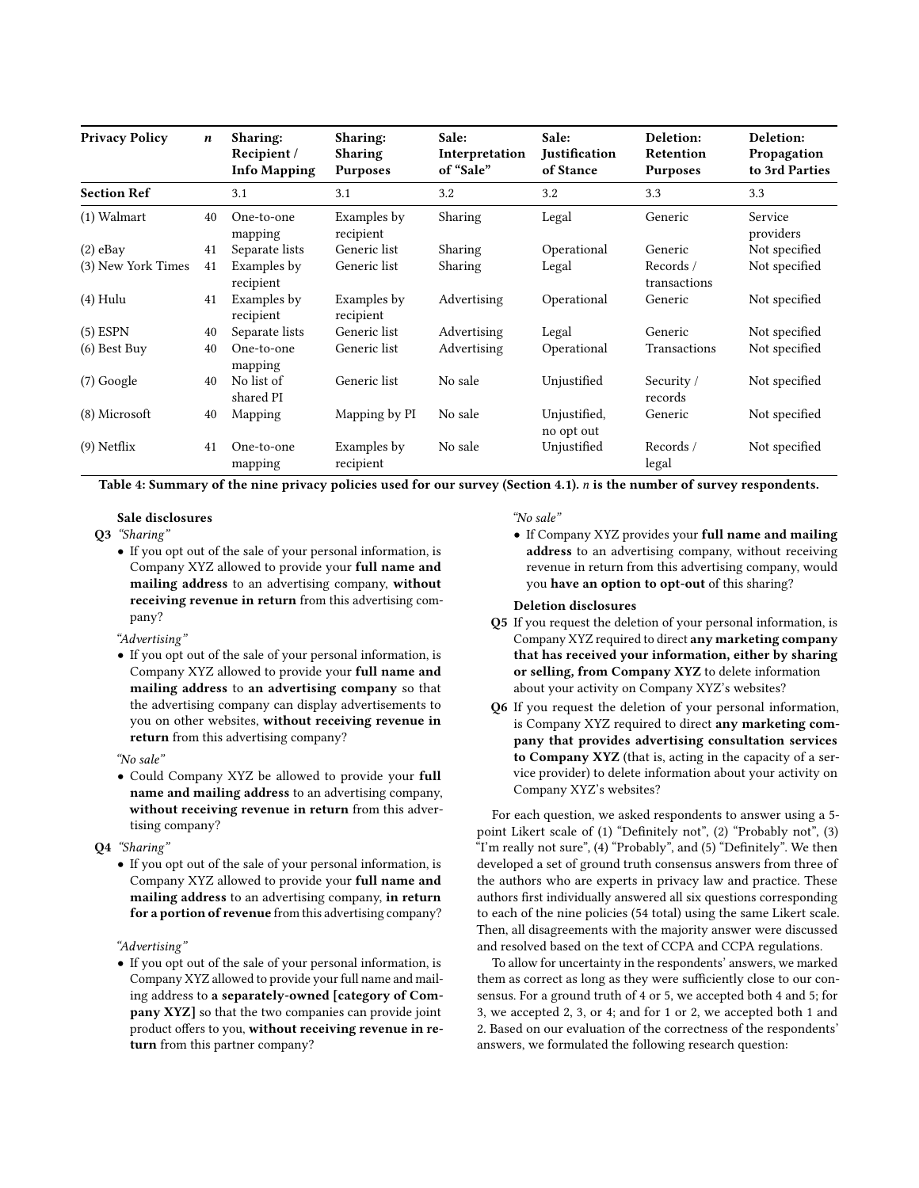| Privacy Policy | *n* | Sharing: Recipient / Info Mapping | Sharing: Sharing Purposes | Sale: Interpretation of "Sale" | Sale: Justification of Stance | Deletion: Retention Purposes | Deletion: Propagation to 3rd Parties |
|---|---|---|---|---|---|---|---|
| **Section Ref** | | 3.1 | 3.1 | 3.2 | 3.2 | 3.3 | 3.3 |
| (1) Walmart | 40 | One-to-one mapping | Examples by recipient | Sharing | Legal | Generic | Service providers |
| (2) eBay | 41 | Separate lists | Generic list | Sharing | Operational | Generic | Not specified |
| (3) New York Times | 41 | Examples by recipient | Generic list | Sharing | Legal | Records / transactions | Not specified |
| (4) Hulu | 41 | Examples by recipient | Examples by recipient | Advertising | Operational | Generic | Not specified |
| (5) ESPN | 40 | Separate lists | Generic list | Advertising | Legal | Generic | Not specified |
| (6) Best Buy | 40 | One-to-one mapping | Generic list | Advertising | Operational | Transactions | Not specified |
| (7) Google | 40 | No list of shared PI | Generic list | No sale | Unjustified | Security / records | Not specified |
| (8) Microsoft | 40 | Mapping | Mapping by PI | No sale | Unjustified, no opt out | Generic | Not specified |
| (9) Netflix | 41 | One-to-one mapping | Examples by recipient | No sale | Unjustified | Records / legal | Not specified |

**Table 4: Summary of the nine privacy policies used for our survey (Section 4.1). *n* is the number of survey respondents.**

**Sale disclosures**

**Q3** *"Sharing"*

- If you opt out of the sale of your personal information, is Company XYZ allowed to provide your **full name and mailing address** to an advertising company, **without receiving revenue in return** from this advertising company?

*"Advertising"*

- If you opt out of the sale of your personal information, is Company XYZ allowed to provide your **full name and mailing address** to **an advertising company** so that the advertising company can display advertisements to you on other websites, **without receiving revenue in return** from this advertising company?

*"No sale"*

- Could Company XYZ be allowed to provide your **full name and mailing address** to an advertising company, **without receiving revenue in return** from this advertising company?

**Q4** *"Sharing"*

- If you opt out of the sale of your personal information, is Company XYZ allowed to provide your **full name and mailing address** to an advertising company, **in return for a portion of revenue** from this advertising company?

*"Advertising"*

- If you opt out of the sale of your personal information, is Company XYZ allowed to provide your full name and mailing address to **a separately-owned [category of Company XYZ]** so that the two companies can provide joint product offers to you, **without receiving revenue in return** from this partner company?

*"No sale"*

- If Company XYZ provides your **full name and mailing address** to an advertising company, without receiving revenue in return from this advertising company, would you **have an option to opt-out** of this sharing?

**Deletion disclosures**

**Q5** If you request the deletion of your personal information, is Company XYZ required to direct **any marketing company that has received your information, either by sharing or selling, from Company XYZ** to delete information about your activity on Company XYZ's websites?

**Q6** If you request the deletion of your personal information, is Company XYZ required to direct **any marketing company that provides advertising consultation services to Company XYZ** (that is, acting in the capacity of a service provider) to delete information about your activity on Company XYZ's websites?

For each question, we asked respondents to answer using a 5-point Likert scale of (1) "Definitely not", (2) "Probably not", (3) "I'm really not sure", (4) "Probably", and (5) "Definitely". We then developed a set of ground truth consensus answers from three of the authors who are experts in privacy law and practice. These authors first individually answered all six questions corresponding to each of the nine policies (54 total) using the same Likert scale. Then, all disagreements with the majority answer were discussed and resolved based on the text of CCPA and CCPA regulations.

To allow for uncertainty in the respondents' answers, we marked them as correct as long as they were sufficiently close to our consensus. For a ground truth of 4 or 5, we accepted both 4 and 5; for 3, we accepted 2, 3, or 4; and for 1 or 2, we accepted both 1 and 2. Based on our evaluation of the correctness of the respondents' answers, we formulated the following research question: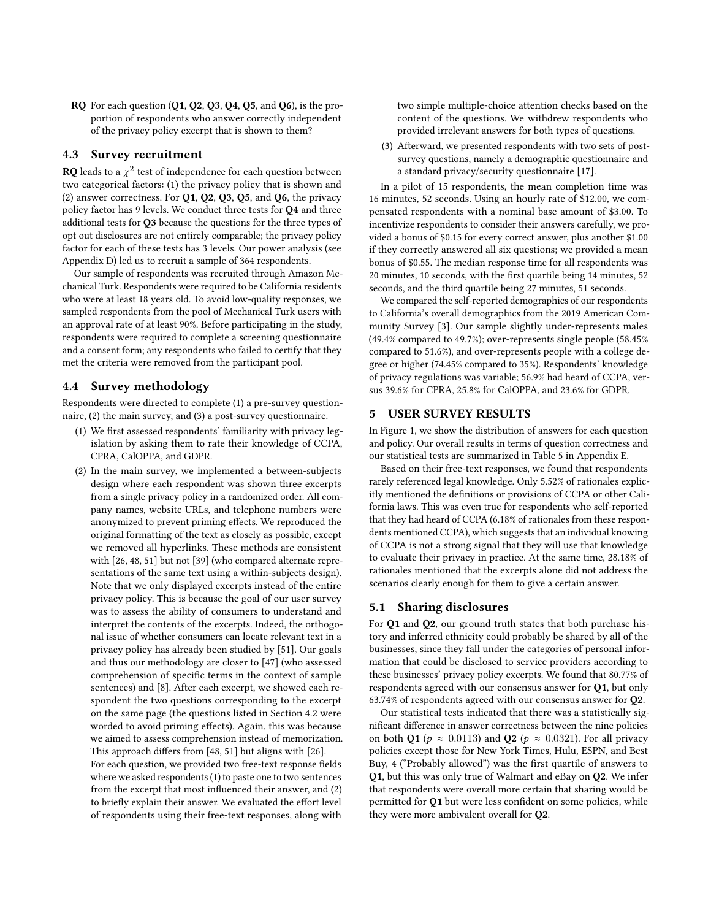**RQ** For each question (**Q1**, **Q2**, **Q3**, **Q4**, **Q5**, and **Q6**), is the proportion of respondents who answer correctly independent of the privacy policy excerpt that is shown to them?

### 4.3 Survey recruitment

**RQ** leads to a $\chi^2$ test of independence for each question between two categorical factors: (1) the privacy policy that is shown and (2) answer correctness. For **Q1**, **Q2**, **Q3**, **Q5**, and **Q6**, the privacy policy factor has 9 levels. We conduct three tests for **Q4** and three additional tests for **Q3** because the questions for the three types of opt out disclosures are not entirely comparable; the privacy policy factor for each of these tests has 3 levels. Our power analysis (see Appendix D) led us to recruit a sample of 364 respondents.

Our sample of respondents was recruited through Amazon Mechanical Turk. Respondents were required to be California residents who were at least 18 years old. To avoid low-quality responses, we sampled respondents from the pool of Mechanical Turk users with an approval rate of at least 90%. Before participating in the study, respondents were required to complete a screening questionnaire and a consent form; any respondents who failed to certify that they met the criteria were removed from the participant pool.

### 4.4 Survey methodology

Respondents were directed to complete (1) a pre-survey questionnaire, (2) the main survey, and (3) a post-survey questionnaire.

1. We first assessed respondents' familiarity with privacy legislation by asking them to rate their knowledge of CCPA, CPRA, CalOPPA, and GDPR.
2. In the main survey, we implemented a between-subjects design where each respondent was shown three excerpts from a single privacy policy in a randomized order. All company names, website URLs, and telephone numbers were anonymized to prevent priming effects. We reproduced the original formatting of the text as closely as possible, except we removed all hyperlinks. These methods are consistent with [26, 48, 51] but not [39] (who compared alternate representations of the same text using a within-subjects design). Note that we only displayed excerpts instead of the entire privacy policy. This is because the goal of our user survey was to assess the ability of consumers to understand and interpret the contents of the excerpts. Indeed, the orthogonal issue of whether consumers can locate relevant text in a privacy policy has already been studied by [51]. Our goals and thus our methodology are closer to [47] (who assessed comprehension of specific terms in the context of sample sentences) and [8]. After each excerpt, we showed each respondent the two questions corresponding to the excerpt on the same page (the questions listed in Section 4.2 were worded to avoid priming effects). Again, this was because we aimed to assess comprehension instead of memorization. This approach differs from [48, 51] but aligns with [26].
   For each question, we provided two free-text response fields where we asked respondents (1) to paste one to two sentences from the excerpt that most influenced their answer, and (2) to briefly explain their answer. We evaluated the effort level of respondents using their free-text responses, along with two simple multiple-choice attention checks based on the content of the questions. We withdrew respondents who provided irrelevant answers for both types of questions.
3. Afterward, we presented respondents with two sets of post-survey questions, namely a demographic questionnaire and a standard privacy/security questionnaire [17].

In a pilot of 15 respondents, the mean completion time was 16 minutes, 52 seconds. Using an hourly rate of $12.00, we compensated respondents with a nominal base amount of $3.00. To incentivize respondents to consider their answers carefully, we provided a bonus of $0.15 for every correct answer, plus another $1.00 if they correctly answered all six questions; we provided a mean bonus of $0.55. The median response time for all respondents was 20 minutes, 10 seconds, with the first quartile being 14 minutes, 52 seconds, and the third quartile being 27 minutes, 51 seconds.

We compared the self-reported demographics of our respondents to California's overall demographics from the 2019 American Community Survey [3]. Our sample slightly under-represents males (49.4% compared to 49.7%); over-represents single people (58.45% compared to 51.6%), and over-represents people with a college degree or higher (74.45% compared to 35%). Respondents' knowledge of privacy regulations was variable; 56.9% had heard of CCPA, versus 39.6% for CPRA, 25.8% for CalOPPA, and 23.6% for GDPR.

## 5 USER SURVEY RESULTS

In Figure 1, we show the distribution of answers for each question and policy. Our overall results in terms of question correctness and our statistical tests are summarized in Table 5 in Appendix E.

Based on their free-text responses, we found that respondents rarely referenced legal knowledge. Only 5.52% of rationales explicitly mentioned the definitions or provisions of CCPA or other California laws. This was even true for respondents who self-reported that they had heard of CCPA (6.18% of rationales from these respondents mentioned CCPA), which suggests that an individual knowing of CCPA is not a strong signal that they will use that knowledge to evaluate their privacy in practice. At the same time, 28.18% of rationales mentioned that the excerpts alone did not address the scenarios clearly enough for them to give a certain answer.

### 5.1 Sharing disclosures

For **Q1** and **Q2**, our ground truth states that both purchase history and inferred ethnicity could probably be shared by all of the businesses, since they fall under the categories of personal information that could be disclosed to service providers according to these businesses' privacy policy excerpts. We found that 80.77% of respondents agreed with our consensus answer for **Q1**, but only 63.74% of respondents agreed with our consensus answer for **Q2**.

Our statistical tests indicated that there was a statistically significant difference in answer correctness between the nine policies on both **Q1** ($p \approx 0.0113$) and **Q2** ($p \approx 0.0321$). For all privacy policies except those for New York Times, Hulu, ESPN, and Best Buy, 4 ("Probably allowed") was the first quartile of answers to **Q1**, but this was only true of Walmart and eBay on **Q2**. We infer that respondents were overall more certain that sharing would be permitted for **Q1** but were less confident on some policies, while they were more ambivalent overall for **Q2**.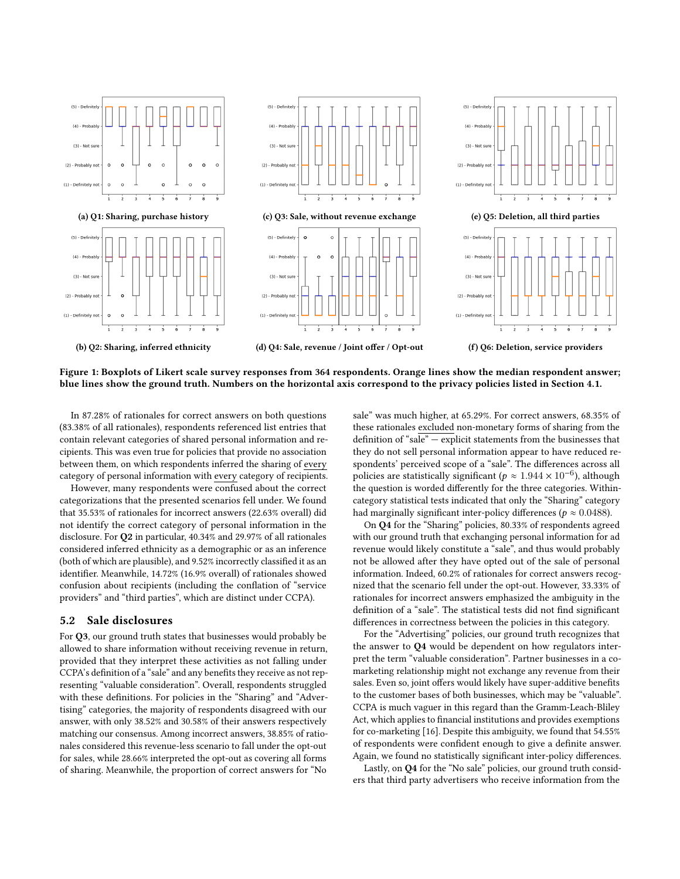(a) Q1: Sharing, purchase history

(b) Q2: Sharing, inferred ethnicity

(c) Q3: Sale, without revenue exchange

(d) Q4: Sale, revenue / Joint offer / Opt-out

(e) Q5: Deletion, all third parties

(f) Q6: Deletion, service providers

**Figure 1: Boxplots of Likert scale survey responses from 364 respondents. Orange lines show the median respondent answer; blue lines show the ground truth. Numbers on the horizontal axis correspond to the privacy policies listed in Section 4.1.**

In 87.28% of rationales for correct answers on both questions (83.38% of all rationales), respondents referenced list entries that contain relevant categories of shared personal information and recipients. This was even true for policies that provide no association between them, on which respondents inferred the sharing of every category of personal information with every category of recipients.

However, many respondents were confused about the correct categorizations that the presented scenarios fell under. We found that 35.53% of rationales for incorrect answers (22.63% overall) did not identify the correct category of personal information in the disclosure. For **Q2** in particular, 40.34% and 29.97% of all rationales considered inferred ethnicity as a demographic or as an inference (both of which are plausible), and 9.52% incorrectly classified it as an identifier. Meanwhile, 14.72% (16.9% overall) of rationales showed confusion about recipients (including the conflation of "service providers" and "third parties", which are distinct under CCPA).

## 5.2 Sale disclosures

For **Q3**, our ground truth states that businesses would probably be allowed to share information without receiving revenue in return, provided that they interpret these activities as not falling under CCPA's definition of a "sale" and any benefits they receive as not representing "valuable consideration". Overall, respondents struggled with these definitions. For policies in the "Sharing" and "Advertising" categories, the majority of respondents disagreed with our answer, with only 38.52% and 30.58% of their answers respectively matching our consensus. Among incorrect answers, 38.85% of rationales considered this revenue-less scenario to fall under the opt-out for sales, while 28.66% interpreted the opt-out as covering all forms of sharing. Meanwhile, the proportion of correct answers for "No sale" was much higher, at 65.29%. For correct answers, 68.35% of these rationales excluded non-monetary forms of sharing from the definition of "sale" — explicit statements from the businesses that they do not sell personal information appear to have reduced respondents' perceived scope of a "sale". The differences across all policies are statistically significant ($p \approx 1.944 \times 10^{-6}$), although the question is worded differently for the three categories. Within-category statistical tests indicated that only the "Sharing" category had marginally significant inter-policy differences ($p \approx 0.0488$).

On **Q4** for the "Sharing" policies, 80.33% of respondents agreed with our ground truth that exchanging personal information for ad revenue would likely constitute a "sale", and thus would probably not be allowed after they have opted out of the sale of personal information. Indeed, 60.2% of rationales for correct answers recognized that the scenario fell under the opt-out. However, 33.33% of rationales for incorrect answers emphasized the ambiguity in the definition of a "sale". The statistical tests did not find significant differences in correctness between the policies in this category.

For the "Advertising" policies, our ground truth recognizes that the answer to **Q4** would be dependent on how regulators interpret the term "valuable consideration". Partner businesses in a co-marketing relationship might not exchange any revenue from their sales. Even so, joint offers would likely have super-additive benefits to the customer bases of both businesses, which may be "valuable". CCPA is much vaguer in this regard than the Gramm-Leach-Bliley Act, which applies to financial institutions and provides exemptions for co-marketing [16]. Despite this ambiguity, we found that 54.55% of respondents were confident enough to give a definite answer. Again, we found no statistically significant inter-policy differences.

Lastly, on **Q4** for the "No sale" policies, our ground truth considers that third party advertisers who receive information from the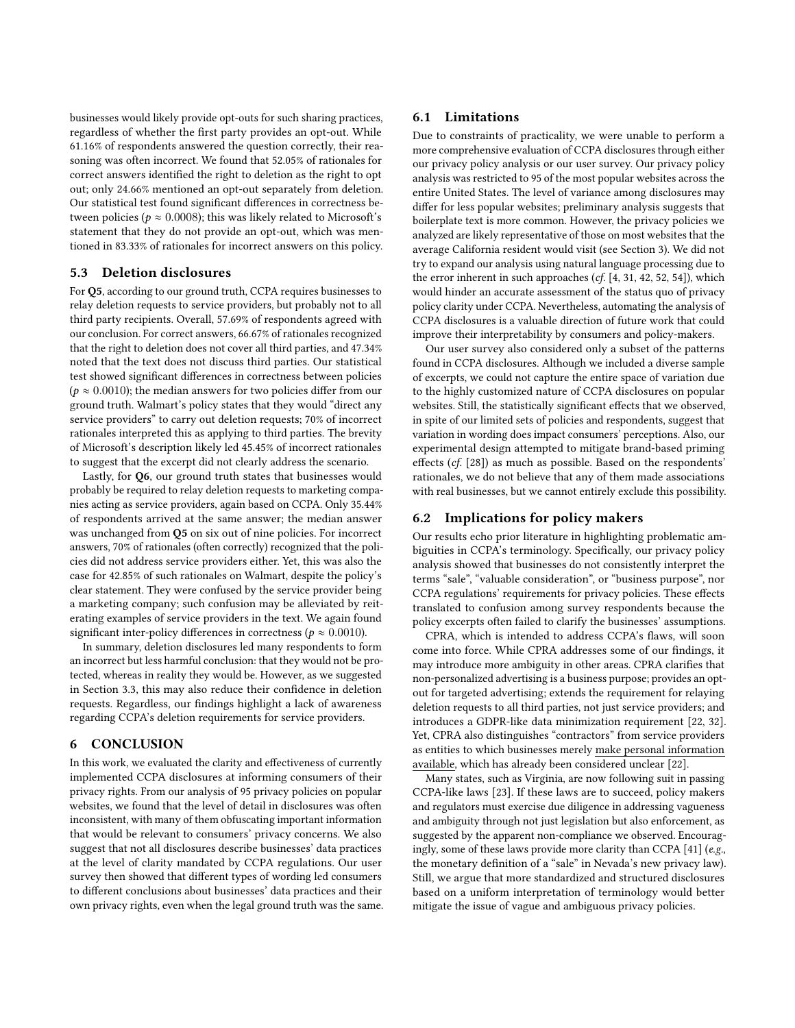businesses would likely provide opt-outs for such sharing practices, regardless of whether the first party provides an opt-out. While 61.16% of respondents answered the question correctly, their reasoning was often incorrect. We found that 52.05% of rationales for correct answers identified the right to deletion as the right to opt out; only 24.66% mentioned an opt-out separately from deletion. Our statistical test found significant differences in correctness between policies ($p \approx 0.0008$); this was likely related to Microsoft's statement that they do not provide an opt-out, which was mentioned in 83.33% of rationales for incorrect answers on this policy.

### 5.3 Deletion disclosures

For **Q5**, according to our ground truth, CCPA requires businesses to relay deletion requests to service providers, but probably not to all third party recipients. Overall, 57.69% of respondents agreed with our conclusion. For correct answers, 66.67% of rationales recognized that the right to deletion does not cover all third parties, and 47.34% noted that the text does not discuss third parties. Our statistical test showed significant differences in correctness between policies ($p \approx 0.0010$); the median answers for two policies differ from our ground truth. Walmart's policy states that they would "direct any service providers" to carry out deletion requests; 70% of incorrect rationales interpreted this as applying to third parties. The brevity of Microsoft's description likely led 45.45% of incorrect rationales to suggest that the excerpt did not clearly address the scenario.

Lastly, for **Q6**, our ground truth states that businesses would probably be required to relay deletion requests to marketing companies acting as service providers, again based on CCPA. Only 35.44% of respondents arrived at the same answer; the median answer was unchanged from **Q5** on six out of nine policies. For incorrect answers, 70% of rationales (often correctly) recognized that the policies did not address service providers either. Yet, this was also the case for 42.85% of such rationales on Walmart, despite the policy's clear statement. They were confused by the service provider being a marketing company; such confusion may be alleviated by reiterating examples of service providers in the text. We again found significant inter-policy differences in correctness ($p \approx 0.0010$).

In summary, deletion disclosures led many respondents to form an incorrect but less harmful conclusion: that they would not be protected, whereas in reality they would be. However, as we suggested in Section 3.3, this may also reduce their confidence in deletion requests. Regardless, our findings highlight a lack of awareness regarding CCPA's deletion requirements for service providers.

## 6 CONCLUSION

In this work, we evaluated the clarity and effectiveness of currently implemented CCPA disclosures at informing consumers of their privacy rights. From our analysis of 95 privacy policies on popular websites, we found that the level of detail in disclosures was often inconsistent, with many of them obfuscating important information that would be relevant to consumers' privacy concerns. We also suggest that not all disclosures describe businesses' data practices at the level of clarity mandated by CCPA regulations. Our user survey then showed that different types of wording led consumers to different conclusions about businesses' data practices and their own privacy rights, even when the legal ground truth was the same.

### 6.1 Limitations

Due to constraints of practicality, we were unable to perform a more comprehensive evaluation of CCPA disclosures through either our privacy policy analysis or our user survey. Our privacy policy analysis was restricted to 95 of the most popular websites across the entire United States. The level of variance among disclosures may differ for less popular websites; preliminary analysis suggests that boilerplate text is more common. However, the privacy policies we analyzed are likely representative of those on most websites that the average California resident would visit (see Section 3). We did not try to expand our analysis using natural language processing due to the error inherent in such approaches (*cf.* [4, 31, 42, 52, 54]), which would hinder an accurate assessment of the status quo of privacy policy clarity under CCPA. Nevertheless, automating the analysis of CCPA disclosures is a valuable direction of future work that could improve their interpretability by consumers and policy-makers.

Our user survey also considered only a subset of the patterns found in CCPA disclosures. Although we included a diverse sample of excerpts, we could not capture the entire space of variation due to the highly customized nature of CCPA disclosures on popular websites. Still, the statistically significant effects that we observed, in spite of our limited sets of policies and respondents, suggest that variation in wording does impact consumers' perceptions. Also, our experimental design attempted to mitigate brand-based priming effects (*cf.* [28]) as much as possible. Based on the respondents' rationales, we do not believe that any of them made associations with real businesses, but we cannot entirely exclude this possibility.

### 6.2 Implications for policy makers

Our results echo prior literature in highlighting problematic ambiguities in CCPA's terminology. Specifically, our privacy policy analysis showed that businesses do not consistently interpret the terms "sale", "valuable consideration", or "business purpose", nor CCPA regulations' requirements for privacy policies. These effects translated to confusion among survey respondents because the policy excerpts often failed to clarify the businesses' assumptions.

CPRA, which is intended to address CCPA's flaws, will soon come into force. While CPRA addresses some of our findings, it may introduce more ambiguity in other areas. CPRA clarifies that non-personalized advertising is a business purpose; provides an opt-out for targeted advertising; extends the requirement for relaying deletion requests to all third parties, not just service providers; and introduces a GDPR-like data minimization requirement [22, 32]. Yet, CPRA also distinguishes "contractors" from service providers as entities to which businesses merely make personal information available, which has already been considered unclear [22].

Many states, such as Virginia, are now following suit in passing CCPA-like laws [23]. If these laws are to succeed, policy makers and regulators must exercise due diligence in addressing vagueness and ambiguity through not just legislation but also enforcement, as suggested by the apparent non-compliance we observed. Encouragingly, some of these laws provide more clarity than CCPA [41] (*e.g.*, the monetary definition of a "sale" in Nevada's new privacy law). Still, we argue that more standardized and structured disclosures based on a uniform interpretation of terminology would better mitigate the issue of vague and ambiguous privacy policies.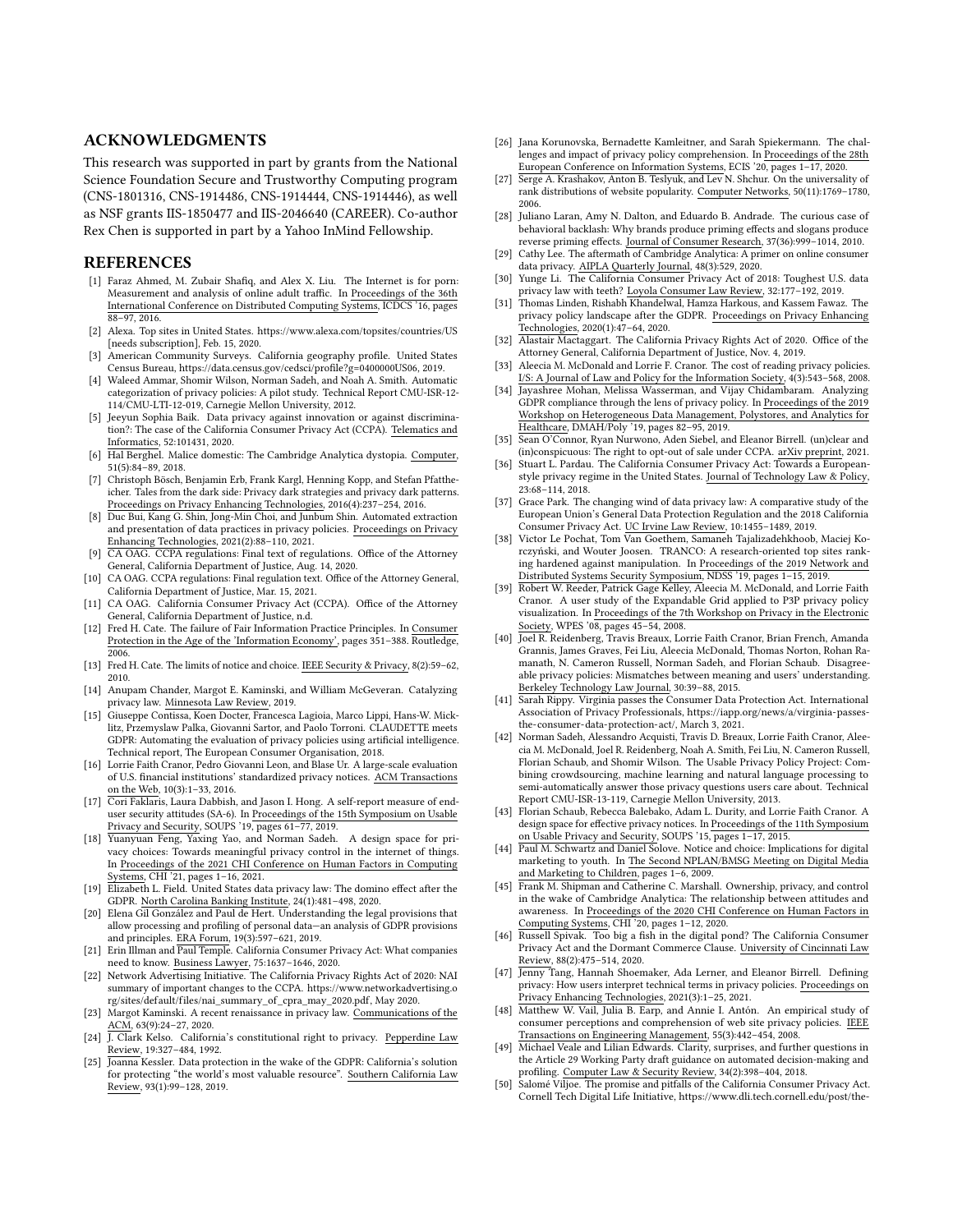## ACKNOWLEDGMENTS

This research was supported in part by grants from the National Science Foundation Secure and Trustworthy Computing program (CNS-1801316, CNS-1914486, CNS-1914444, CNS-1914446), as well as NSF grants IIS-1850477 and IIS-2046640 (CAREER). Co-author Rex Chen is supported in part by a Yahoo InMind Fellowship.

## REFERENCES

[1] Faraz Ahmed, M. Zubair Shafiq, and Alex X. Liu. The Internet is for porn: Measurement and analysis of online adult traffic. In Proceedings of the 36th International Conference on Distributed Computing Systems, ICDCS '16, pages 88–97, 2016.

[2] Alexa. Top sites in United States. https://www.alexa.com/topsites/countries/US [needs subscription], Feb. 15, 2020.

[3] American Community Surveys. California geography profile. United States Census Bureau, https://data.census.gov/cedsci/profile?g=0400000US06, 2019.

[4] Waleed Ammar, Shomir Wilson, Norman Sadeh, and Noah A. Smith. Automatic categorization of privacy policies: A pilot study. Technical Report CMU-ISR-12-114/CMU-LTI-12-019, Carnegie Mellon University, 2012.

[5] Jeeyun Sophia Baik. Data privacy against innovation or against discrimination?: The case of the California Consumer Privacy Act (CCPA). Telematics and Informatics, 52:101431, 2020.

[6] Hal Berghel. Malice domestic: The Cambridge Analytica dystopia. Computer, 51(5):84–89, 2018.

[7] Christoph Bösch, Benjamin Erb, Frank Kargl, Henning Kopp, and Stefan Pfattheicher. Tales from the dark side: Privacy dark strategies and privacy dark patterns. Proceedings on Privacy Enhancing Technologies, 2016(4):237–254, 2016.

[8] Duc Bui, Kang G. Shin, Jong-Min Choi, and Junbum Shin. Automated extraction and presentation of data practices in privacy policies. Proceedings on Privacy Enhancing Technologies, 2021(2):88–110, 2021.

[9] CA OAG. CCPA regulations: Final text of regulations. Office of the Attorney General, California Department of Justice, Aug. 14, 2020.

[10] CA OAG. CCPA regulations: Final regulation text. Office of the Attorney General, California Department of Justice, Mar. 15, 2021.

[11] CA OAG. California Consumer Privacy Act (CCPA). Office of the Attorney General, California Department of Justice, n.d.

[12] Fred H. Cate. The failure of Fair Information Practice Principles. In Consumer Protection in the Age of the 'Information Economy', pages 351–388. Routledge, 2006.

[13] Fred H. Cate. The limits of notice and choice. IEEE Security & Privacy, 8(2):59–62, 2010.

[14] Anupam Chander, Margot E. Kaminski, and William McGeveran. Catalyzing privacy law. Minnesota Law Review, 2019.

[15] Giuseppe Contissa, Koen Docter, Francesca Lagioia, Marco Lippi, Hans-W. Micklitz, Przemyslaw Palka, Giovanni Sartor, and Paolo Torroni. CLAUDETTE meets GDPR: Automating the evaluation of privacy policies using artificial intelligence. Technical report, The European Consumer Organisation, 2018.

[16] Lorrie Faith Cranor, Pedro Giovanni Leon, and Blase Ur. A large-scale evaluation of U.S. financial institutions' standardized privacy notices. ACM Transactions on the Web, 10(3):1–33, 2016.

[17] Cori Faklaris, Laura Dabbish, and Jason I. Hong. A self-report measure of end-user security attitudes (SA-6). In Proceedings of the 15th Symposium on Usable Privacy and Security, SOUPS '19, pages 61–77, 2019.

[18] Yuanyuan Feng, Yaxing Yao, and Norman Sadeh. A design space for privacy choices: Towards meaningful privacy control in the internet of things. In Proceedings of the 2021 CHI Conference on Human Factors in Computing Systems, CHI '21, pages 1–16, 2021.

[19] Elizabeth L. Field. United States data privacy law: The domino effect after the GDPR. North Carolina Banking Institute, 24(1):481–498, 2020.

[20] Elena Gil González and Paul de Hert. Understanding the legal provisions that allow processing and profiling of personal data—an analysis of GDPR provisions and principles. ERA Forum, 19(3):597–621, 2019.

[21] Erin Illman and Paul Temple. California Consumer Privacy Act: What companies need to know. Business Lawyer, 75:1637–1646, 2020.

[22] Network Advertising Initiative. The California Privacy Rights Act of 2020: NAI summary of important changes to the CCPA. https://www.networkadvertising.org/sites/default/files/nai_summary_of_cpra_may_2020.pdf, May 2020.

[23] Margot Kaminski. A recent renaissance in privacy law. Communications of the ACM, 63(9):24–27, 2020.

[24] J. Clark Kelso. California's constitutional right to privacy. Pepperdine Law Review, 19:327–484, 1992.

[25] Joanna Kessler. Data protection in the wake of the GDPR: California's solution for protecting "the world's most valuable resource". Southern California Law Review, 93(1):99–128, 2019.

[26] Jana Korunovska, Bernadette Kamleitner, and Sarah Spiekermann. The challenges and impact of privacy policy comprehension. In Proceedings of the 28th European Conference on Information Systems, ECIS '20, pages 1–17, 2020.

[27] Serge A. Krashakov, Anton B. Teslyuk, and Lev N. Shchur. On the universality of rank distributions of website popularity. Computer Networks, 50(11):1769–1780, 2006.

[28] Juliano Laran, Amy N. Dalton, and Eduardo B. Andrade. The curious case of behavioral backlash: Why brands produce priming effects and slogans produce reverse priming effects. Journal of Consumer Research, 37(36):999–1014, 2010.

[29] Cathy Lee. The aftermath of Cambridge Analytica: A primer on online consumer data privacy. AIPLA Quarterly Journal, 48(3):529, 2020.

[30] Yunge Li. The California Consumer Privacy Act of 2018: Toughest U.S. data privacy law with teeth? Loyola Consumer Law Review, 32:177–192, 2019.

[31] Thomas Linden, Rishabh Khandelwal, Hamza Harkous, and Kassem Fawaz. The privacy policy landscape after the GDPR. Proceedings on Privacy Enhancing Technologies, 2020(1):47–64, 2020.

[32] Alastair Mactaggart. The California Privacy Rights Act of 2020. Office of the Attorney General, California Department of Justice, Nov. 4, 2019.

[33] Aleecia M. McDonald and Lorrie F. Cranor. The cost of reading privacy policies. I/S: A Journal of Law and Policy for the Information Society, 4(3):543–568, 2008.

[34] Jayashree Mohan, Melissa Wasserman, and Vijay Chidambaram. Analyzing GDPR compliance through the lens of privacy policy. In Proceedings of the 2019 Workshop on Heterogeneous Data Management, Polystores, and Analytics for Healthcare, DMAH/Poly '19, pages 82–95, 2019.

[35] Sean O'Connor, Ryan Nurwono, Aden Siebel, and Eleanor Birrell. (un)clear and (in)conspicuous: The right to opt-out of sale under CCPA. arXiv preprint, 2021.

[36] Stuart L. Pardau. The California Consumer Privacy Act: Towards a European-style privacy regime in the United States. Journal of Technology Law & Policy, 23:68–114, 2018.

[37] Grace Park. The changing wind of data privacy law: A comparative study of the European Union's General Data Protection Regulation and the 2018 California Consumer Privacy Act. UC Irvine Law Review, 10:1455–1489, 2019.

[38] Victor Le Pochat, Tom Van Goethem, Samaneh Tajalizadehkhoob, Maciej Korczyński, and Wouter Joosen. TRANCO: A research-oriented top sites ranking hardened against manipulation. In Proceedings of the 2019 Network and Distributed Systems Security Symposium, NDSS '19, pages 1–15, 2019.

[39] Robert W. Reeder, Patrick Gage Kelley, Aleecia M. McDonald, and Lorrie Faith Cranor. A user study of the Expandable Grid applied to P3P privacy policy visualization. In Proceedings of the 7th Workshop on Privacy in the Electronic Society, WPES '08, pages 45–54, 2008.

[40] Joel R. Reidenberg, Travis Breaux, Lorrie Faith Cranor, Brian French, Amanda Grannis, James Graves, Fei Liu, Aleecia McDonald, Thomas Norton, Rohan Ramanath, N. Cameron Russell, Norman Sadeh, and Florian Schaub. Disagreeable privacy policies: Mismatches between meaning and users' understanding. Berkeley Technology Law Journal, 30:39–88, 2015.

[41] Sarah Rippy. Virginia passes the Consumer Data Protection Act. International Association of Privacy Professionals, https://iapp.org/news/a/virginia-passes-the-consumer-data-protection-act/, March 3, 2021.

[42] Norman Sadeh, Alessandro Acquisti, Travis D. Breaux, Lorrie Faith Cranor, Aleecia M. McDonald, Joel R. Reidenberg, Noah A. Smith, Fei Liu, N. Cameron Russell, Florian Schaub, and Shomir Wilson. The Usable Privacy Policy Project: Combining crowdsourcing, machine learning and natural language processing to semi-automatically answer those privacy questions users care about. Technical Report CMU-ISR-13-119, Carnegie Mellon University, 2013.

[43] Florian Schaub, Rebecca Balebako, Adam L. Durity, and Lorrie Faith Cranor. A design space for effective privacy notices. In Proceedings of the 11th Symposium on Usable Privacy and Security, SOUPS '15, pages 1–17, 2015.

[44] Paul M. Schwartz and Daniel Solove. Notice and choice: Implications for digital marketing to youth. In The Second NPLAN/BMSG Meeting on Digital Media and Marketing to Children, pages 1–6, 2009.

[45] Frank M. Shipman and Catherine C. Marshall. Ownership, privacy, and control in the wake of Cambridge Analytica: The relationship between attitudes and awareness. In Proceedings of the 2020 CHI Conference on Human Factors in Computing Systems, CHI '20, pages 1–12, 2020.

[46] Russell Spivak. Too big a fish in the digital pond? The California Consumer Privacy Act and the Dormant Commerce Clause. University of Cincinnati Law Review, 88(2):475–514, 2020.

[47] Jenny Tang, Hannah Shoemaker, Ada Lerner, and Eleanor Birrell. Defining privacy: How users interpret technical terms in privacy policies. Proceedings on Privacy Enhancing Technologies, 2021(3):1–25, 2021.

[48] Matthew W. Vail, Julia B. Earp, and Annie I. Antón. An empirical study of consumer perceptions and comprehension of web site privacy policies. IEEE Transactions on Engineering Management, 55(3):442–454, 2008.

[49] Michael Veale and Lilian Edwards. Clarity, surprises, and further questions in the Article 29 Working Party draft guidance on automated decision-making and profiling. Computer Law & Security Review, 34(2):398–404, 2018.

[50] Salomé Viljoe. The promise and pitfalls of the California Consumer Privacy Act. Cornell Tech Digital Life Initiative, https://www.dli.tech.cornell.edu/post/the-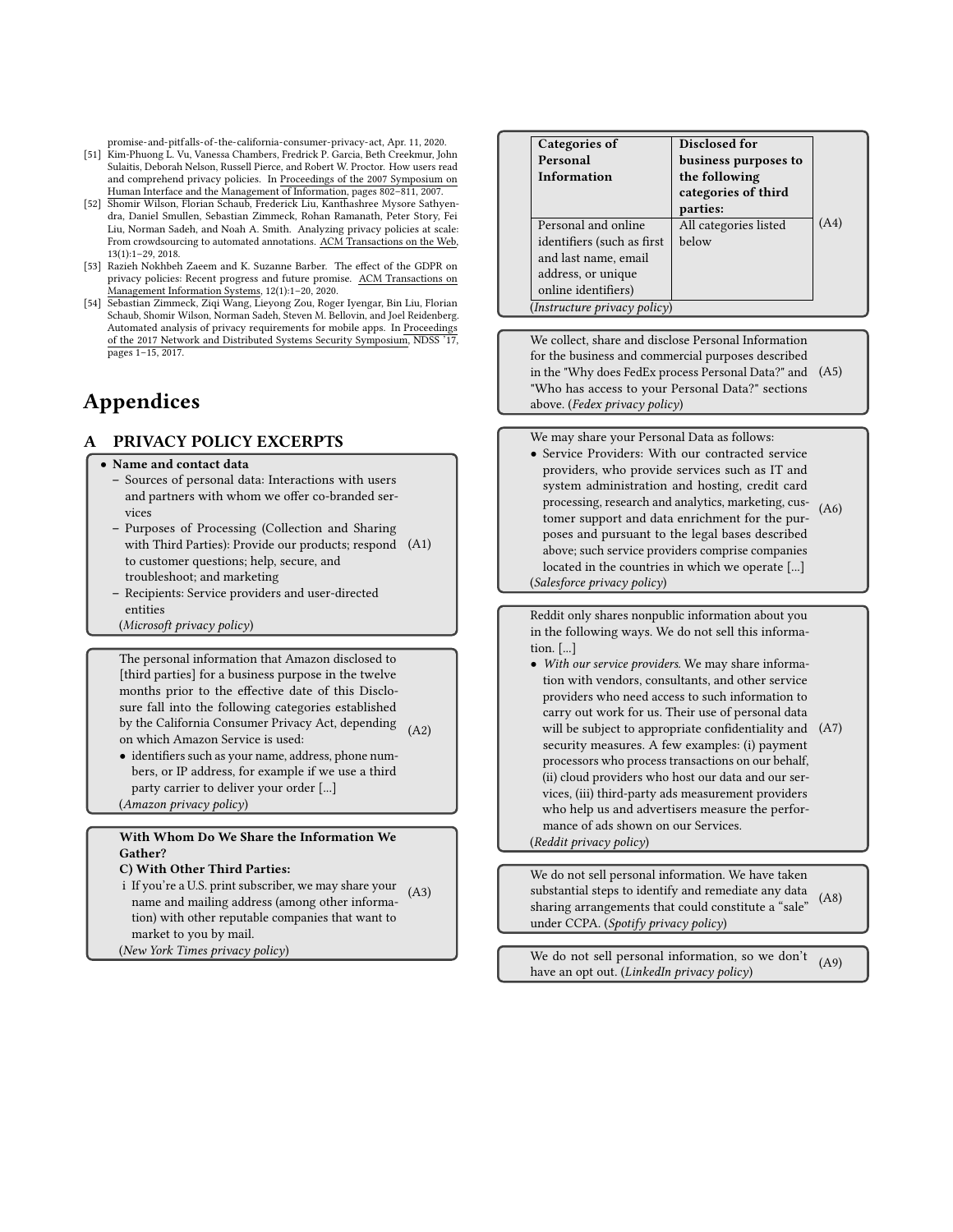promise-and-pitfalls-of-the-california-consumer-privacy-act, Apr. 11, 2020.

[51] Kim-Phuong L. Vu, Vanessa Chambers, Fredrick P. Garcia, Beth Creekmur, John Sulaitis, Deborah Nelson, Russell Pierce, and Robert W. Proctor. How users read and comprehend privacy policies. In Proceedings of the 2007 Symposium on Human Interface and the Management of Information, pages 802–811, 2007.

[52] Shomir Wilson, Florian Schaub, Frederick Liu, Kanthashree Mysore Sathyendra, Daniel Smullen, Sebastian Zimmeck, Rohan Ramanath, Peter Story, Fei Liu, Norman Sadeh, and Noah A. Smith. Analyzing privacy policies at scale: From crowdsourcing to automated annotations. ACM Transactions on the Web, 13(1):1–29, 2018.

[53] Razieh Nokhbeh Zaeem and K. Suzanne Barber. The effect of the GDPR on privacy policies: Recent progress and future promise. ACM Transactions on Management Information Systems, 12(1):1–20, 2020.

[54] Sebastian Zimmeck, Ziqi Wang, Lieyong Zou, Roger Iyengar, Bin Liu, Florian Schaub, Shomir Wilson, Norman Sadeh, Steven M. Bellovin, and Joel Reidenberg. Automated analysis of privacy requirements for mobile apps. In Proceedings of the 2017 Network and Distributed Systems Security Symposium, NDSS '17, pages 1–15, 2017.

# Appendices

## A PRIVACY POLICY EXCERPTS

- **Name and contact data**
  - Sources of personal data: Interactions with users and partners with whom we offer co-branded services
  - Purposes of Processing (Collection and Sharing with Third Parties): Provide our products; respond to customer questions; help, secure, and troubleshoot; and marketing
  - Recipients: Service providers and user-directed entities

(*Microsoft privacy policy*) (A1)

The personal information that Amazon disclosed to [third parties] for a business purpose in the twelve months prior to the effective date of this Disclosure fall into the following categories established by the California Consumer Privacy Act, depending on which Amazon Service is used:

- identifiers such as your name, address, phone numbers, or IP address, for example if we use a third party carrier to deliver your order [...]

(*Amazon privacy policy*) (A2)

**With Whom Do We Share the Information We Gather?**

**C) With Other Third Parties:**

i If you're a U.S. print subscriber, we may share your name and mailing address (among other information) with other reputable companies that want to market to you by mail.

(*New York Times privacy policy*) (A3)

| Categories of Personal Information | Disclosed for business purposes to the following categories of third parties: |
|---|---|
| Personal and online identifiers (such as first and last name, email address, or unique online identifiers) | All categories listed below |

(*Instructure privacy policy*) (A4)

We collect, share and disclose Personal Information for the business and commercial purposes described in the "Why does FedEx process Personal Data?" and "Who has access to your Personal Data?" sections above. (*Fedex privacy policy*) (A5)

We may share your Personal Data as follows:

- Service Providers: With our contracted service providers, who provide services such as IT and system administration and hosting, credit card processing, research and analytics, marketing, customer support and data enrichment for the purposes and pursuant to the legal bases described above; such service providers comprise companies located in the countries in which we operate [...]

(*Salesforce privacy policy*) (A6)

Reddit only shares nonpublic information about you in the following ways. We do not sell this information. [...]

- *With our service providers.* We may share information with vendors, consultants, and other service providers who need access to such information to carry out work for us. Their use of personal data will be subject to appropriate confidentiality and security measures. A few examples: (i) payment processors who process transactions on our behalf, (ii) cloud providers who host our data and our services, (iii) third-party ads measurement providers who help us and advertisers measure the performance of ads shown on our Services.

(*Reddit privacy policy*) (A7)

We do not sell personal information. We have taken substantial steps to identify and remediate any data sharing arrangements that could constitute a "sale" under CCPA. (*Spotify privacy policy*) (A8)

We do not sell personal information, so we don't have an opt out. (*LinkedIn privacy policy*) (A9)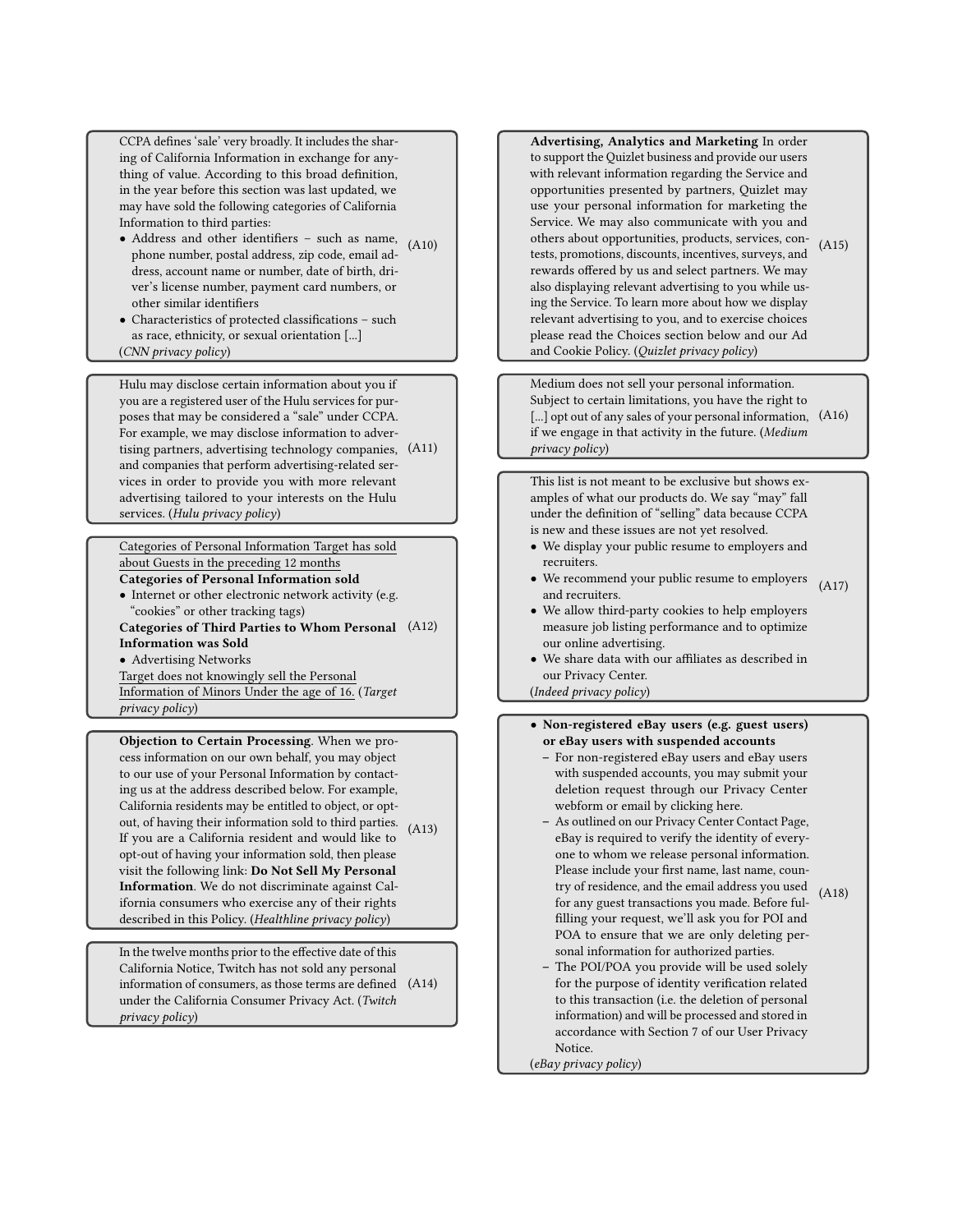CCPA defines 'sale' very broadly. It includes the sharing of California Information in exchange for anything of value. According to this broad definition, in the year before this section was last updated, we may have sold the following categories of California Information to third parties:

- Address and other identifiers – such as name, phone number, postal address, zip code, email address, account name or number, date of birth, driver's license number, payment card numbers, or other similar identifiers
- Characteristics of protected classifications – such as race, ethnicity, or sexual orientation [...]

(*CNN privacy policy*) (A10)

Hulu may disclose certain information about you if you are a registered user of the Hulu services for purposes that may be considered a "sale" under CCPA. For example, we may disclose information to advertising partners, advertising technology companies, and companies that perform advertising-related services in order to provide you with more relevant advertising tailored to your interests on the Hulu services. (*Hulu privacy policy*) (A11)

<u>Categories of Personal Information Target has sold about Guests in the preceding 12 months</u>
**Categories of Personal Information sold**

- Internet or other electronic network activity (e.g. "cookies" or other tracking tags)

**Categories of Third Parties to Whom Personal Information was Sold**

- Advertising Networks

<u>Target does not knowingly sell the Personal Information of Minors Under the age of 16.</u> (*Target privacy policy*) (A12)

**Objection to Certain Processing**. When we process information on our own behalf, you may object to our use of your Personal Information by contacting us at the address described below. For example, California residents may be entitled to object, or opt-out, of having their information sold to third parties. If you are a California resident and would like to opt-out of having your information sold, then please visit the following link: **Do Not Sell My Personal Information**. We do not discriminate against California consumers who exercise any of their rights described in this Policy. (*Healthline privacy policy*) (A13)

In the twelve months prior to the effective date of this California Notice, Twitch has not sold any personal information of consumers, as those terms are defined under the California Consumer Privacy Act. (*Twitch privacy policy*) (A14)

**Advertising, Analytics and Marketing** In order to support the Quizlet business and provide our users with relevant information regarding the Service and opportunities presented by partners, Quizlet may use your personal information for marketing the Service. We may also communicate with you and others about opportunities, products, services, contests, promotions, discounts, incentives, surveys, and rewards offered by us and select partners. We may also displaying relevant advertising to you while using the Service. To learn more about how we display relevant advertising to you, and to exercise choices please read the Choices section below and our Ad and Cookie Policy. (*Quizlet privacy policy*) (A15)

Medium does not sell your personal information. Subject to certain limitations, you have the right to [...] opt out of any sales of your personal information, if we engage in that activity in the future. (*Medium privacy policy*) (A16)

This list is not meant to be exclusive but shows examples of what our products do. We say "may" fall under the definition of "selling" data because CCPA is new and these issues are not yet resolved.

- We display your public resume to employers and recruiters.
- We recommend your public resume to employers and recruiters.
- We allow third-party cookies to help employers measure job listing performance and to optimize our online advertising.
- We share data with our affiliates as described in our Privacy Center.

(*Indeed privacy policy*) (A17)

- **Non-registered eBay users (e.g. guest users) or eBay users with suspended accounts**
  - For non-registered eBay users and eBay users with suspended accounts, you may submit your deletion request through our Privacy Center webform or email by clicking here.
  - As outlined on our Privacy Center Contact Page, eBay is required to verify the identity of everyone to whom we release personal information. Please include your first name, last name, country of residence, and the email address you used for any guest transactions you made. Before fulfilling your request, we'll ask you for POI and POA to ensure that we are only deleting personal information for authorized parties.
  - The POI/POA you provide will be used solely for the purpose of identity verification related to this transaction (i.e. the deletion of personal information) and will be processed and stored in accordance with Section 7 of our User Privacy Notice.

(*eBay privacy policy*) (A18)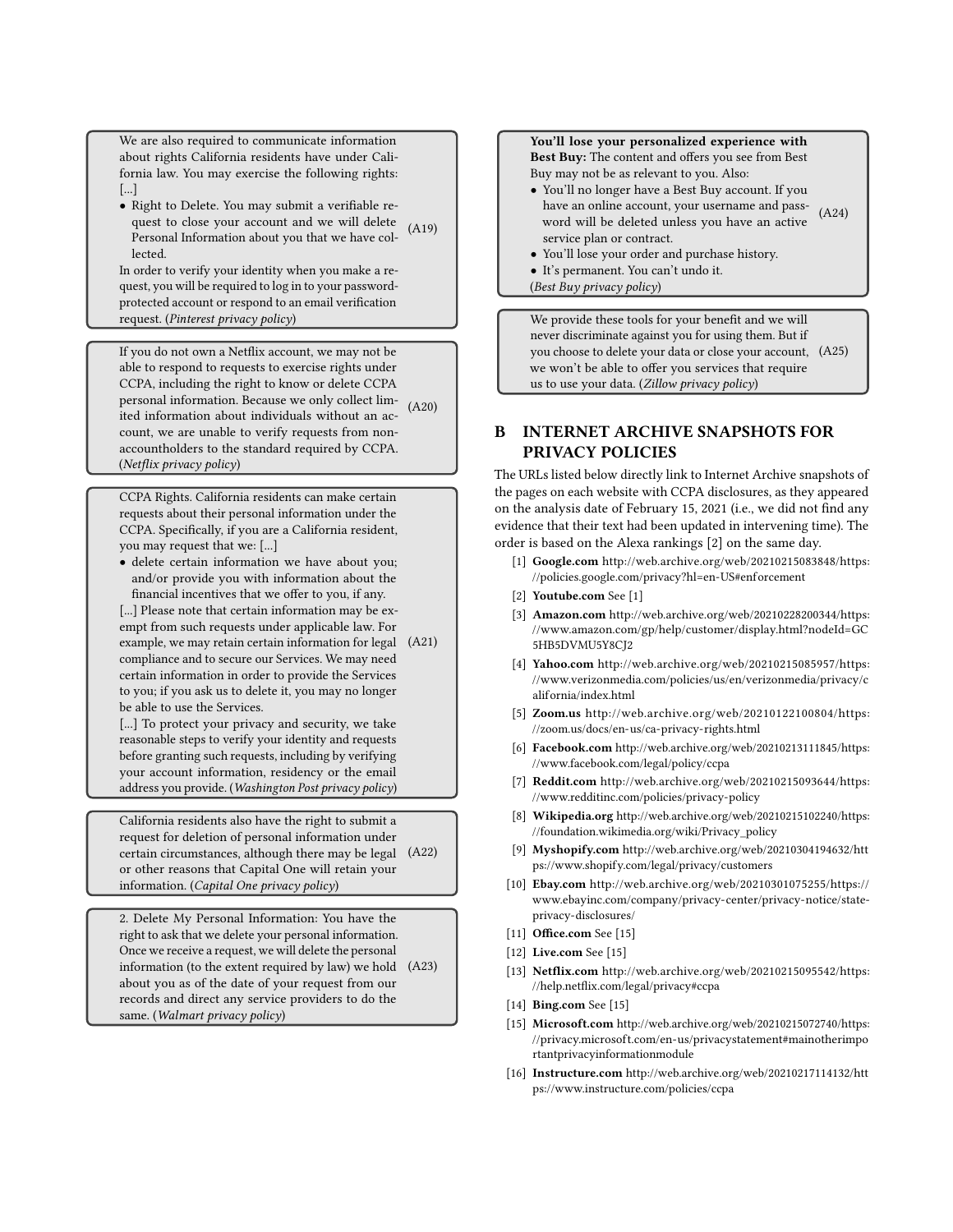> We are also required to communicate information about rights California residents have under California law. You may exercise the following rights: [...]
>
> - Right to Delete. You may submit a verifiable request to close your account and we will delete Personal Information about you that we have collected.
>
> In order to verify your identity when you make a request, you will be required to log in to your password-protected account or respond to an email verification request. (*Pinterest privacy policy*) (A19)

> If you do not own a Netflix account, we may not be able to respond to requests to exercise rights under CCPA, including the right to know or delete CCPA personal information. Because we only collect limited information about individuals without an account, we are unable to verify requests from non-accountholders to the standard required by CCPA. (*Netflix privacy policy*) (A20)

> CCPA Rights. California residents can make certain requests about their personal information under the CCPA. Specifically, if you are a California resident, you may request that we: [...]
>
> - delete certain information we have about you; and/or provide you with information about the financial incentives that we offer to you, if any.
>
> [...] Please note that certain information may be exempt from such requests under applicable law. For example, we may retain certain information for legal compliance and to secure our Services. We may need certain information in order to provide the Services to you; if you ask us to delete it, you may no longer be able to use the Services.
>
> [...] To protect your privacy and security, we take reasonable steps to verify your identity and requests before granting such requests, including by verifying your account information, residency or the email address you provide. (*Washington Post privacy policy*) (A21)

> California residents also have the right to submit a request for deletion of personal information under certain circumstances, although there may be legal or other reasons that Capital One will retain your information. (*Capital One privacy policy*) (A22)

> 2. Delete My Personal Information: You have the right to ask that we delete your personal information. Once we receive a request, we will delete the personal information (to the extent required by law) we hold about you as of the date of your request from our records and direct any service providers to do the same. (*Walmart privacy policy*) (A23)

> **You'll lose your personalized experience with Best Buy:** The content and offers you see from Best Buy may not be as relevant to you. Also:
>
> - You'll no longer have a Best Buy account. If you have an online account, your username and password will be deleted unless you have an active service plan or contract.
> - You'll lose your order and purchase history.
> - It's permanent. You can't undo it.
>
> (*Best Buy privacy policy*) (A24)

> We provide these tools for your benefit and we will never discriminate against you for using them. But if you choose to delete your data or close your account, we won't be able to offer you services that require us to use your data. (*Zillow privacy policy*) (A25)

## B INTERNET ARCHIVE SNAPSHOTS FOR PRIVACY POLICIES

The URLs listed below directly link to Internet Archive snapshots of the pages on each website with CCPA disclosures, as they appeared on the analysis date of February 15, 2021 (i.e., we did not find any evidence that their text had been updated in intervening time). The order is based on the Alexa rankings [2] on the same day.

[1] **Google.com** http://web.archive.org/web/20210215083848/https://policies.google.com/privacy?hl=en-US#enforcement

[2] **Youtube.com** See [1]

[3] **Amazon.com** http://web.archive.org/web/20210228200344/https://www.amazon.com/gp/help/customer/display.html?nodeId=GC5HB5DVMU5Y8CJ2

[4] **Yahoo.com** http://web.archive.org/web/20210215085957/https://www.verizonmedia.com/policies/us/en/verizonmedia/privacy/california/index.html

[5] **Zoom.us** http://web.archive.org/web/20210122100804/https://zoom.us/docs/en-us/ca-privacy-rights.html

[6] **Facebook.com** http://web.archive.org/web/20210213111845/https://www.facebook.com/legal/policy/ccpa

[7] **Reddit.com** http://web.archive.org/web/20210215093644/https://www.redditinc.com/policies/privacy-policy

[8] **Wikipedia.org** http://web.archive.org/web/20210215102240/https://foundation.wikimedia.org/wiki/Privacy_policy

[9] **Myshopify.com** http://web.archive.org/web/20210304194632/https://www.shopify.com/legal/privacy/customers

[10] **Ebay.com** http://web.archive.org/web/20210301075255/https://www.ebayinc.com/company/privacy-center/privacy-notice/state-privacy-disclosures/

[11] **Office.com** See [15]

[12] **Live.com** See [15]

[13] **Netflix.com** http://web.archive.org/web/20210215095542/https://help.netflix.com/legal/privacy#ccpa

[14] **Bing.com** See [15]

[15] **Microsoft.com** http://web.archive.org/web/20210215072740/https://privacy.microsoft.com/en-us/privacystatement#mainotherimportantprivacyinformationmodule

[16] **Instructure.com** http://web.archive.org/web/20210217114132/https://www.instructure.com/policies/ccpa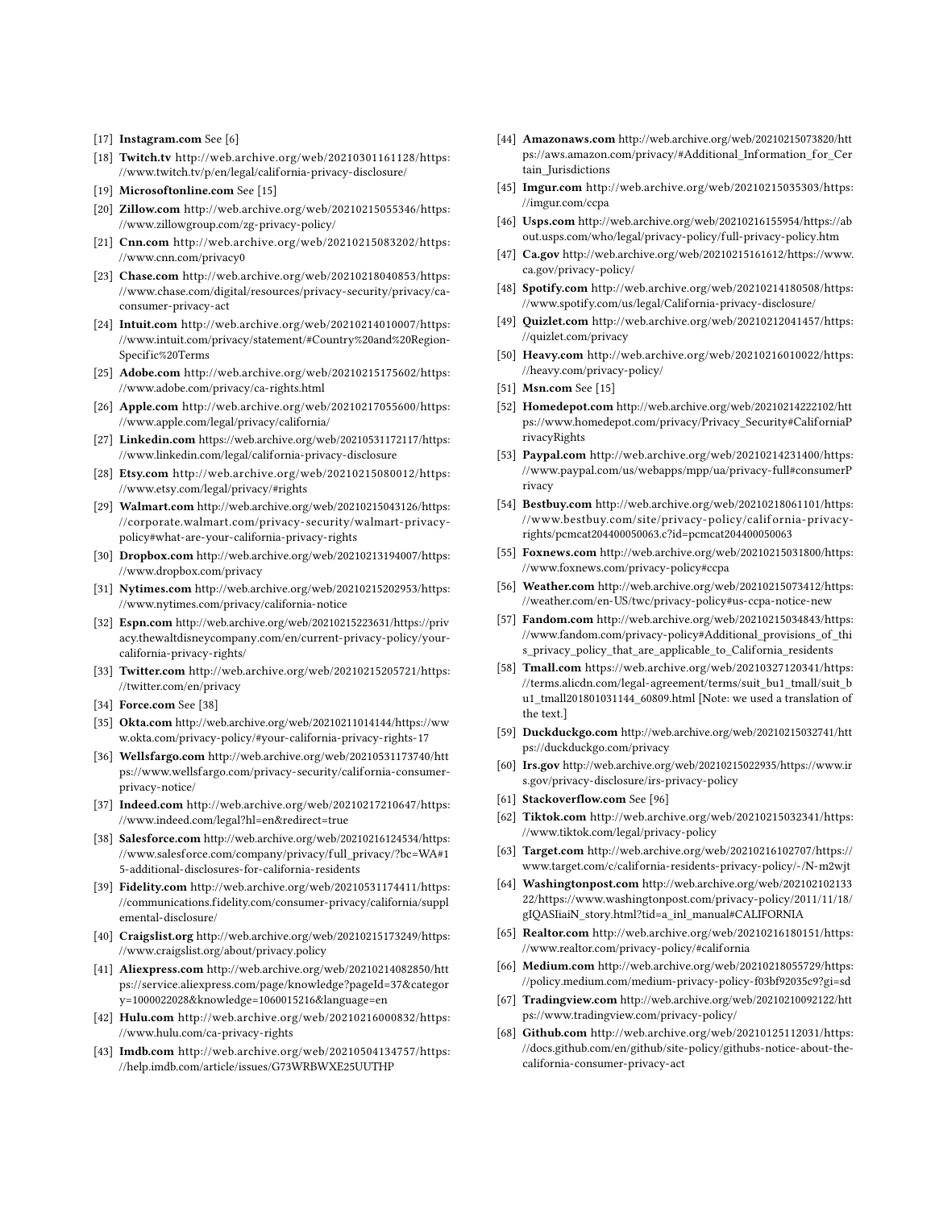[17] **Instagram.com** See [6]

[18] **Twitch.tv** http://web.archive.org/web/20210301161128/https://www.twitch.tv/p/en/legal/california-privacy-disclosure/

[19] **Microsoftonline.com** See [15]

[20] **Zillow.com** http://web.archive.org/web/20210215055346/https://www.zillowgroup.com/zg-privacy-policy/

[21] **Cnn.com** http://web.archive.org/web/20210215083202/https://www.cnn.com/privacy0

[23] **Chase.com** http://web.archive.org/web/20210218040853/https://www.chase.com/digital/resources/privacy-security/privacy/ca-consumer-privacy-act

[24] **Intuit.com** http://web.archive.org/web/20210214010007/https://www.intuit.com/privacy/statement/#Country%20and%20Region-Specific%20Terms

[25] **Adobe.com** http://web.archive.org/web/20210215175602/https://www.adobe.com/privacy/ca-rights.html

[26] **Apple.com** http://web.archive.org/web/20210217055600/https://www.apple.com/legal/privacy/california/

[27] **Linkedin.com** https://web.archive.org/web/20210531172117/https://www.linkedin.com/legal/california-privacy-disclosure

[28] **Etsy.com** http://web.archive.org/web/20210215080012/https://www.etsy.com/legal/privacy/#rights

[29] **Walmart.com** http://web.archive.org/web/20210215043126/https://corporate.walmart.com/privacy-security/walmart-privacy-policy#what-are-your-california-privacy-rights

[30] **Dropbox.com** http://web.archive.org/web/20210213194007/https://www.dropbox.com/privacy

[31] **Nytimes.com** http://web.archive.org/web/20210215202953/https://www.nytimes.com/privacy/california-notice

[32] **Espn.com** http://web.archive.org/web/20210215223631/https://privacy.thewaltdisneycompany.com/en/current-privacy-policy/your-california-privacy-rights/

[33] **Twitter.com** http://web.archive.org/web/20210215205721/https://twitter.com/en/privacy

[34] **Force.com** See [38]

[35] **Okta.com** http://web.archive.org/web/20210211014144/https://www.okta.com/privacy-policy/#your-california-privacy-rights-17

[36] **Wellsfargo.com** http://web.archive.org/web/20210531173740/https://www.wellsfargo.com/privacy-security/california-consumer-privacy-notice/

[37] **Indeed.com** http://web.archive.org/web/20210217210647/https://www.indeed.com/legal?hl=en&redirect=true

[38] **Salesforce.com** http://web.archive.org/web/20210216124534/https://www.salesforce.com/company/privacy/full_privacy/?bc=WA#15-additional-disclosures-for-california-residents

[39] **Fidelity.com** http://web.archive.org/web/20210531174411/https://communications.fidelity.com/consumer-privacy/california/supplemental-disclosure/

[40] **Craigslist.org** http://web.archive.org/web/20210215173249/https://www.craigslist.org/about/privacy.policy

[41] **Aliexpress.com** http://web.archive.org/web/20210214082850/https://service.aliexpress.com/page/knowledge?pageId=37&category=1000022028&knowledge=1060015216&language=en

[42] **Hulu.com** http://web.archive.org/web/20210216000832/https://www.hulu.com/ca-privacy-rights

[43] **Imdb.com** http://web.archive.org/web/20210504134757/https://help.imdb.com/article/issues/G73WRBWXE25UUTHP

[44] **Amazonaws.com** http://web.archive.org/web/20210215073820/https://aws.amazon.com/privacy/#Additional_Information_for_Certain_Jurisdictions

[45] **Imgur.com** http://web.archive.org/web/20210215035303/https://imgur.com/ccpa

[46] **Usps.com** http://web.archive.org/web/20210216155954/https://about.usps.com/who/legal/privacy-policy/full-privacy-policy.htm

[47] **Ca.gov** http://web.archive.org/web/20210215161612/https://www.ca.gov/privacy-policy/

[48] **Spotify.com** http://web.archive.org/web/20210214180508/https://www.spotify.com/us/legal/California-privacy-disclosure/

[49] **Quizlet.com** http://web.archive.org/web/20210212041457/https://quizlet.com/privacy

[50] **Heavy.com** http://web.archive.org/web/20210216010022/https://heavy.com/privacy-policy/

[51] **Msn.com** See [15]

[52] **Homedepot.com** http://web.archive.org/web/20210214222102/https://www.homedepot.com/privacy/Privacy_Security#CaliforniaPrivacyRights

[53] **Paypal.com** http://web.archive.org/web/20210214231400/https://www.paypal.com/us/webapps/mpp/ua/privacy-full#consumerPrivacy

[54] **Bestbuy.com** http://web.archive.org/web/20210218061101/https://www.bestbuy.com/site/privacy-policy/california-privacy-rights/pcmcat204400050063.c?id=pcmcat204400050063

[55] **Foxnews.com** http://web.archive.org/web/20210215031800/https://www.foxnews.com/privacy-policy#ccpa

[56] **Weather.com** http://web.archive.org/web/20210215073412/https://weather.com/en-US/twc/privacy-policy#us-ccpa-notice-new

[57] **Fandom.com** http://web.archive.org/web/20210215034843/https://www.fandom.com/privacy-policy#Additional_provisions_of_this_privacy_policy_that_are_applicable_to_California_residents

[58] **Tmall.com** https://web.archive.org/web/20210327120341/https://terms.alicdn.com/legal-agreement/terms/suit_bu1_tmall/suit_bu1_tmall201801031144_60809.html [Note: we used a translation of the text.]

[59] **Duckduckgo.com** http://web.archive.org/web/20210215032741/https://duckduckgo.com/privacy

[60] **Irs.gov** http://web.archive.org/web/20210215022935/https://www.irs.gov/privacy-disclosure/irs-privacy-policy

[61] **Stackoverflow.com** See [96]

[62] **Tiktok.com** http://web.archive.org/web/20210215032341/https://www.tiktok.com/legal/privacy-policy

[63] **Target.com** http://web.archive.org/web/20210216102707/https://www.target.com/c/california-residents-privacy-policy/-/N-m2wjt

[64] **Washingtonpost.com** http://web.archive.org/web/20210210213322/https://www.washingtonpost.com/privacy-policy/2011/11/18/gIQASIiaiN_story.html?tid=a_inl_manual#CALIFORNIA

[65] **Realtor.com** http://web.archive.org/web/20210216180151/https://www.realtor.com/privacy-policy/#california

[66] **Medium.com** http://web.archive.org/web/20210218055729/https://policy.medium.com/medium-privacy-policy-f03bf92035c9?gi=sd

[67] **Tradingview.com** http://web.archive.org/web/20210210092122/https://www.tradingview.com/privacy-policy/

[68] **Github.com** http://web.archive.org/web/20210125112031/https://docs.github.com/en/github/site-policy/githubs-notice-about-the-california-consumer-privacy-act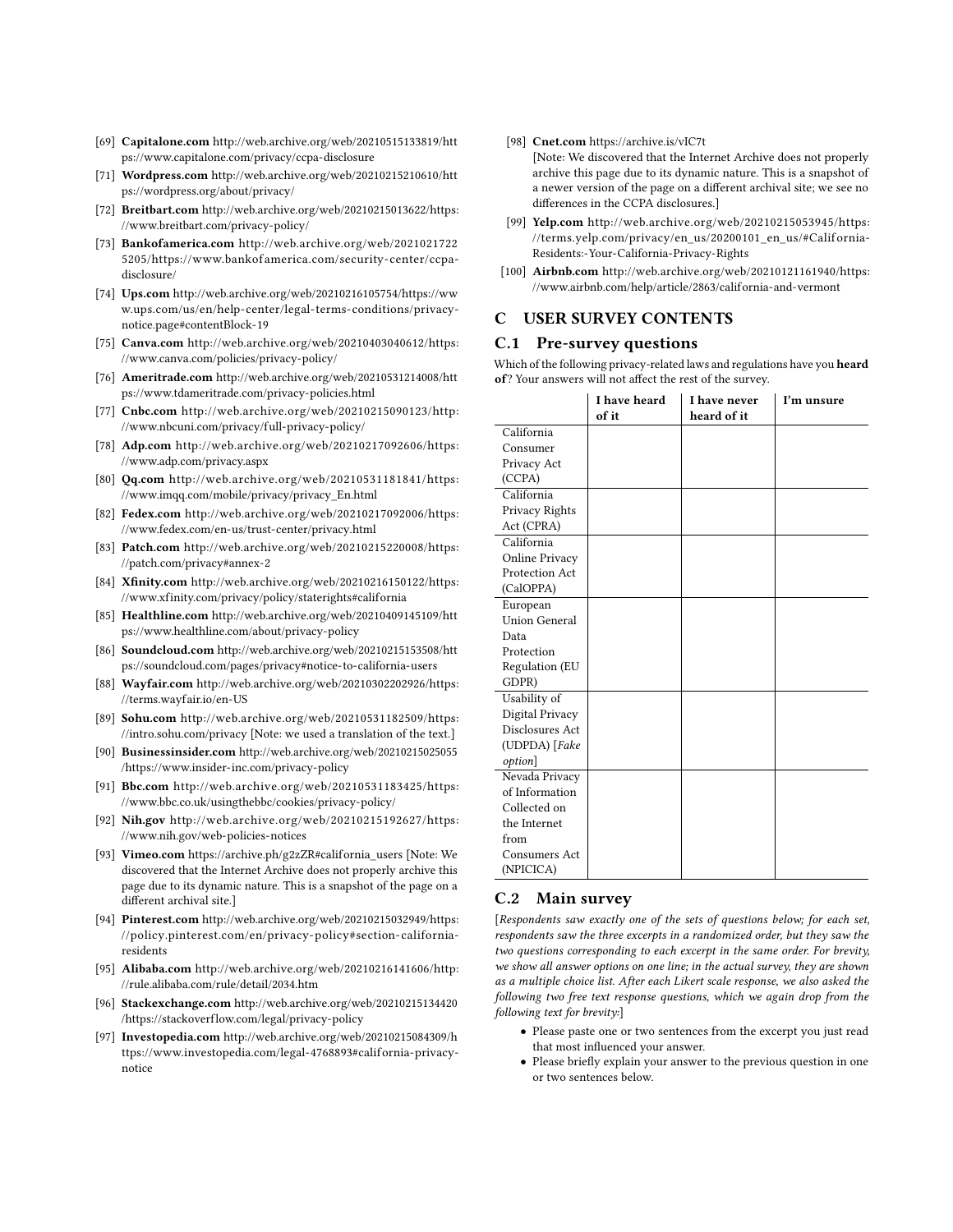- [69] **Capitalone.com** http://web.archive.org/web/20210515133819/https://www.capitalone.com/privacy/ccpa-disclosure
- [71] **Wordpress.com** http://web.archive.org/web/20210215210610/https://wordpress.org/about/privacy/
- [72] **Breitbart.com** http://web.archive.org/web/20210215013622/https://www.breitbart.com/privacy-policy/
- [73] **Bankofamerica.com** http://web.archive.org/web/20210217225205/https://www.bankofamerica.com/security-center/ccpa-disclosure/
- [74] **Ups.com** http://web.archive.org/web/20210216105754/https://www.ups.com/us/en/help-center/legal-terms-conditions/privacy-notice.page#contentBlock-19
- [75] **Canva.com** http://web.archive.org/web/20210403040612/https://www.canva.com/policies/privacy-policy/
- [76] **Ameritrade.com** http://web.archive.org/web/20210531214008/https://www.tdameritrade.com/privacy-policies.html
- [77] **Cnbc.com** http://web.archive.org/web/20210215090123/http://www.nbcuni.com/privacy/full-privacy-policy/
- [78] **Adp.com** http://web.archive.org/web/20210217092606/https://www.adp.com/privacy.aspx
- [80] **Qq.com** http://web.archive.org/web/20210531181841/https://www.imqq.com/mobile/privacy/privacy_En.html
- [82] **Fedex.com** http://web.archive.org/web/20210217092006/https://www.fedex.com/en-us/trust-center/privacy.html
- [83] **Patch.com** http://web.archive.org/web/20210215220008/https://patch.com/privacy#annex-2
- [84] **Xfinity.com** http://web.archive.org/web/20210216150122/https://www.xfinity.com/privacy/policy/staterights#california
- [85] **Healthline.com** http://web.archive.org/web/20210409145109/https://www.healthline.com/about/privacy-policy
- [86] **Soundcloud.com** http://web.archive.org/web/20210215153508/https://soundcloud.com/pages/privacy#notice-to-california-users
- [88] **Wayfair.com** http://web.archive.org/web/20210302202926/https://terms.wayfair.io/en-US
- [89] **Sohu.com** http://web.archive.org/web/20210531182509/https://intro.sohu.com/privacy [Note: we used a translation of the text.]
- [90] **Businessinsider.com** http://web.archive.org/web/20210215025055/https://www.insider-inc.com/privacy-policy
- [91] **Bbc.com** http://web.archive.org/web/20210531183425/https://www.bbc.co.uk/usingthebbc/cookies/privacy-policy/
- [92] **Nih.gov** http://web.archive.org/web/20210215192627/https://www.nih.gov/web-policies-notices
- [93] **Vimeo.com** https://archive.ph/g2zZR#california_users [Note: We discovered that the Internet Archive does not properly archive this page due to its dynamic nature. This is a snapshot of the page on a different archival site.]
- [94] **Pinterest.com** http://web.archive.org/web/20210215032949/https://policy.pinterest.com/en/privacy-policy#section-california-residents
- [95] **Alibaba.com** http://web.archive.org/web/20210216141606/http://rule.alibaba.com/rule/detail/2034.htm
- [96] **Stackexchange.com** http://web.archive.org/web/20210215134420/https://stackoverflow.com/legal/privacy-policy
- [97] **Investopedia.com** http://web.archive.org/web/20210215084309/https://www.investopedia.com/legal-4768893#california-privacy-notice
- [98] **Cnet.com** https://archive.is/vIC7t
  [Note: We discovered that the Internet Archive does not properly archive this page due to its dynamic nature. This is a snapshot of a newer version of the page on a different archival site; we see no differences in the CCPA disclosures.]
- [99] **Yelp.com** http://web.archive.org/web/20210215053945/https://terms.yelp.com/privacy/en_us/20200101_en_us/#California-Residents:-Your-California-Privacy-Rights
- [100] **Airbnb.com** http://web.archive.org/web/20210121161940/https://www.airbnb.com/help/article/2863/california-and-vermont

## C USER SURVEY CONTENTS

### C.1 Pre-survey questions

Which of the following privacy-related laws and regulations have you **heard of**? Your answers will not affect the rest of the survey.

| | **I have heard of it** | **I have never heard of it** | **I'm unsure** |
|---|---|---|---|
| California Consumer Privacy Act (CCPA) | | | |
| California Privacy Rights Act (CPRA) | | | |
| California Online Privacy Protection Act (CalOPPA) | | | |
| European Union General Data Protection Regulation (EU GDPR) | | | |
| Usability of Digital Privacy Disclosures Act (UDPDA) [*Fake option*] | | | |
| Nevada Privacy of Information Collected on the Internet from Consumers Act (NPICICA) | | | |

### C.2 Main survey

[*Respondents saw exactly one of the sets of questions below; for each set, respondents saw the three excerpts in a randomized order, but they saw the two questions corresponding to each excerpt in the same order. For brevity, we show all answer options on one line; in the actual survey, they are shown as a multiple choice list. After each Likert scale response, we also asked the following two free text response questions, which we again drop from the following text for brevity:*]

- Please paste one or two sentences from the excerpt you just read that most influenced your answer.
- Please briefly explain your answer to the previous question in one or two sentences below.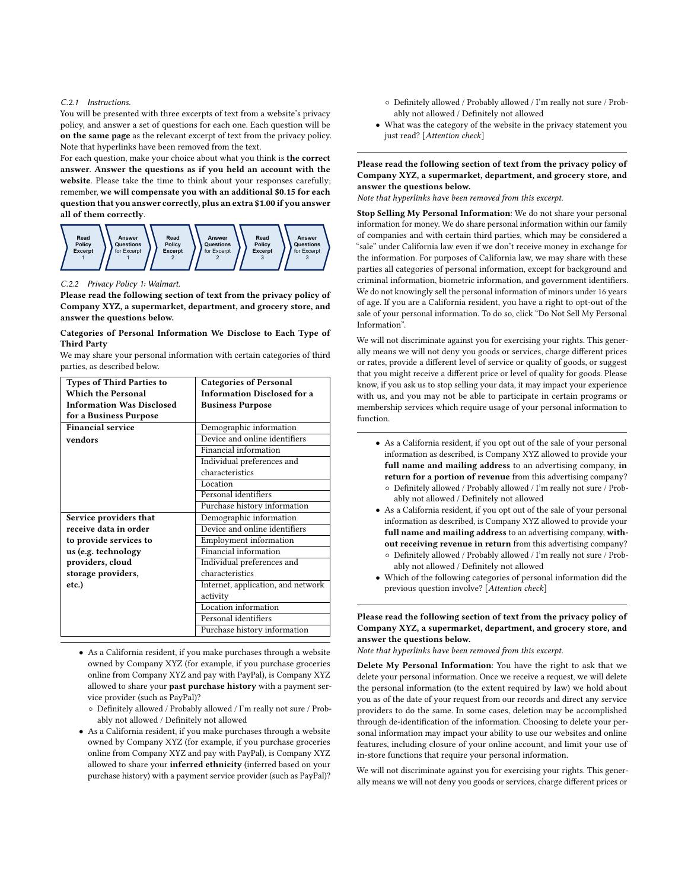#### C.2.1 Instructions.

You will be presented with three excerpts of text from a website's privacy policy, and answer a set of questions for each one. Each question will be **on the same page** as the relevant excerpt of text from the privacy policy. Note that hyperlinks have been removed from the text.

For each question, make your choice about what you think is **the correct answer**. **Answer the questions as if you held an account with the website**. Please take the time to think about your responses carefully; remember, **we will compensate you with an additional $0.15 for each question that you answer correctly, plus an extra $1.00 if you answer all of them correctly**.

Read Policy Excerpt 1 → Answer Questions for Excerpt 1 → Read Policy Excerpt 2 → Answer Questions for Excerpt 2 → Read Policy Excerpt 3 → Answer Questions for Excerpt 3

#### C.2.2 Privacy Policy 1: Walmart.

**Please read the following section of text from the privacy policy of Company XYZ, a supermarket, department, and grocery store, and answer the questions below.**

**Categories of Personal Information We Disclose to Each Type of Third Party**

We may share your personal information with certain categories of third parties, as described below.

| Types of Third Parties to Which the Personal Information Was Disclosed for a Business Purpose | Categories of Personal Information Disclosed for a Business Purpose |
|---|---|
| **Financial service vendors** | Demographic information |
| | Device and online identifiers |
| | Financial information |
| | Individual preferences and characteristics |
| | Location |
| | Personal identifiers |
| | Purchase history information |
| **Service providers that receive data in order to provide services to us (e.g. technology providers, cloud storage providers, etc.)** | Demographic information |
| | Device and online identifiers |
| | Employment information |
| | Financial information |
| | Individual preferences and characteristics |
| | Internet, application, and network activity |
| | Location information |
| | Personal identifiers |
| | Purchase history information |

- As a California resident, if you make purchases through a website owned by Company XYZ (for example, if you purchase groceries online from Company XYZ and pay with PayPal), is Company XYZ allowed to share your **past purchase history** with a payment service provider (such as PayPal)?
  - Definitely allowed / Probably allowed / I'm really not sure / Probably not allowed / Definitely not allowed
- As a California resident, if you make purchases through a website owned by Company XYZ (for example, if you purchase groceries online from Company XYZ and pay with PayPal), is Company XYZ allowed to share your **inferred ethnicity** (inferred based on your purchase history) with a payment service provider (such as PayPal)?
  - Definitely allowed / Probably allowed / I'm really not sure / Probably not allowed / Definitely not allowed
- What was the category of the website in the privacy statement you just read? [*Attention check*]

---

**Please read the following section of text from the privacy policy of Company XYZ, a supermarket, department, and grocery store, and answer the questions below.**

*Note that hyperlinks have been removed from this excerpt.*

**Stop Selling My Personal Information**: We do not share your personal information for money. We do share personal information within our family of companies and with certain third parties, which may be considered a "sale" under California law even if we don't receive money in exchange for the information. For purposes of California law, we may share with these parties all categories of personal information, except for background and criminal information, biometric information, and government identifiers. We do not knowingly sell the personal information of minors under 16 years of age. If you are a California resident, you have a right to opt-out of the sale of your personal information. To do so, click "Do Not Sell My Personal Information".

We will not discriminate against you for exercising your rights. This generally means we will not deny you goods or services, charge different prices or rates, provide a different level of service or quality of goods, or suggest that you might receive a different price or level of quality for goods. Please know, if you ask us to stop selling your data, it may impact your experience with us, and you may not be able to participate in certain programs or membership services which require usage of your personal information to function.

---

- As a California resident, if you opt out of the sale of your personal information as described, is Company XYZ allowed to provide your **full name and mailing address** to an advertising company, **in return for a portion of revenue** from this advertising company?
  - Definitely allowed / Probably allowed / I'm really not sure / Probably not allowed / Definitely not allowed
- As a California resident, if you opt out of the sale of your personal information as described, is Company XYZ allowed to provide your **full name and mailing address** to an advertising company, **without receiving revenue in return** from this advertising company?
  - Definitely allowed / Probably allowed / I'm really not sure / Probably not allowed / Definitely not allowed
- Which of the following categories of personal information did the previous question involve? [*Attention check*]

---

**Please read the following section of text from the privacy policy of Company XYZ, a supermarket, department, and grocery store, and answer the questions below.**

*Note that hyperlinks have been removed from this excerpt.*

**Delete My Personal Information**: You have the right to ask that we delete your personal information. Once we receive a request, we will delete the personal information (to the extent required by law) we hold about you as of the date of your request from our records and direct any service providers to do the same. In some cases, deletion may be accomplished through de-identification of the information. Choosing to delete your personal information may impact your ability to use our websites and online features, including closure of your online account, and limit your use of in-store functions that require your personal information.

We will not discriminate against you for exercising your rights. This generally means we will not deny you goods or services, charge different prices or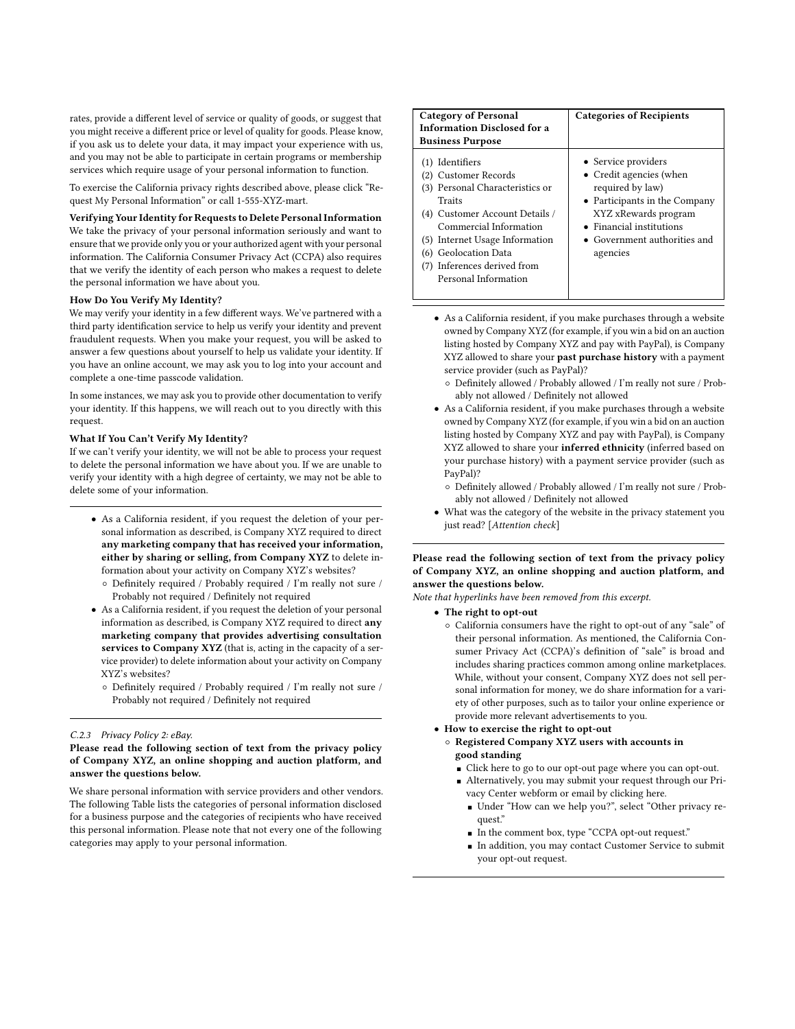rates, provide a different level of service or quality of goods, or suggest that you might receive a different price or level of quality for goods. Please know, if you ask us to delete your data, it may impact your experience with us, and you may not be able to participate in certain programs or membership services which require usage of your personal information to function.

To exercise the California privacy rights described above, please click "Request My Personal Information" or call 1-555-XYZ-mart.

**Verifying Your Identity for Requests to Delete Personal Information**
We take the privacy of your personal information seriously and want to ensure that we provide only you or your authorized agent with your personal information. The California Consumer Privacy Act (CCPA) also requires that we verify the identity of each person who makes a request to delete the personal information we have about you.

**How Do You Verify My Identity?**
We may verify your identity in a few different ways. We've partnered with a third party identification service to help us verify your identity and prevent fraudulent requests. When you make your request, you will be asked to answer a few questions about yourself to help us validate your identity. If you have an online account, we may ask you to log into your account and complete a one-time passcode validation.

In some instances, we may ask you to provide other documentation to verify your identity. If this happens, we will reach out to you directly with this request.

**What If You Can't Verify My Identity?**
If we can't verify your identity, we will not be able to process your request to delete the personal information we have about you. If we are unable to verify your identity with a high degree of certainty, we may not be able to delete some of your information.

---

- As a California resident, if you request the deletion of your personal information as described, is Company XYZ required to direct **any marketing company that has received your information, either by sharing or selling, from Company XYZ** to delete information about your activity on Company XYZ's websites?
  - Definitely required / Probably required / I'm really not sure / Probably not required / Definitely not required
- As a California resident, if you request the deletion of your personal information as described, is Company XYZ required to direct **any marketing company that provides advertising consultation services to Company XYZ** (that is, acting in the capacity of a service provider) to delete information about your activity on Company XYZ's websites?
  - Definitely required / Probably required / I'm really not sure / Probably not required / Definitely not required

---

*C.2.3 Privacy Policy 2: eBay.*

**Please read the following section of text from the privacy policy of Company XYZ, an online shopping and auction platform, and answer the questions below.**

We share personal information with service providers and other vendors. The following Table lists the categories of personal information disclosed for a business purpose and the categories of recipients who have received this personal information. Please note that not every one of the following categories may apply to your personal information.

| Category of Personal Information Disclosed for a Business Purpose | Categories of Recipients |
|---|---|
| (1) Identifiers<br>(2) Customer Records<br>(3) Personal Characteristics or Traits<br>(4) Customer Account Details / Commercial Information<br>(5) Internet Usage Information<br>(6) Geolocation Data<br>(7) Inferences derived from Personal Information | • Service providers<br>• Credit agencies (when required by law)<br>• Participants in the Company XYZ xRewards program<br>• Financial institutions<br>• Government authorities and agencies |

---

- As a California resident, if you make purchases through a website owned by Company XYZ (for example, if you win a bid on an auction listing hosted by Company XYZ and pay with PayPal), is Company XYZ allowed to share your **past purchase history** with a payment service provider (such as PayPal)?
  - Definitely allowed / Probably allowed / I'm really not sure / Probably not allowed / Definitely not allowed
- As a California resident, if you make purchases through a website owned by Company XYZ (for example, if you win a bid on an auction listing hosted by Company XYZ and pay with PayPal), is Company XYZ allowed to share your **inferred ethnicity** (inferred based on your purchase history) with a payment service provider (such as PayPal)?
  - Definitely allowed / Probably allowed / I'm really not sure / Probably not allowed / Definitely not allowed
- What was the category of the website in the privacy statement you just read? [*Attention check*]

---

**Please read the following section of text from the privacy policy of Company XYZ, an online shopping and auction platform, and answer the questions below.**

*Note that hyperlinks have been removed from this excerpt.*

- **The right to opt-out**
  - California consumers have the right to opt-out of any "sale" of their personal information. As mentioned, the California Consumer Privacy Act (CCPA)'s definition of "sale" is broad and includes sharing practices common among online marketplaces. While, without your consent, Company XYZ does not sell personal information for money, we do share information for a variety of other purposes, such as to tailor your online experience or provide more relevant advertisements to you.
- **How to exercise the right to opt-out**
  - **Registered Company XYZ users with accounts in good standing**
    - Click here to go to our opt-out page where you can opt-out.
    - Alternatively, you may submit your request through our Privacy Center webform or email by clicking here.
      - Under "How can we help you?", select "Other privacy request."
      - In the comment box, type "CCPA opt-out request."
      - In addition, you may contact Customer Service to submit your opt-out request.

---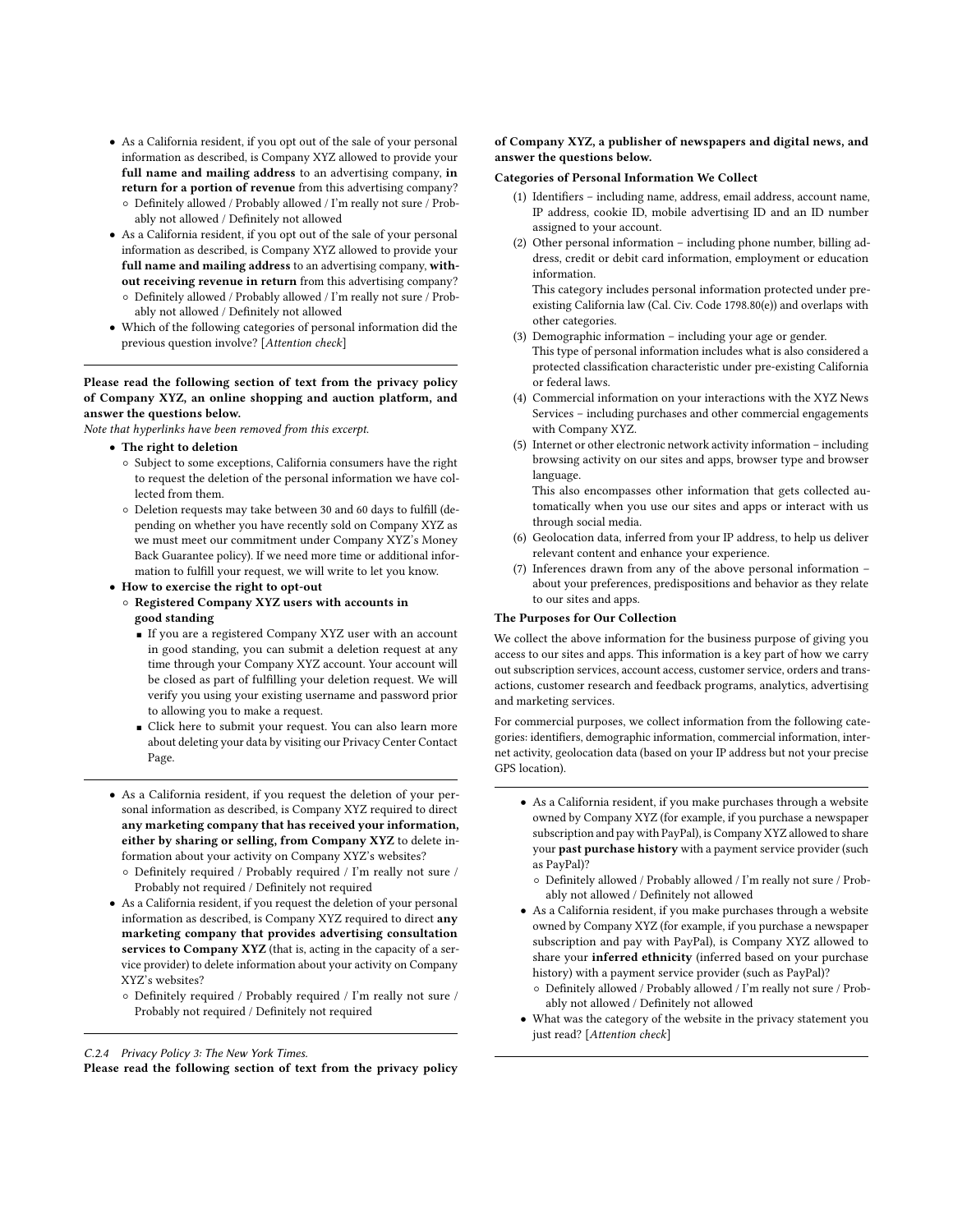- As a California resident, if you opt out of the sale of your personal information as described, is Company XYZ allowed to provide your **full name and mailing address** to an advertising company, **in return for a portion of revenue** from this advertising company?
  - Definitely allowed / Probably allowed / I'm really not sure / Probably not allowed / Definitely not allowed
- As a California resident, if you opt out of the sale of your personal information as described, is Company XYZ allowed to provide your **full name and mailing address** to an advertising company, **without receiving revenue in return** from this advertising company?
  - Definitely allowed / Probably allowed / I'm really not sure / Probably not allowed / Definitely not allowed
- Which of the following categories of personal information did the previous question involve? [*Attention check*]

---

**Please read the following section of text from the privacy policy of Company XYZ, an online shopping and auction platform, and answer the questions below.**

*Note that hyperlinks have been removed from this excerpt.*

- **The right to deletion**
  - Subject to some exceptions, California consumers have the right to request the deletion of the personal information we have collected from them.
  - Deletion requests may take between 30 and 60 days to fulfill (depending on whether you have recently sold on Company XYZ as we must meet our commitment under Company XYZ's Money Back Guarantee policy). If we need more time or additional information to fulfill your request, we will write to let you know.
- **How to exercise the right to opt-out**
  - **Registered Company XYZ users with accounts in good standing**
    - If you are a registered Company XYZ user with an account in good standing, you can submit a deletion request at any time through your Company XYZ account. Your account will be closed as part of fulfilling your deletion request. We will verify you using your existing username and password prior to allowing you to make a request.
    - Click here to submit your request. You can also learn more about deleting your data by visiting our Privacy Center Contact Page.

---

- As a California resident, if you request the deletion of your personal information as described, is Company XYZ required to direct **any marketing company that has received your information, either by sharing or selling, from Company XYZ** to delete information about your activity on Company XYZ's websites?
  - Definitely required / Probably required / I'm really not sure / Probably not required / Definitely not required
- As a California resident, if you request the deletion of your personal information as described, is Company XYZ required to direct **any marketing company that provides advertising consultation services to Company XYZ** (that is, acting in the capacity of a service provider) to delete information about your activity on Company XYZ's websites?
  - Definitely required / Probably required / I'm really not sure / Probably not required / Definitely not required

---

#### C.2.4 Privacy Policy 3: The New York Times.

**Please read the following section of text from the privacy policy of Company XYZ, a publisher of newspapers and digital news, and answer the questions below.**

**Categories of Personal Information We Collect**

1. Identifiers – including name, address, email address, account name, IP address, cookie ID, mobile advertising ID and an ID number assigned to your account.
2. Other personal information – including phone number, billing address, credit or debit card information, employment or education information.
   This category includes personal information protected under pre-existing California law (Cal. Civ. Code 1798.80(e)) and overlaps with other categories.
3. Demographic information – including your age or gender.
   This type of personal information includes what is also considered a protected classification characteristic under pre-existing California or federal laws.
4. Commercial information on your interactions with the XYZ News Services – including purchases and other commercial engagements with Company XYZ.
5. Internet or other electronic network activity information – including browsing activity on our sites and apps, browser type and browser language.
   This also encompasses other information that gets collected automatically when you use our sites and apps or interact with us through social media.
6. Geolocation data, inferred from your IP address, to help us deliver relevant content and enhance your experience.
7. Inferences drawn from any of the above personal information – about your preferences, predispositions and behavior as they relate to our sites and apps.

**The Purposes for Our Collection**

We collect the above information for the business purpose of giving you access to our sites and apps. This information is a key part of how we carry out subscription services, account access, customer service, orders and transactions, customer research and feedback programs, analytics, advertising and marketing services.

For commercial purposes, we collect information from the following categories: identifiers, demographic information, commercial information, internet activity, geolocation data (based on your IP address but not your precise GPS location).

---

- As a California resident, if you make purchases through a website owned by Company XYZ (for example, if you purchase a newspaper subscription and pay with PayPal), is Company XYZ allowed to share your **past purchase history** with a payment service provider (such as PayPal)?
  - Definitely allowed / Probably allowed / I'm really not sure / Probably not allowed / Definitely not allowed
- As a California resident, if you make purchases through a website owned by Company XYZ (for example, if you purchase a newspaper subscription and pay with PayPal), is Company XYZ allowed to share your **inferred ethnicity** (inferred based on your purchase history) with a payment service provider (such as PayPal)?
  - Definitely allowed / Probably allowed / I'm really not sure / Probably not allowed / Definitely not allowed
- What was the category of the website in the privacy statement you just read? [*Attention check*]

---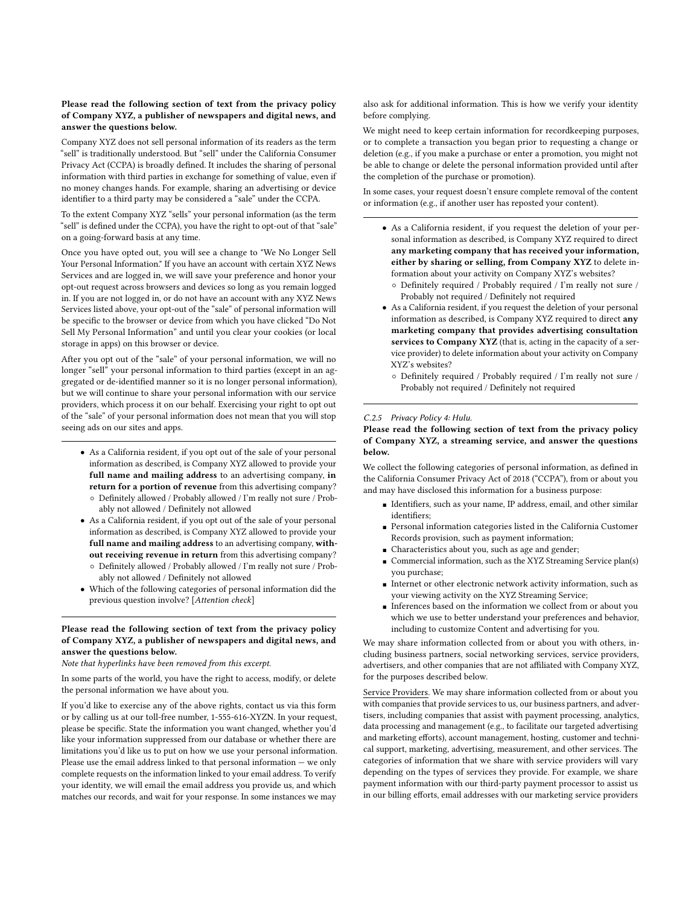**Please read the following section of text from the privacy policy of Company XYZ, a publisher of newspapers and digital news, and answer the questions below.**

Company XYZ does not sell personal information of its readers as the term "sell" is traditionally understood. But "sell" under the California Consumer Privacy Act (CCPA) is broadly defined. It includes the sharing of personal information with third parties in exchange for something of value, even if no money changes hands. For example, sharing an advertising or device identifier to a third party may be considered a "sale" under the CCPA.

To the extent Company XYZ "sells" your personal information (as the term "sell" is defined under the CCPA), you have the right to opt-out of that "sale" on a going-forward basis at any time.

Once you have opted out, you will see a change to "We No Longer Sell Your Personal Information." If you have an account with certain XYZ News Services and are logged in, we will save your preference and honor your opt-out request across browsers and devices so long as you remain logged in. If you are not logged in, or do not have an account with any XYZ News Services listed above, your opt-out of the "sale" of personal information will be specific to the browser or device from which you have clicked "Do Not Sell My Personal Information" and until you clear your cookies (or local storage in apps) on this browser or device.

After you opt out of the "sale" of your personal information, we will no longer "sell" your personal information to third parties (except in an aggregated or de-identified manner so it is no longer personal information), but we will continue to share your personal information with our service providers, which process it on our behalf. Exercising your right to opt out of the "sale" of your personal information does not mean that you will stop seeing ads on our sites and apps.

---

- As a California resident, if you opt out of the sale of your personal information as described, is Company XYZ allowed to provide your **full name and mailing address** to an advertising company, **in return for a portion of revenue** from this advertising company?
  - Definitely allowed / Probably allowed / I'm really not sure / Probably not allowed / Definitely not allowed
- As a California resident, if you opt out of the sale of your personal information as described, is Company XYZ allowed to provide your **full name and mailing address** to an advertising company, **without receiving revenue in return** from this advertising company?
  - Definitely allowed / Probably allowed / I'm really not sure / Probably not allowed / Definitely not allowed
- Which of the following categories of personal information did the previous question involve? [*Attention check*]

---

**Please read the following section of text from the privacy policy of Company XYZ, a publisher of newspapers and digital news, and answer the questions below.**

*Note that hyperlinks have been removed from this excerpt.*

In some parts of the world, you have the right to access, modify, or delete the personal information we have about you.

If you'd like to exercise any of the above rights, contact us via this form or by calling us at our toll-free number, 1-555-616-XYZN. In your request, please be specific. State the information you want changed, whether you'd like your information suppressed from our database or whether there are limitations you'd like us to put on how we use your personal information. Please use the email address linked to that personal information — we only complete requests on the information linked to your email address. To verify your identity, we will email the email address you provide us, and which matches our records, and wait for your response. In some instances we may also ask for additional information. This is how we verify your identity before complying.

We might need to keep certain information for recordkeeping purposes, or to complete a transaction you began prior to requesting a change or deletion (e.g., if you make a purchase or enter a promotion, you might not be able to change or delete the personal information provided until after the completion of the purchase or promotion).

In some cases, your request doesn't ensure complete removal of the content or information (e.g., if another user has reposted your content).

---

- As a California resident, if you request the deletion of your personal information as described, is Company XYZ required to direct **any marketing company that has received your information, either by sharing or selling, from Company XYZ** to delete information about your activity on Company XYZ's websites?
  - Definitely required / Probably required / I'm really not sure / Probably not required / Definitely not required
- As a California resident, if you request the deletion of your personal information as described, is Company XYZ required to direct **any marketing company that provides advertising consultation services to Company XYZ** (that is, acting in the capacity of a service provider) to delete information about your activity on Company XYZ's websites?
  - Definitely required / Probably required / I'm really not sure / Probably not required / Definitely not required

---

#### *C.2.5 Privacy Policy 4: Hulu.*

**Please read the following section of text from the privacy policy of Company XYZ, a streaming service, and answer the questions below.**

We collect the following categories of personal information, as defined in the California Consumer Privacy Act of 2018 ("CCPA"), from or about you and may have disclosed this information for a business purpose:

- Identifiers, such as your name, IP address, email, and other similar identifiers;
- Personal information categories listed in the California Customer Records provision, such as payment information;
- Characteristics about you, such as age and gender;
- Commercial information, such as the XYZ Streaming Service plan(s) you purchase;
- Internet or other electronic network activity information, such as your viewing activity on the XYZ Streaming Service;
- Inferences based on the information we collect from or about you which we use to better understand your preferences and behavior, including to customize Content and advertising for you.

We may share information collected from or about you with others, including business partners, social networking services, service providers, advertisers, and other companies that are not affiliated with Company XYZ, for the purposes described below.

Service Providers. We may share information collected from or about you with companies that provide services to us, our business partners, and advertisers, including companies that assist with payment processing, analytics, data processing and management (e.g., to facilitate our targeted advertising and marketing efforts), account management, hosting, customer and technical support, marketing, advertising, measurement, and other services. The categories of information that we share with service providers will vary depending on the types of services they provide. For example, we share payment information with our third-party payment processor to assist us in our billing efforts, email addresses with our marketing service providers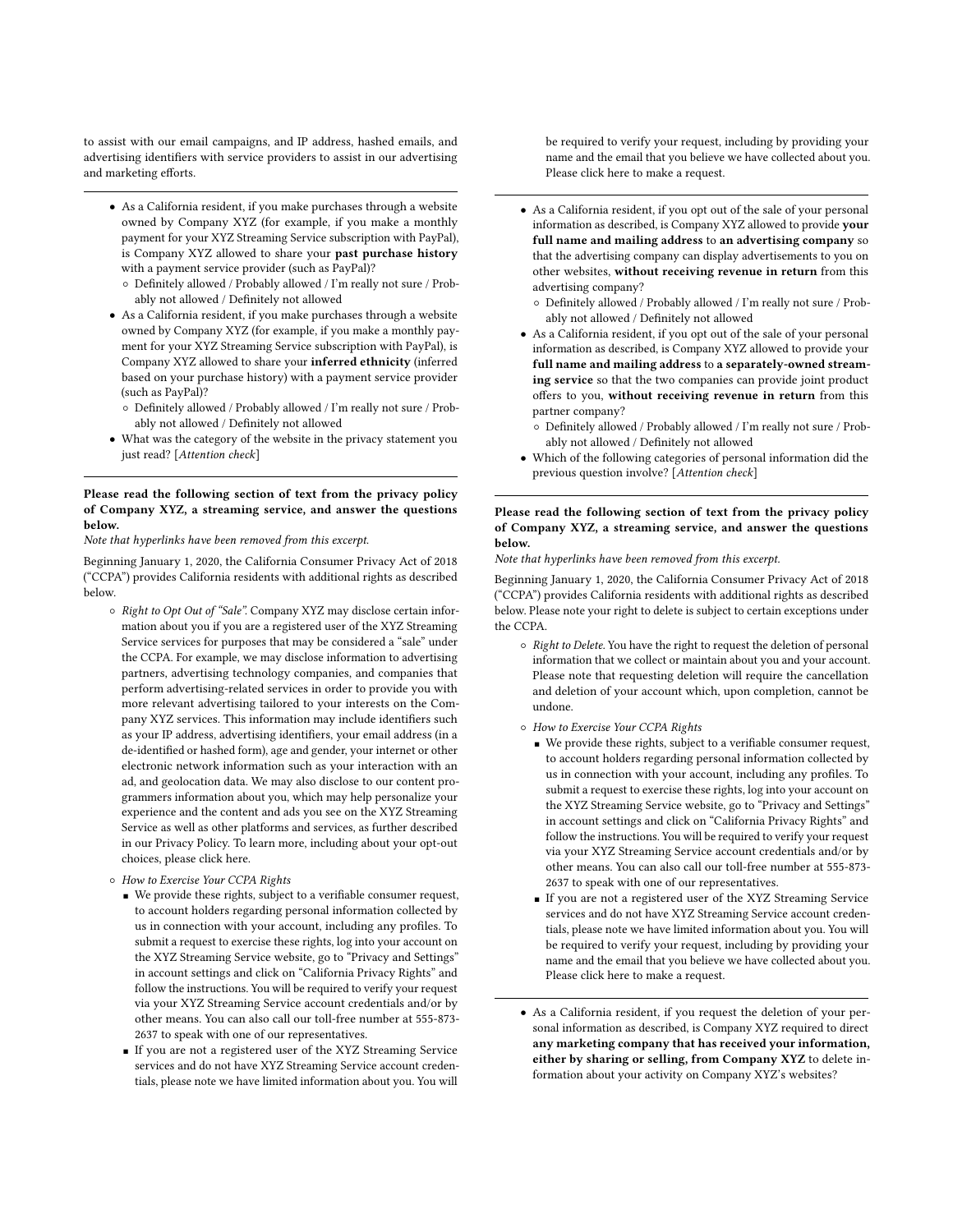to assist with our email campaigns, and IP address, hashed emails, and advertising identifiers with service providers to assist in our advertising and marketing efforts.

---

- As a California resident, if you make purchases through a website owned by Company XYZ (for example, if you make a monthly payment for your XYZ Streaming Service subscription with PayPal), is Company XYZ allowed to share your **past purchase history** with a payment service provider (such as PayPal)?
  - Definitely allowed / Probably allowed / I'm really not sure / Probably not allowed / Definitely not allowed
- As a California resident, if you make purchases through a website owned by Company XYZ (for example, if you make a monthly payment for your XYZ Streaming Service subscription with PayPal), is Company XYZ allowed to share your **inferred ethnicity** (inferred based on your purchase history) with a payment service provider (such as PayPal)?
  - Definitely allowed / Probably allowed / I'm really not sure / Probably not allowed / Definitely not allowed
- What was the category of the website in the privacy statement you just read? [*Attention check*]

---

**Please read the following section of text from the privacy policy of Company XYZ, a streaming service, and answer the questions below.**

*Note that hyperlinks have been removed from this excerpt.*

Beginning January 1, 2020, the California Consumer Privacy Act of 2018 ("CCPA") provides California residents with additional rights as described below.

- *Right to Opt Out of "Sale".* Company XYZ may disclose certain information about you if you are a registered user of the XYZ Streaming Service services for purposes that may be considered a "sale" under the CCPA. For example, we may disclose information to advertising partners, advertising technology companies, and companies that perform advertising-related services in order to provide you with more relevant advertising tailored to your interests on the Company XYZ services. This information may include identifiers such as your IP address, advertising identifiers, your email address (in a de-identified or hashed form), age and gender, your internet or other electronic network information such as your interaction with an ad, and geolocation data. We may also disclose to our content programmers information about you, which may help personalize your experience and the content and ads you see on the XYZ Streaming Service as well as other platforms and services, as further described in our Privacy Policy. To learn more, including about your opt-out choices, please click here.
- *How to Exercise Your CCPA Rights*
  - We provide these rights, subject to a verifiable consumer request, to account holders regarding personal information collected by us in connection with your account, including any profiles. To submit a request to exercise these rights, log into your account on the XYZ Streaming Service website, go to "Privacy and Settings" in account settings and click on "California Privacy Rights" and follow the instructions. You will be required to verify your request via your XYZ Streaming Service account credentials and/or by other means. You can also call our toll-free number at 555-873-2637 to speak with one of our representatives.
  - If you are not a registered user of the XYZ Streaming Service services and do not have XYZ Streaming Service account credentials, please note we have limited information about you. You will be required to verify your request, including by providing your name and the email that you believe we have collected about you. Please click here to make a request.

---

- As a California resident, if you opt out of the sale of your personal information as described, is Company XYZ allowed to provide **your full name and mailing address** to **an advertising company** so that the advertising company can display advertisements to you on other websites, **without receiving revenue in return** from this advertising company?
  - Definitely allowed / Probably allowed / I'm really not sure / Probably not allowed / Definitely not allowed
- As a California resident, if you opt out of the sale of your personal information as described, is Company XYZ allowed to provide your **full name and mailing address** to **a separately-owned streaming service** so that the two companies can provide joint product offers to you, **without receiving revenue in return** from this partner company?
  - Definitely allowed / Probably allowed / I'm really not sure / Probably not allowed / Definitely not allowed
- Which of the following categories of personal information did the previous question involve? [*Attention check*]

---

**Please read the following section of text from the privacy policy of Company XYZ, a streaming service, and answer the questions below.**

*Note that hyperlinks have been removed from this excerpt.*

Beginning January 1, 2020, the California Consumer Privacy Act of 2018 ("CCPA") provides California residents with additional rights as described below. Please note your right to delete is subject to certain exceptions under the CCPA.

- *Right to Delete.* You have the right to request the deletion of personal information that we collect or maintain about you and your account. Please note that requesting deletion will require the cancellation and deletion of your account which, upon completion, cannot be undone.
- *How to Exercise Your CCPA Rights*
  - We provide these rights, subject to a verifiable consumer request, to account holders regarding personal information collected by us in connection with your account, including any profiles. To submit a request to exercise these rights, log into your account on the XYZ Streaming Service website, go to "Privacy and Settings" in account settings and click on "California Privacy Rights" and follow the instructions. You will be required to verify your request via your XYZ Streaming Service account credentials and/or by other means. You can also call our toll-free number at 555-873-2637 to speak with one of our representatives.
  - If you are not a registered user of the XYZ Streaming Service services and do not have XYZ Streaming Service account credentials, please note we have limited information about you. You will be required to verify your request, including by providing your name and the email that you believe we have collected about you. Please click here to make a request.

---

- As a California resident, if you request the deletion of your personal information as described, is Company XYZ required to direct **any marketing company that has received your information, either by sharing or selling, from Company XYZ** to delete information about your activity on Company XYZ's websites?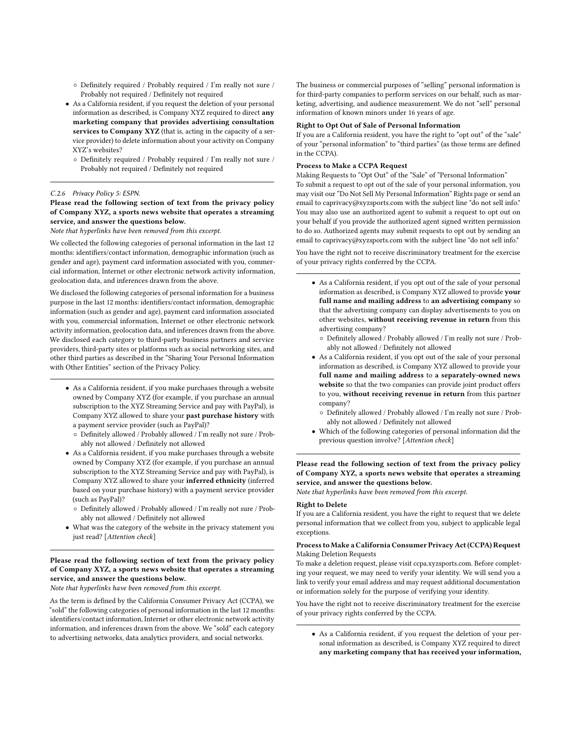- Definitely required / Probably required / I'm really not sure / Probably not required / Definitely not required
- As a California resident, if you request the deletion of your personal information as described, is Company XYZ required to direct **any marketing company that provides advertising consultation services to Company XYZ** (that is, acting in the capacity of a service provider) to delete information about your activity on Company XYZ's websites?
   - Definitely required / Probably required / I'm really not sure / Probably not required / Definitely not required

---

#### C.2.6 Privacy Policy 5: ESPN.

**Please read the following section of text from the privacy policy of Company XYZ, a sports news website that operates a streaming service, and answer the questions below.**

*Note that hyperlinks have been removed from this excerpt.*

We collected the following categories of personal information in the last 12 months: identifiers/contact information, demographic information (such as gender and age), payment card information associated with you, commercial information, Internet or other electronic network activity information, geolocation data, and inferences drawn from the above.

We disclosed the following categories of personal information for a business purpose in the last 12 months: identifiers/contact information, demographic information (such as gender and age), payment card information associated with you, commercial information, Internet or other electronic network activity information, geolocation data, and inferences drawn from the above. We disclosed each category to third-party business partners and service providers, third-party sites or platforms such as social networking sites, and other third parties as described in the "Sharing Your Personal Information with Other Entities" section of the Privacy Policy.

---

- As a California resident, if you make purchases through a website owned by Company XYZ (for example, if you purchase an annual subscription to the XYZ Streaming Service and pay with PayPal), is Company XYZ allowed to share your **past purchase history** with a payment service provider (such as PayPal)?
   - Definitely allowed / Probably allowed / I'm really not sure / Probably not allowed / Definitely not allowed
- As a California resident, if you make purchases through a website owned by Company XYZ (for example, if you purchase an annual subscription to the XYZ Streaming Service and pay with PayPal), is Company XYZ allowed to share your **inferred ethnicity** (inferred based on your purchase history) with a payment service provider (such as PayPal)?
   - Definitely allowed / Probably allowed / I'm really not sure / Probably not allowed / Definitely not allowed
- What was the category of the website in the privacy statement you just read? [*Attention check*]

---

**Please read the following section of text from the privacy policy of Company XYZ, a sports news website that operates a streaming service, and answer the questions below.**

*Note that hyperlinks have been removed from this excerpt.*

As the term is defined by the California Consumer Privacy Act (CCPA), we "sold" the following categories of personal information in the last 12 months: identifiers/contact information, Internet or other electronic network activity information, and inferences drawn from the above. We "sold" each category to advertising networks, data analytics providers, and social networks.

The business or commercial purposes of "selling" personal information is for third-party companies to perform services on our behalf, such as marketing, advertising, and audience measurement. We do not "sell" personal information of known minors under 16 years of age.

**Right to Opt Out of Sale of Personal Information**

If you are a California resident, you have the right to "opt out" of the "sale" of your "personal information" to "third parties" (as those terms are defined in the CCPA).

**Process to Make a CCPA Request**

Making Requests to "Opt Out" of the "Sale" of "Personal Information"

To submit a request to opt out of the sale of your personal information, you may visit our "Do Not Sell My Personal Information" Rights page or send an email to caprivacy@xyzsports.com with the subject line "do not sell info." You may also use an authorized agent to submit a request to opt out on your behalf if you provide the authorized agent signed written permission to do so. Authorized agents may submit requests to opt out by sending an email to caprivacy@xyzsports.com with the subject line "do not sell info."

You have the right not to receive discriminatory treatment for the exercise of your privacy rights conferred by the CCPA.

---

- As a California resident, if you opt out of the sale of your personal information as described, is Company XYZ allowed to provide **your full name and mailing address** to **an advertising company** so that the advertising company can display advertisements to you on other websites, **without receiving revenue in return** from this advertising company?
   - Definitely allowed / Probably allowed / I'm really not sure / Probably not allowed / Definitely not allowed
- As a California resident, if you opt out of the sale of your personal information as described, is Company XYZ allowed to provide your **full name and mailing address** to **a separately-owned news website** so that the two companies can provide joint product offers to you, **without receiving revenue in return** from this partner company?
   - Definitely allowed / Probably allowed / I'm really not sure / Probably not allowed / Definitely not allowed
- Which of the following categories of personal information did the previous question involve? [*Attention check*]

---

**Please read the following section of text from the privacy policy of Company XYZ, a sports news website that operates a streaming service, and answer the questions below.**

*Note that hyperlinks have been removed from this excerpt.*

**Right to Delete**

If you are a California resident, you have the right to request that we delete personal information that we collect from you, subject to applicable legal exceptions.

**Process to Make a California Consumer Privacy Act (CCPA) Request**

Making Deletion Requests

To make a deletion request, please visit ccpa.xyzsports.com. Before completing your request, we may need to verify your identity. We will send you a link to verify your email address and may request additional documentation or information solely for the purpose of verifying your identity.

You have the right not to receive discriminatory treatment for the exercise of your privacy rights conferred by the CCPA.

---

- As a California resident, if you request the deletion of your personal information as described, is Company XYZ required to direct **any marketing company that has received your information,**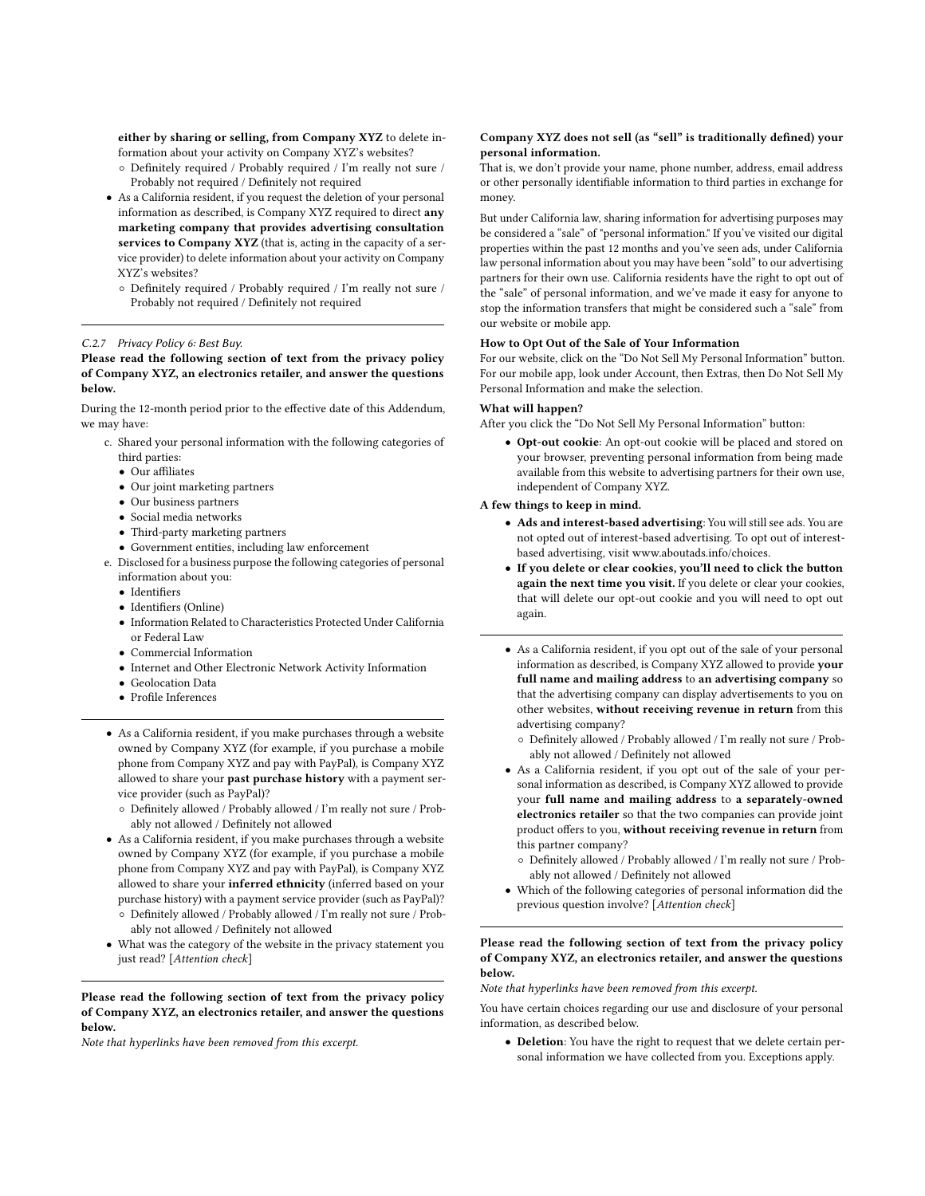**either by sharing or selling, from Company XYZ** to delete information about your activity on Company XYZ's websites?
  - Definitely required / Probably required / I'm really not sure / Probably not required / Definitely not required
- As a California resident, if you request the deletion of your personal information as described, is Company XYZ required to direct **any marketing company that provides advertising consultation services to Company XYZ** (that is, acting in the capacity of a service provider) to delete information about your activity on Company XYZ's websites?
  - Definitely required / Probably required / I'm really not sure / Probably not required / Definitely not required

---

#### C.2.7 *Privacy Policy 6: Best Buy.*

**Please read the following section of text from the privacy policy of Company XYZ, an electronics retailer, and answer the questions below.**

During the 12-month period prior to the effective date of this Addendum, we may have:

c. Shared your personal information with the following categories of third parties:
   - Our affiliates
   - Our joint marketing partners
   - Our business partners
   - Social media networks
   - Third-party marketing partners
   - Government entities, including law enforcement

e. Disclosed for a business purpose the following categories of personal information about you:
   - Identifiers
   - Identifiers (Online)
   - Information Related to Characteristics Protected Under California or Federal Law
   - Commercial Information
   - Internet and Other Electronic Network Activity Information
   - Geolocation Data
   - Profile Inferences

---

- As a California resident, if you make purchases through a website owned by Company XYZ (for example, if you purchase a mobile phone from Company XYZ and pay with PayPal), is Company XYZ allowed to share your **past purchase history** with a payment service provider (such as PayPal)?
  - Definitely allowed / Probably allowed / I'm really not sure / Probably not allowed / Definitely not allowed
- As a California resident, if you make purchases through a website owned by Company XYZ (for example, if you purchase a mobile phone from Company XYZ and pay with PayPal), is Company XYZ allowed to share your **inferred ethnicity** (inferred based on your purchase history) with a payment service provider (such as PayPal)?
  - Definitely allowed / Probably allowed / I'm really not sure / Probably not allowed / Definitely not allowed
- What was the category of the website in the privacy statement you just read? [*Attention check*]

---

**Please read the following section of text from the privacy policy of Company XYZ, an electronics retailer, and answer the questions below.**

*Note that hyperlinks have been removed from this excerpt.*

**Company XYZ does not sell (as "sell" is traditionally defined) your personal information.**

That is, we don't provide your name, phone number, address, email address or other personally identifiable information to third parties in exchange for money.

But under California law, sharing information for advertising purposes may be considered a "sale" of "personal information." If you've visited our digital properties within the past 12 months and you've seen ads, under California law personal information about you may have been "sold" to our advertising partners for their own use. California residents have the right to opt out of the "sale" of personal information, and we've made it easy for anyone to stop the information transfers that might be considered such a "sale" from our website or mobile app.

**How to Opt Out of the Sale of Your Information**

For our website, click on the "Do Not Sell My Personal Information" button. For our mobile app, look under Account, then Extras, then Do Not Sell My Personal Information and make the selection.

**What will happen?**

After you click the "Do Not Sell My Personal Information" button:

- **Opt-out cookie**: An opt-out cookie will be placed and stored on your browser, preventing personal information from being made available from this website to advertising partners for their own use, independent of Company XYZ.

**A few things to keep in mind.**

- **Ads and interest-based advertising**: You will still see ads. You are not opted out of interest-based advertising. To opt out of interest-based advertising, visit www.aboutads.info/choices.
- **If you delete or clear cookies, you'll need to click the button again the next time you visit.** If you delete or clear your cookies, that will delete our opt-out cookie and you will need to opt out again.

---

- As a California resident, if you opt out of the sale of your personal information as described, is Company XYZ allowed to provide **your full name and mailing address** to **an advertising company** so that the advertising company can display advertisements to you on other websites, **without receiving revenue in return** from this advertising company?
  - Definitely allowed / Probably allowed / I'm really not sure / Probably not allowed / Definitely not allowed
- As a California resident, if you opt out of the sale of your personal information as described, is Company XYZ allowed to provide **your full name and mailing address** to **a separately-owned electronics retailer** so that the two companies can provide joint product offers to you, **without receiving revenue in return** from this partner company?
  - Definitely allowed / Probably allowed / I'm really not sure / Probably not allowed / Definitely not allowed
- Which of the following categories of personal information did the previous question involve? [*Attention check*]

---

**Please read the following section of text from the privacy policy of Company XYZ, an electronics retailer, and answer the questions below.**

*Note that hyperlinks have been removed from this excerpt.*

You have certain choices regarding our use and disclosure of your personal information, as described below.

- **Deletion**: You have the right to request that we delete certain personal information we have collected from you. Exceptions apply.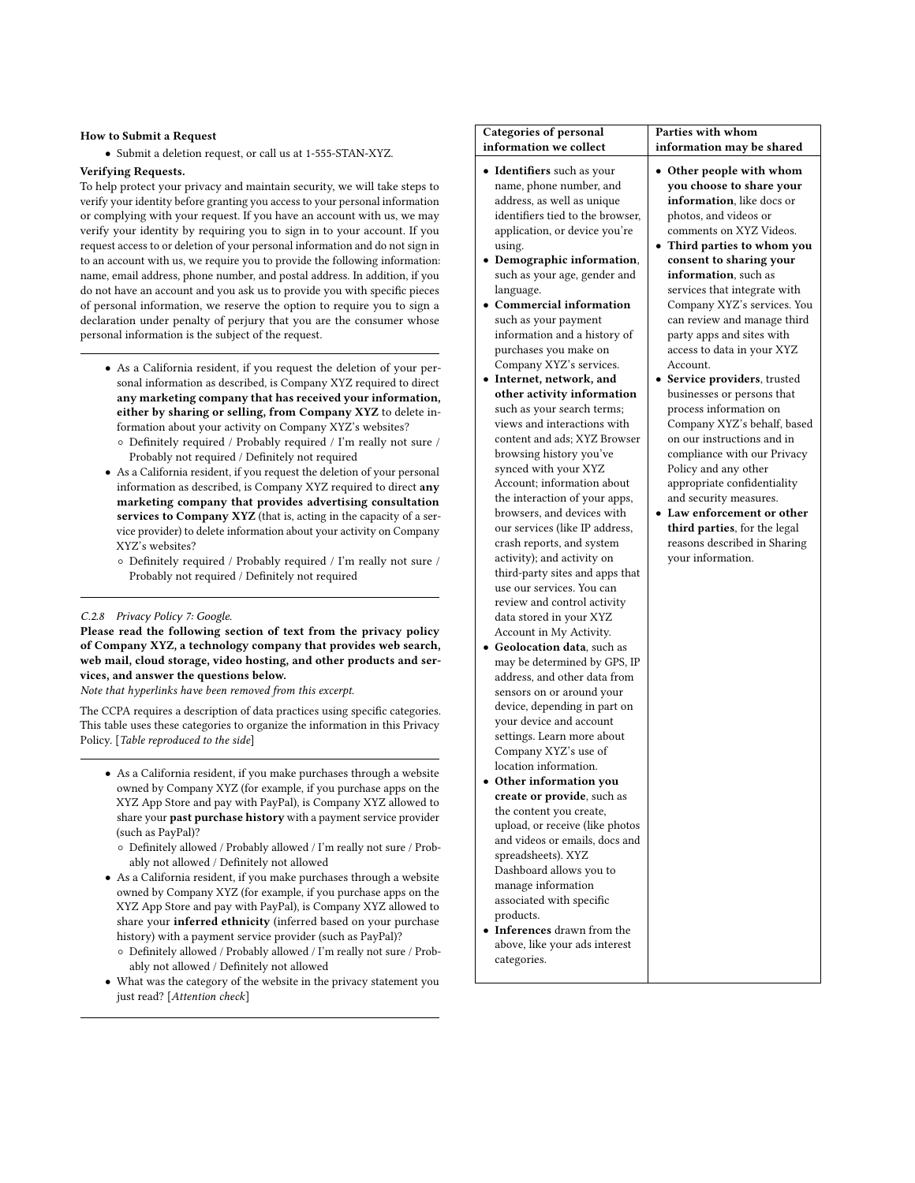**How to Submit a Request**

- Submit a deletion request, or call us at 1-555-STAN-XYZ.

**Verifying Requests.**

To help protect your privacy and maintain security, we will take steps to verify your identity before granting you access to your personal information or complying with your request. If you have an account with us, we may verify your identity by requiring you to sign in to your account. If you request access to or deletion of your personal information and do not sign in to an account with us, we require you to provide the following information: name, email address, phone number, and postal address. In addition, if you do not have an account and you ask us to provide you with specific pieces of personal information, we reserve the option to require you to sign a declaration under penalty of perjury that you are the consumer whose personal information is the subject of the request.

---

- As a California resident, if you request the deletion of your personal information as described, is Company XYZ required to direct **any marketing company that has received your information, either by sharing or selling, from Company XYZ** to delete information about your activity on Company XYZ's websites?
  - Definitely required / Probably required / I'm really not sure / Probably not required / Definitely not required
- As a California resident, if you request the deletion of your personal information as described, is Company XYZ required to direct **any marketing company that provides advertising consultation services to Company XYZ** (that is, acting in the capacity of a service provider) to delete information about your activity on Company XYZ's websites?
  - Definitely required / Probably required / I'm really not sure / Probably not required / Definitely not required

---

*C.2.8 Privacy Policy 7: Google.*

**Please read the following section of text from the privacy policy of Company XYZ, a technology company that provides web search, web mail, cloud storage, video hosting, and other products and services, and answer the questions below.**

*Note that hyperlinks have been removed from this excerpt.*

The CCPA requires a description of data practices using specific categories. This table uses these categories to organize the information in this Privacy Policy. [*Table reproduced to the side*]

| Categories of personal information we collect | Parties with whom information may be shared |
|---|---|
| • **Identifiers** such as your name, phone number, and address, as well as unique identifiers tied to the browser, application, or device you're using.<br>• **Demographic information**, such as your age, gender and language.<br>• **Commercial information** such as your payment information and a history of purchases you make on Company XYZ's services.<br>• **Internet, network, and other activity information** such as your search terms; views and interactions with content and ads; XYZ Browser browsing history you've synced with your XYZ Account; information about the interaction of your apps, browsers, and devices with our services (like IP address, crash reports, and system activity); and activity on third-party sites and apps that use our services. You can review and control activity data stored in your XYZ Account in My Activity.<br>• **Geolocation data**, such as may be determined by GPS, IP address, and other data from sensors on or around your device, depending in part on your device and account settings. Learn more about Company XYZ's use of location information.<br>• **Other information you create or provide**, such as the content you create, upload, or receive (like photos and videos or emails, docs and spreadsheets). XYZ Dashboard allows you to manage information associated with specific products.<br>• **Inferences** drawn from the above, like your ads interest categories. | • **Other people with whom you choose to share your information**, like docs or photos, and videos or comments on XYZ Videos.<br>• **Third parties to whom you consent to sharing your information**, such as services that integrate with Company XYZ's services. You can review and manage third party apps and sites with access to data in your XYZ Account.<br>• **Service providers**, trusted businesses or persons that process information on Company XYZ's behalf, based on our instructions and in compliance with our Privacy Policy and any other appropriate confidentiality and security measures.<br>• **Law enforcement or other third parties**, for the legal reasons described in Sharing your information. |

---

- As a California resident, if you make purchases through a website owned by Company XYZ (for example, if you purchase apps on the XYZ App Store and pay with PayPal), is Company XYZ allowed to share your **past purchase history** with a payment service provider (such as PayPal)?
  - Definitely allowed / Probably allowed / I'm really not sure / Probably not allowed / Definitely not allowed
- As a California resident, if you make purchases through a website owned by Company XYZ (for example, if you purchase apps on the XYZ App Store and pay with PayPal), is Company XYZ allowed to share your **inferred ethnicity** (inferred based on your purchase history) with a payment service provider (such as PayPal)?
  - Definitely allowed / Probably allowed / I'm really not sure / Probably not allowed / Definitely not allowed
- What was the category of the website in the privacy statement you just read? [*Attention check*]

---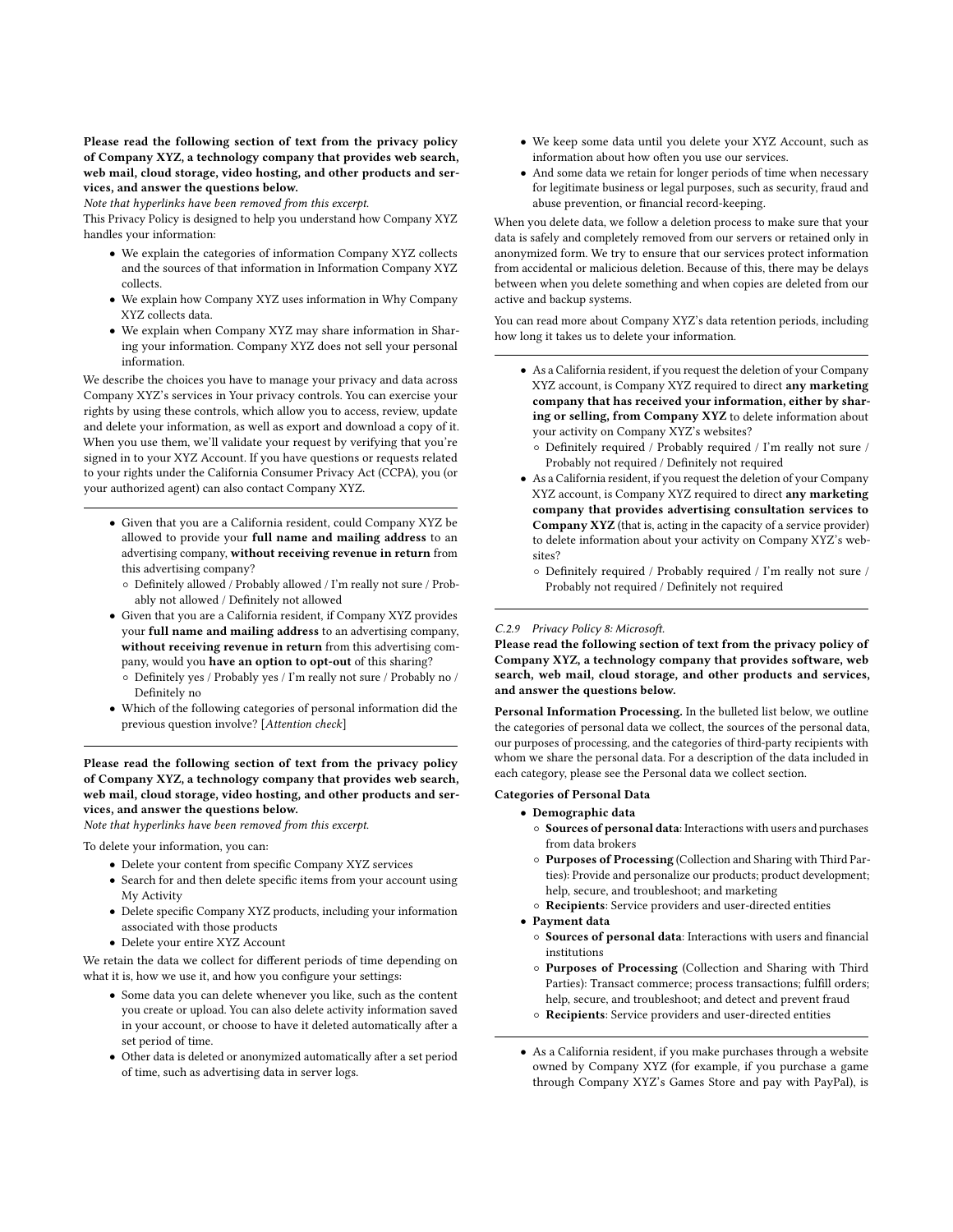**Please read the following section of text from the privacy policy of Company XYZ, a technology company that provides web search, web mail, cloud storage, video hosting, and other products and services, and answer the questions below.**

*Note that hyperlinks have been removed from this excerpt.*

This Privacy Policy is designed to help you understand how Company XYZ handles your information:

- We explain the categories of information Company XYZ collects and the sources of that information in Information Company XYZ collects.
- We explain how Company XYZ uses information in Why Company XYZ collects data.
- We explain when Company XYZ may share information in Sharing your information. Company XYZ does not sell your personal information.

We describe the choices you have to manage your privacy and data across Company XYZ's services in Your privacy controls. You can exercise your rights by using these controls, which allow you to access, review, update and delete your information, as well as export and download a copy of it. When you use them, we'll validate your request by verifying that you're signed in to your XYZ Account. If you have questions or requests related to your rights under the California Consumer Privacy Act (CCPA), you (or your authorized agent) can also contact Company XYZ.

---

- Given that you are a California resident, could Company XYZ be allowed to provide your **full name and mailing address** to an advertising company, **without receiving revenue in return** from this advertising company?
  - Definitely allowed / Probably allowed / I'm really not sure / Probably not allowed / Definitely not allowed
- Given that you are a California resident, if Company XYZ provides your **full name and mailing address** to an advertising company, **without receiving revenue in return** from this advertising company, would you **have an option to opt-out** of this sharing?
  - Definitely yes / Probably yes / I'm really not sure / Probably no / Definitely no
- Which of the following categories of personal information did the previous question involve? [*Attention check*]

---

**Please read the following section of text from the privacy policy of Company XYZ, a technology company that provides web search, web mail, cloud storage, video hosting, and other products and services, and answer the questions below.**

*Note that hyperlinks have been removed from this excerpt.*

To delete your information, you can:

- Delete your content from specific Company XYZ services
- Search for and then delete specific items from your account using My Activity
- Delete specific Company XYZ products, including your information associated with those products
- Delete your entire XYZ Account

We retain the data we collect for different periods of time depending on what it is, how we use it, and how you configure your settings:

- Some data you can delete whenever you like, such as the content you create or upload. You can also delete activity information saved in your account, or choose to have it deleted automatically after a set period of time.
- Other data is deleted or anonymized automatically after a set period of time, such as advertising data in server logs.
- We keep some data until you delete your XYZ Account, such as information about how often you use our services.
- And some data we retain for longer periods of time when necessary for legitimate business or legal purposes, such as security, fraud and abuse prevention, or financial record-keeping.

When you delete data, we follow a deletion process to make sure that your data is safely and completely removed from our servers or retained only in anonymized form. We try to ensure that our services protect information from accidental or malicious deletion. Because of this, there may be delays between when you delete something and when copies are deleted from our active and backup systems.

You can read more about Company XYZ's data retention periods, including how long it takes us to delete your information.

---

- As a California resident, if you request the deletion of your Company XYZ account, is Company XYZ required to direct **any marketing company that has received your information, either by sharing or selling, from Company XYZ** to delete information about your activity on Company XYZ's websites?
  - Definitely required / Probably required / I'm really not sure / Probably not required / Definitely not required
- As a California resident, if you request the deletion of your Company XYZ account, is Company XYZ required to direct **any marketing company that provides advertising consultation services to Company XYZ** (that is, acting in the capacity of a service provider) to delete information about your activity on Company XYZ's websites?
  - Definitely required / Probably required / I'm really not sure / Probably not required / Definitely not required

---

### *C.2.9 Privacy Policy 8: Microsoft.*

**Please read the following section of text from the privacy policy of Company XYZ, a technology company that provides software, web search, web mail, cloud storage, and other products and services, and answer the questions below.**

**Personal Information Processing.** In the bulleted list below, we outline the categories of personal data we collect, the sources of the personal data, our purposes of processing, and the categories of third-party recipients with whom we share the personal data. For a description of the data included in each category, please see the Personal data we collect section.

**Categories of Personal Data**

- **Demographic data**
  - **Sources of personal data**: Interactions with users and purchases from data brokers
  - **Purposes of Processing** (Collection and Sharing with Third Parties): Provide and personalize our products; product development; help, secure, and troubleshoot; and marketing
  - **Recipients**: Service providers and user-directed entities
- **Payment data**
  - **Sources of personal data**: Interactions with users and financial institutions
  - **Purposes of Processing** (Collection and Sharing with Third Parties): Transact commerce; process transactions; fulfill orders; help, secure, and troubleshoot; and detect and prevent fraud
  - **Recipients**: Service providers and user-directed entities

---

- As a California resident, if you make purchases through a website owned by Company XYZ (for example, if you purchase a game through Company XYZ's Games Store and pay with PayPal), is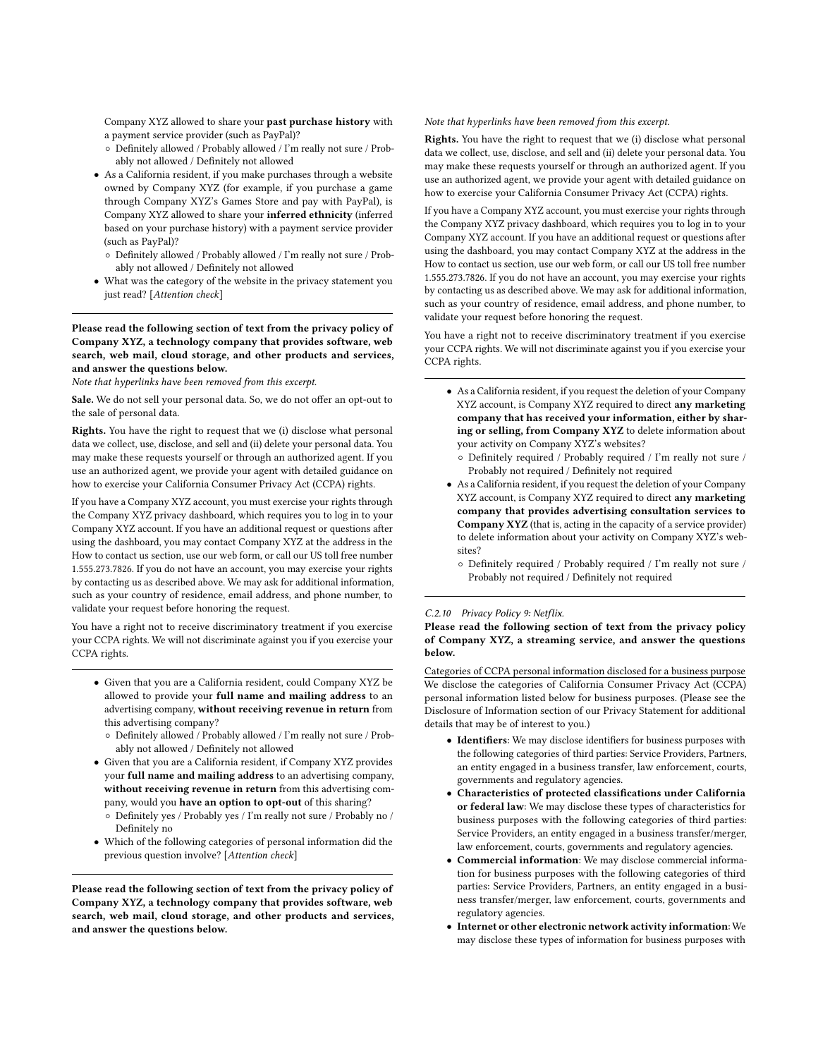Company XYZ allowed to share your **past purchase history** with a payment service provider (such as PayPal)?
  - Definitely allowed / Probably allowed / I'm really not sure / Probably not allowed / Definitely not allowed
- As a California resident, if you make purchases through a website owned by Company XYZ (for example, if you purchase a game through Company XYZ's Games Store and pay with PayPal), is Company XYZ allowed to share your **inferred ethnicity** (inferred based on your purchase history) with a payment service provider (such as PayPal)?
  - Definitely allowed / Probably allowed / I'm really not sure / Probably not allowed / Definitely not allowed
- What was the category of the website in the privacy statement you just read? [*Attention check*]

---

**Please read the following section of text from the privacy policy of Company XYZ, a technology company that provides software, web search, web mail, cloud storage, and other products and services, and answer the questions below.**

*Note that hyperlinks have been removed from this excerpt.*

**Sale.** We do not sell your personal data. So, we do not offer an opt-out to the sale of personal data.

**Rights.** You have the right to request that we (i) disclose what personal data we collect, use, disclose, and sell and (ii) delete your personal data. You may make these requests yourself or through an authorized agent. If you use an authorized agent, we provide your agent with detailed guidance on how to exercise your California Consumer Privacy Act (CCPA) rights.

If you have a Company XYZ account, you must exercise your rights through the Company XYZ privacy dashboard, which requires you to log in to your Company XYZ account. If you have an additional request or questions after using the dashboard, you may contact Company XYZ at the address in the How to contact us section, use our web form, or call our US toll free number 1.555.273.7826. If you do not have an account, you may exercise your rights by contacting us as described above. We may ask for additional information, such as your country of residence, email address, and phone number, to validate your request before honoring the request.

You have a right not to receive discriminatory treatment if you exercise your CCPA rights. We will not discriminate against you if you exercise your CCPA rights.

---

- Given that you are a California resident, could Company XYZ be allowed to provide your **full name and mailing address** to an advertising company, **without receiving revenue in return** from this advertising company?
  - Definitely allowed / Probably allowed / I'm really not sure / Probably not allowed / Definitely not allowed
- Given that you are a California resident, if Company XYZ provides your **full name and mailing address** to an advertising company, **without receiving revenue in return** from this advertising company, would you **have an option to opt-out** of this sharing?
  - Definitely yes / Probably yes / I'm really not sure / Probably no / Definitely no
- Which of the following categories of personal information did the previous question involve? [*Attention check*]

---

**Please read the following section of text from the privacy policy of Company XYZ, a technology company that provides software, web search, web mail, cloud storage, and other products and services, and answer the questions below.**

*Note that hyperlinks have been removed from this excerpt.*

**Rights.** You have the right to request that we (i) disclose what personal data we collect, use, disclose, and sell and (ii) delete your personal data. You may make these requests yourself or through an authorized agent. If you use an authorized agent, we provide your agent with detailed guidance on how to exercise your California Consumer Privacy Act (CCPA) rights.

If you have a Company XYZ account, you must exercise your rights through the Company XYZ privacy dashboard, which requires you to log in to your Company XYZ account. If you have an additional request or questions after using the dashboard, you may contact Company XYZ at the address in the How to contact us section, use our web form, or call our US toll free number 1.555.273.7826. If you do not have an account, you may exercise your rights by contacting us as described above. We may ask for additional information, such as your country of residence, email address, and phone number, to validate your request before honoring the request.

You have a right not to receive discriminatory treatment if you exercise your CCPA rights. We will not discriminate against you if you exercise your CCPA rights.

---

- As a California resident, if you request the deletion of your Company XYZ account, is Company XYZ required to direct **any marketing company that has received your information, either by sharing or selling, from Company XYZ** to delete information about your activity on Company XYZ's websites?
  - Definitely required / Probably required / I'm really not sure / Probably not required / Definitely not required
- As a California resident, if you request the deletion of your Company XYZ account, is Company XYZ required to direct **any marketing company that provides advertising consultation services to Company XYZ** (that is, acting in the capacity of a service provider) to delete information about your activity on Company XYZ's websites?
  - Definitely required / Probably required / I'm really not sure / Probably not required / Definitely not required

---

### C.2.10 Privacy Policy 9: Netflix.

**Please read the following section of text from the privacy policy of Company XYZ, a streaming service, and answer the questions below.**

Categories of CCPA personal information disclosed for a business purpose

We disclose the categories of California Consumer Privacy Act (CCPA) personal information listed below for business purposes. (Please see the Disclosure of Information section of our Privacy Statement for additional details that may be of interest to you.)

- **Identifiers**: We may disclose identifiers for business purposes with the following categories of third parties: Service Providers, Partners, an entity engaged in a business transfer, law enforcement, courts, governments and regulatory agencies.
- **Characteristics of protected classifications under California or federal law**: We may disclose these types of characteristics for business purposes with the following categories of third parties: Service Providers, an entity engaged in a business transfer/merger, law enforcement, courts, governments and regulatory agencies.
- **Commercial information**: We may disclose commercial information for business purposes with the following categories of third parties: Service Providers, Partners, an entity engaged in a business transfer/merger, law enforcement, courts, governments and regulatory agencies.
- **Internet or other electronic network activity information**: We may disclose these types of information for business purposes with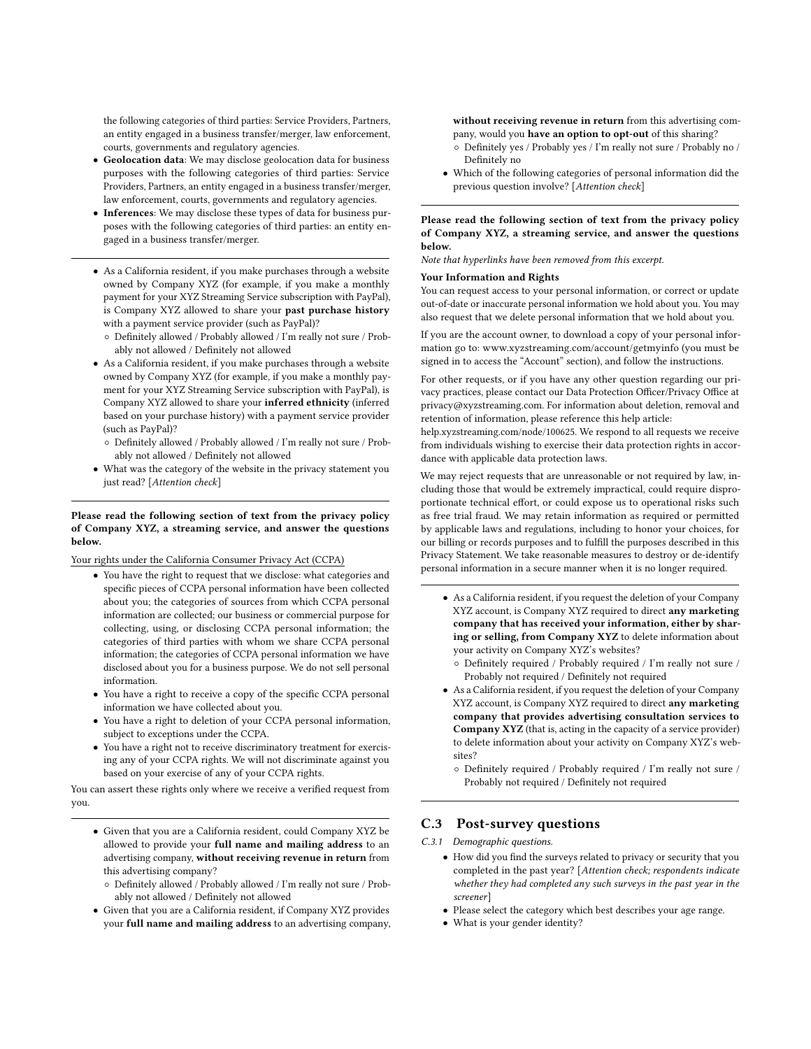the following categories of third parties: Service Providers, Partners, an entity engaged in a business transfer/merger, law enforcement, courts, governments and regulatory agencies.

- **Geolocation data**: We may disclose geolocation data for business purposes with the following categories of third parties: Service Providers, Partners, an entity engaged in a business transfer/merger, law enforcement, courts, governments and regulatory agencies.
- **Inferences**: We may disclose these types of data for business purposes with the following categories of third parties: an entity engaged in a business transfer/merger.

---

- As a California resident, if you make purchases through a website owned by Company XYZ (for example, if you make a monthly payment for your XYZ Streaming Service subscription with PayPal), is Company XYZ allowed to share your **past purchase history** with a payment service provider (such as PayPal)?
  - Definitely allowed / Probably allowed / I'm really not sure / Probably not allowed / Definitely not allowed
- As a California resident, if you make purchases through a website owned by Company XYZ (for example, if you make a monthly payment for your XYZ Streaming Service subscription with PayPal), is Company XYZ allowed to share your **inferred ethnicity** (inferred based on your purchase history) with a payment service provider (such as PayPal)?
  - Definitely allowed / Probably allowed / I'm really not sure / Probably not allowed / Definitely not allowed
- What was the category of the website in the privacy statement you just read? [*Attention check*]

---

**Please read the following section of text from the privacy policy of Company XYZ, a streaming service, and answer the questions below.**

Your rights under the California Consumer Privacy Act (CCPA)

- You have the right to request that we disclose: what categories and specific pieces of CCPA personal information have been collected about you; the categories of sources from which CCPA personal information are collected; our business or commercial purpose for collecting, using, or disclosing CCPA personal information; the categories of third parties with whom we share CCPA personal information; the categories of CCPA personal information we have disclosed about you for a business purpose. We do not sell personal information.
- You have a right to receive a copy of the specific CCPA personal information we have collected about you.
- You have a right to deletion of your CCPA personal information, subject to exceptions under the CCPA.
- You have a right not to receive discriminatory treatment for exercising any of your CCPA rights. We will not discriminate against you based on your exercise of any of your CCPA rights.

You can assert these rights only where we receive a verified request from you.

---

- Given that you are a California resident, could Company XYZ be allowed to provide your **full name and mailing address** to an advertising company, **without receiving revenue in return** from this advertising company?
  - Definitely allowed / Probably allowed / I'm really not sure / Probably not allowed / Definitely not allowed
- Given that you are a California resident, if Company XYZ provides your **full name and mailing address** to an advertising company, **without receiving revenue in return** from this advertising company, would you **have an option to opt-out** of this sharing?
  - Definitely yes / Probably yes / I'm really not sure / Probably no / Definitely no
- Which of the following categories of personal information did the previous question involve? [*Attention check*]

---

**Please read the following section of text from the privacy policy of Company XYZ, a streaming service, and answer the questions below.**

*Note that hyperlinks have been removed from this excerpt.*

**Your Information and Rights**

You can request access to your personal information, or correct or update out-of-date or inaccurate personal information we hold about you. You may also request that we delete personal information that we hold about you.

If you are the account owner, to download a copy of your personal information go to: www.xyzstreaming.com/account/getmyinfo (you must be signed in to access the "Account" section), and follow the instructions.

For other requests, or if you have any other question regarding our privacy practices, please contact our Data Protection Officer/Privacy Office at privacy@xyzstreaming.com. For information about deletion, removal and retention of information, please reference this help article: help.xyzstreaming.com/node/100625. We respond to all requests we receive from individuals wishing to exercise their data protection rights in accordance with applicable data protection laws.

We may reject requests that are unreasonable or not required by law, including those that would be extremely impractical, could require disproportionate technical effort, or could expose us to operational risks such as free trial fraud. We may retain information as required or permitted by applicable laws and regulations, including to honor your choices, for our billing or records purposes and to fulfill the purposes described in this Privacy Statement. We take reasonable measures to destroy or de-identify personal information in a secure manner when it is no longer required.

---

- As a California resident, if you request the deletion of your Company XYZ account, is Company XYZ required to direct **any marketing company that has received your information, either by sharing or selling, from Company XYZ** to delete information about your activity on Company XYZ's websites?
  - Definitely required / Probably required / I'm really not sure / Probably not required / Definitely not required
- As a California resident, if you request the deletion of your Company XYZ account, is Company XYZ required to direct **any marketing company that provides advertising consultation services to Company XYZ** (that is, acting in the capacity of a service provider) to delete information about your activity on Company XYZ's websites?
  - Definitely required / Probably required / I'm really not sure / Probably not required / Definitely not required

---

## C.3 Post-survey questions

### C.3.1 Demographic questions.

- How did you find the surveys related to privacy or security that you completed in the past year? [*Attention check; respondents indicate whether they had completed any such surveys in the past year in the screener*]
- Please select the category which best describes your age range.
- What is your gender identity?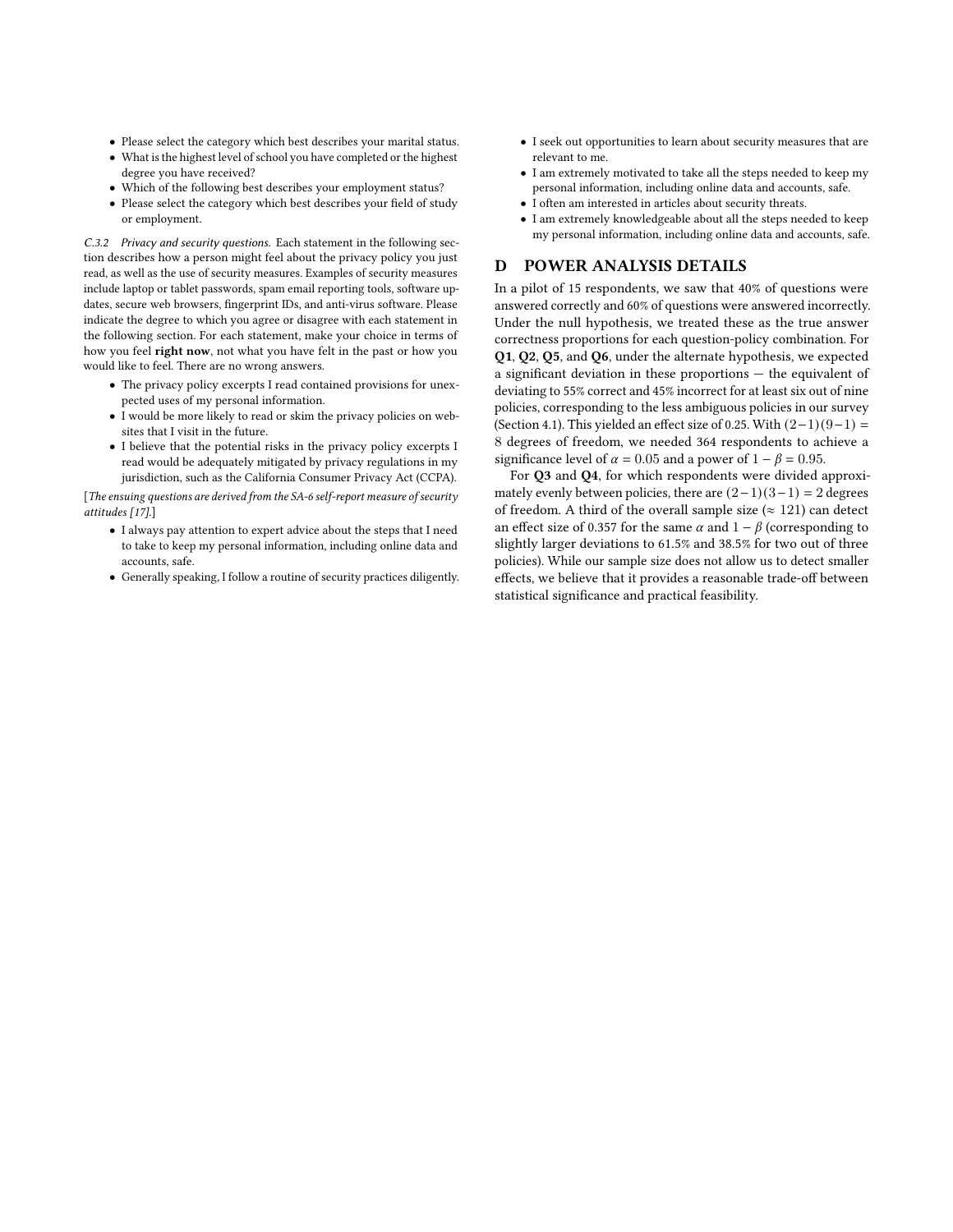- Please select the category which best describes your marital status.
- What is the highest level of school you have completed or the highest degree you have received?
- Which of the following best describes your employment status?
- Please select the category which best describes your field of study or employment.

*C.3.2 Privacy and security questions.* Each statement in the following section describes how a person might feel about the privacy policy you just read, as well as the use of security measures. Examples of security measures include laptop or tablet passwords, spam email reporting tools, software updates, secure web browsers, fingerprint IDs, and anti-virus software. Please indicate the degree to which you agree or disagree with each statement in the following section. For each statement, make your choice in terms of how you feel **right now**, not what you have felt in the past or how you would like to feel. There are no wrong answers.

- The privacy policy excerpts I read contained provisions for unexpected uses of my personal information.
- I would be more likely to read or skim the privacy policies on websites that I visit in the future.
- I believe that the potential risks in the privacy policy excerpts I read would be adequately mitigated by privacy regulations in my jurisdiction, such as the California Consumer Privacy Act (CCPA).

[*The ensuing questions are derived from the SA-6 self-report measure of security attitudes [17].*]

- I always pay attention to expert advice about the steps that I need to take to keep my personal information, including online data and accounts, safe.
- Generally speaking, I follow a routine of security practices diligently.
- I seek out opportunities to learn about security measures that are relevant to me.
- I am extremely motivated to take all the steps needed to keep my personal information, including online data and accounts, safe.
- I often am interested in articles about security threats.
- I am extremely knowledgeable about all the steps needed to keep my personal information, including online data and accounts, safe.

# D POWER ANALYSIS DETAILS

In a pilot of 15 respondents, we saw that 40% of questions were answered correctly and 60% of questions were answered incorrectly. Under the null hypothesis, we treated these as the true answer correctness proportions for each question-policy combination. For **Q1**, **Q2**, **Q5**, and **Q6**, under the alternate hypothesis, we expected a significant deviation in these proportions — the equivalent of deviating to 55% correct and 45% incorrect for at least six out of nine policies, corresponding to the less ambiguous policies in our survey (Section 4.1). This yielded an effect size of 0.25. With $(2-1)(9-1) = 8$ degrees of freedom, we needed 364 respondents to achieve a significance level of $\alpha = 0.05$ and a power of $1 - \beta = 0.95$.

For **Q3** and **Q4**, for which respondents were divided approximately evenly between policies, there are $(2-1)(3-1) = 2$ degrees of freedom. A third of the overall sample size ($\approx 121$) can detect an effect size of 0.357 for the same $\alpha$ and $1 - \beta$ (corresponding to slightly larger deviations to 61.5% and 38.5% for two out of three policies). While our sample size does not allow us to detect smaller effects, we believe that it provides a reasonable trade-off between statistical significance and practical feasibility.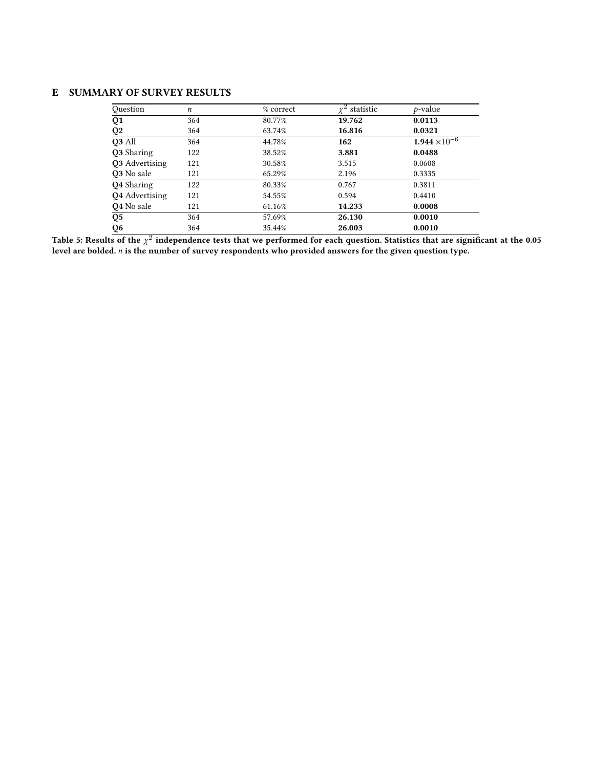## E SUMMARY OF SURVEY RESULTS

| Question | $n$ | % correct | $\chi^2$ statistic | $p$-value |
|---|---|---|---|---|
| **Q1** | 364 | 80.77% | **19.762** | **0.0113** |
| **Q2** | 364 | 63.74% | **16.816** | **0.0321** |
| **Q3** All | 364 | 44.78% | **162** | $\mathbf{1.944 \times 10^{-6}}$ |
| **Q3** Sharing | 122 | 38.52% | **3.881** | **0.0488** |
| **Q3** Advertising | 121 | 30.58% | 3.515 | 0.0608 |
| **Q3** No sale | 121 | 65.29% | 2.196 | 0.3335 |
| **Q4** Sharing | 122 | 80.33% | 0.767 | 0.3811 |
| **Q4** Advertising | 121 | 54.55% | 0.594 | 0.4410 |
| **Q4** No sale | 121 | 61.16% | **14.233** | **0.0008** |
| **Q5** | 364 | 57.69% | **26.130** | **0.0010** |
| **Q6** | 364 | 35.44% | **26.003** | **0.0010** |

**Table 5: Results of the $\chi^2$ independence tests that we performed for each question. Statistics that are significant at the 0.05 level are bolded. $n$ is the number of survey respondents who provided answers for the given question type.**